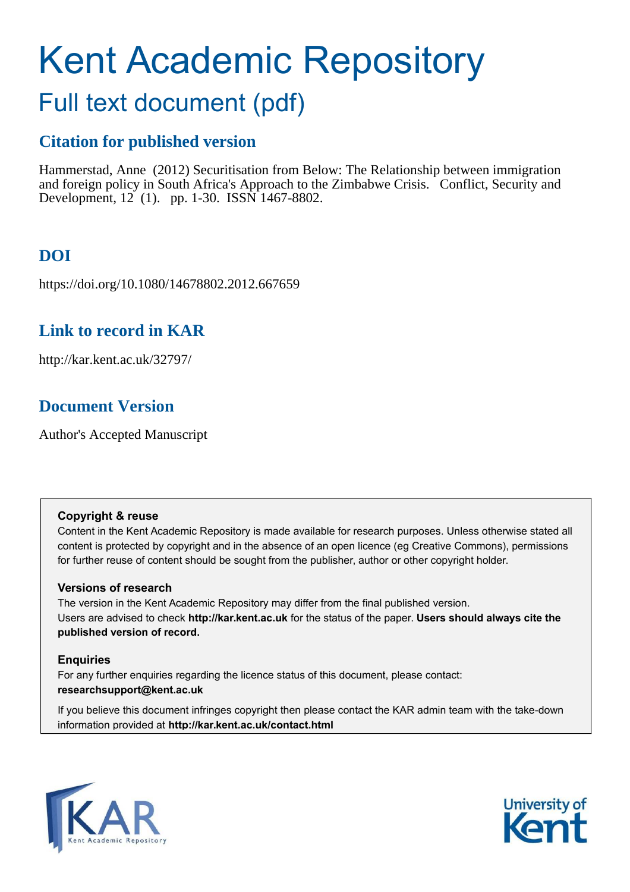# Kent Academic Repository

## Full text document (pdf)

### Citation for published version

Hammerstad, Anne (2012) Securitisation from Below: The Relationship between immigration and foreign policy in South Africa's Approach to the Zimbabwe Crisis. Conflict, Security and Development, 12 (1). pp. 1-30. ISSN 1467-8802.

### DOI

https://doi.org/10.1080/14678802.2012.667659

### Link to record in KAR

http://kar.kent.ac.uk/32797/

### Document Version

Author's Accepted Manuscript

**Copyright & reuse**

Content in the Kent Academic Repository is made available for research purposes. Unless otherwise stated all content is protected by copyright and in the absence of an open licence (eg Creative Commons), permissions for further reuse of content should be sought from the publisher, author or other copyright holder.

**Versions of research**

The version in the Kent Academic Repository may differ from the final published version. Users are advised to check **http://kar.kent.ac.uk** for the status of the paper. **Users should always cite the published version of record.**

**Enquiries**

For any further enquiries regarding the licence status of this document, please contact: **researchsupport@kent.ac.uk**

If you believe this document infringes copyright then please contact the KAR admin team with the take-down information provided at **http://kar.kent.ac.uk/contact.html**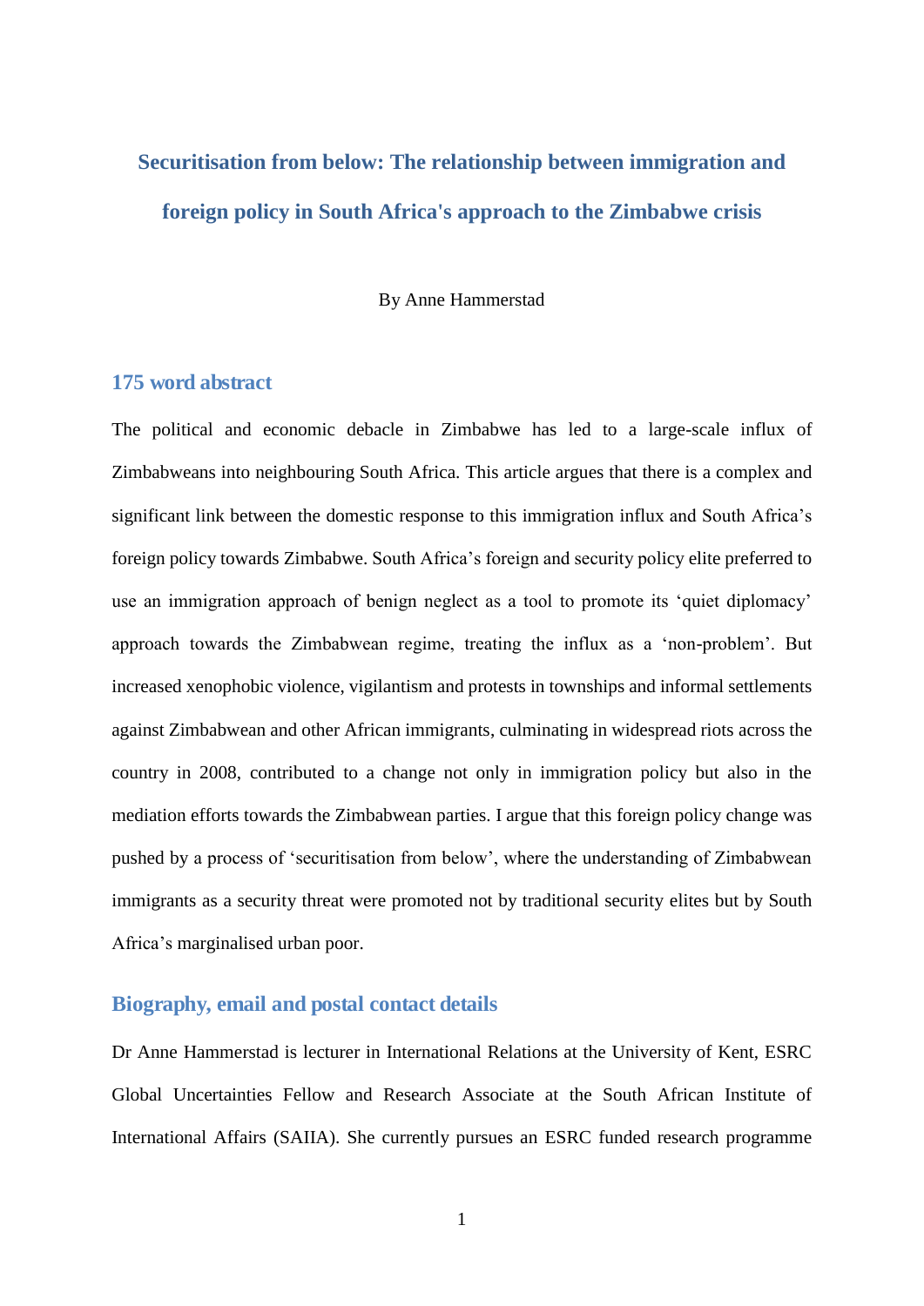# Securitisation from below: The relationship between immigration and foreign policy in South Africa's approach to the Zimbabwe crisis

By Anne Hammerstad

## 175 word abstract

The political and economic debacle in Zimbabwe has led to a large-scale influx of Zimbabweans into neighbouring South Africa. This article argues that there is a complex and significant link between the domestic response to this immigration influx and South Africa's foreign policy towards Zimbabwe. South Africa's foreign and security policy elite preferred to use an immigration approach of benign neglect as a tool to promote its 'quiet diplomacy' approach towards the Zimbabwean regime, treating the influx as a 'non-problem'. But increased xenophobic violence, vigilantism and protests in townships and informal settlements against Zimbabwean and other African immigrants, culminating in widespread riots across the country in 2008, contributed to a change not only in immigration policy but also in the mediation efforts towards the Zimbabwean parties. I argue that this foreign policy change was pushed by a process of 'securitisation from below', where the understanding of Zimbabwean immigrants as a security threat were promoted not by traditional security elites but by South Africa's marginalised urban poor.

## Biography, email and postal contact details

Dr Anne Hammerstad is lecturer in International Relations at the University of Kent, ESRC Global Uncertainties Fellow and Research Associate at the South African Institute of International Affairs (SAIIA). She currently pursues an ESRC funded research programme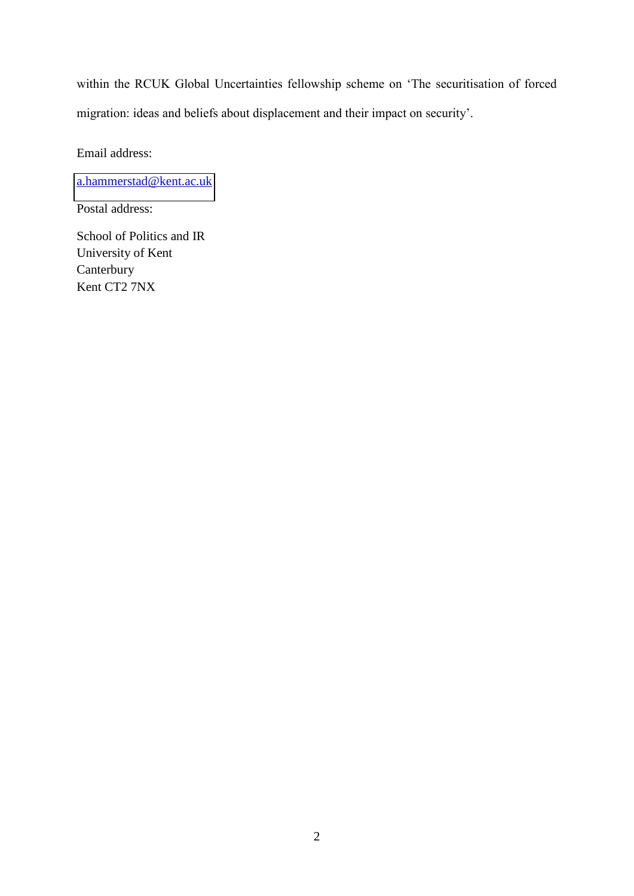within the RCUK Global Uncertainties fellowship scheme on 'The securitisation of forced migration: ideas and beliefs about displacement and their impact on security'.

Email address:

a.hammerstad@kent.ac.uk

Postal address:

School of Politics and IR
University of Kent
Canterbury
Kent CT2 7NX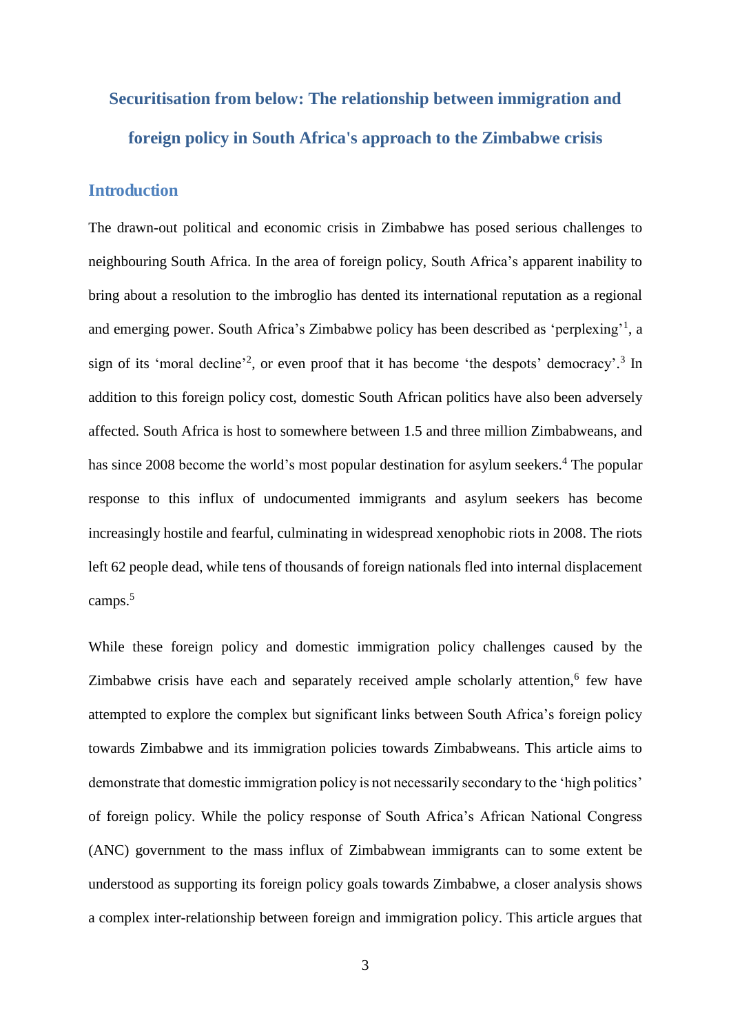# Securitisation from below: The relationship between immigration and foreign policy in South Africa's approach to the Zimbabwe crisis

## Introduction

The drawn-out political and economic crisis in Zimbabwe has posed serious challenges to neighbouring South Africa. In the area of foreign policy, South Africa's apparent inability to bring about a resolution to the imbroglio has dented its international reputation as a regional and emerging power. South Africa's Zimbabwe policy has been described as 'perplexing'[1], a sign of its 'moral decline'[2], or even proof that it has become 'the despots' democracy'.[3] In addition to this foreign policy cost, domestic South African politics have also been adversely affected. South Africa is host to somewhere between 1.5 and three million Zimbabweans, and has since 2008 become the world's most popular destination for asylum seekers.[4] The popular response to this influx of undocumented immigrants and asylum seekers has become increasingly hostile and fearful, culminating in widespread xenophobic riots in 2008. The riots left 62 people dead, while tens of thousands of foreign nationals fled into internal displacement camps.[5]

While these foreign policy and domestic immigration policy challenges caused by the Zimbabwe crisis have each and separately received ample scholarly attention,[6] few have attempted to explore the complex but significant links between South Africa's foreign policy towards Zimbabwe and its immigration policies towards Zimbabweans. This article aims to demonstrate that domestic immigration policy is not necessarily secondary to the 'high politics' of foreign policy. While the policy response of South Africa's African National Congress (ANC) government to the mass influx of Zimbabwean immigrants can to some extent be understood as supporting its foreign policy goals towards Zimbabwe, a closer analysis shows a complex inter-relationship between foreign and immigration policy. This article argues that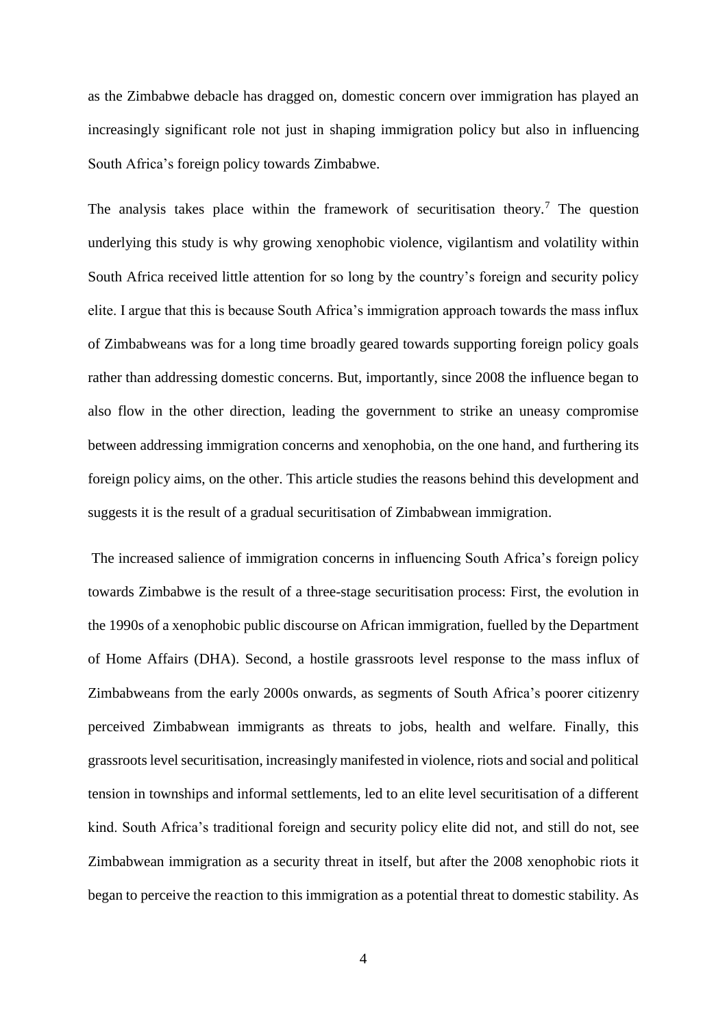as the Zimbabwe debacle has dragged on, domestic concern over immigration has played an increasingly significant role not just in shaping immigration policy but also in influencing South Africa's foreign policy towards Zimbabwe.

The analysis takes place within the framework of securitisation theory.[7] The question underlying this study is why growing xenophobic violence, vigilantism and volatility within South Africa received little attention for so long by the country's foreign and security policy elite. I argue that this is because South Africa's immigration approach towards the mass influx of Zimbabweans was for a long time broadly geared towards supporting foreign policy goals rather than addressing domestic concerns. But, importantly, since 2008 the influence began to also flow in the other direction, leading the government to strike an uneasy compromise between addressing immigration concerns and xenophobia, on the one hand, and furthering its foreign policy aims, on the other. This article studies the reasons behind this development and suggests it is the result of a gradual securitisation of Zimbabwean immigration.

The increased salience of immigration concerns in influencing South Africa's foreign policy towards Zimbabwe is the result of a three-stage securitisation process: First, the evolution in the 1990s of a xenophobic public discourse on African immigration, fuelled by the Department of Home Affairs (DHA). Second, a hostile grassroots level response to the mass influx of Zimbabweans from the early 2000s onwards, as segments of South Africa's poorer citizenry perceived Zimbabwean immigrants as threats to jobs, health and welfare. Finally, this grassroots level securitisation, increasingly manifested in violence, riots and social and political tension in townships and informal settlements, led to an elite level securitisation of a different kind. South Africa's traditional foreign and security policy elite did not, and still do not, see Zimbabwean immigration as a security threat in itself, but after the 2008 xenophobic riots it began to perceive the reaction to this immigration as a potential threat to domestic stability. As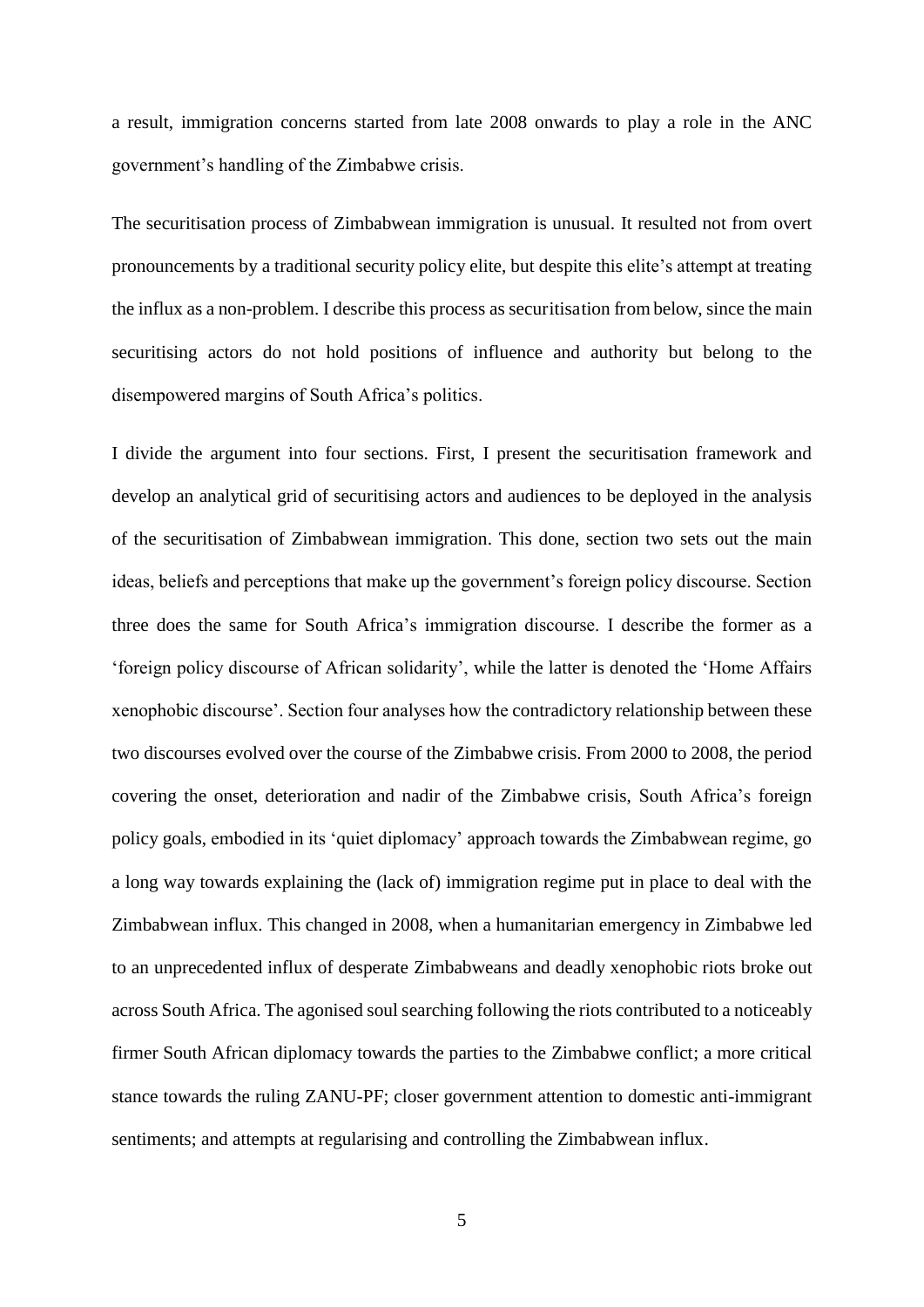a result, immigration concerns started from late 2008 onwards to play a role in the ANC government's handling of the Zimbabwe crisis.

The securitisation process of Zimbabwean immigration is unusual. It resulted not from overt pronouncements by a traditional security policy elite, but despite this elite's attempt at treating the influx as a non-problem. I describe this process as securitisation from below, since the main securitising actors do not hold positions of influence and authority but belong to the disempowered margins of South Africa's politics.

I divide the argument into four sections. First, I present the securitisation framework and develop an analytical grid of securitising actors and audiences to be deployed in the analysis of the securitisation of Zimbabwean immigration. This done, section two sets out the main ideas, beliefs and perceptions that make up the government's foreign policy discourse. Section three does the same for South Africa's immigration discourse. I describe the former as a 'foreign policy discourse of African solidarity', while the latter is denoted the 'Home Affairs xenophobic discourse'. Section four analyses how the contradictory relationship between these two discourses evolved over the course of the Zimbabwe crisis. From 2000 to 2008, the period covering the onset, deterioration and nadir of the Zimbabwe crisis, South Africa's foreign policy goals, embodied in its 'quiet diplomacy' approach towards the Zimbabwean regime, go a long way towards explaining the (lack of) immigration regime put in place to deal with the Zimbabwean influx. This changed in 2008, when a humanitarian emergency in Zimbabwe led to an unprecedented influx of desperate Zimbabweans and deadly xenophobic riots broke out across South Africa. The agonised soul searching following the riots contributed to a noticeably firmer South African diplomacy towards the parties to the Zimbabwe conflict; a more critical stance towards the ruling ZANU-PF; closer government attention to domestic anti-immigrant sentiments; and attempts at regularising and controlling the Zimbabwean influx.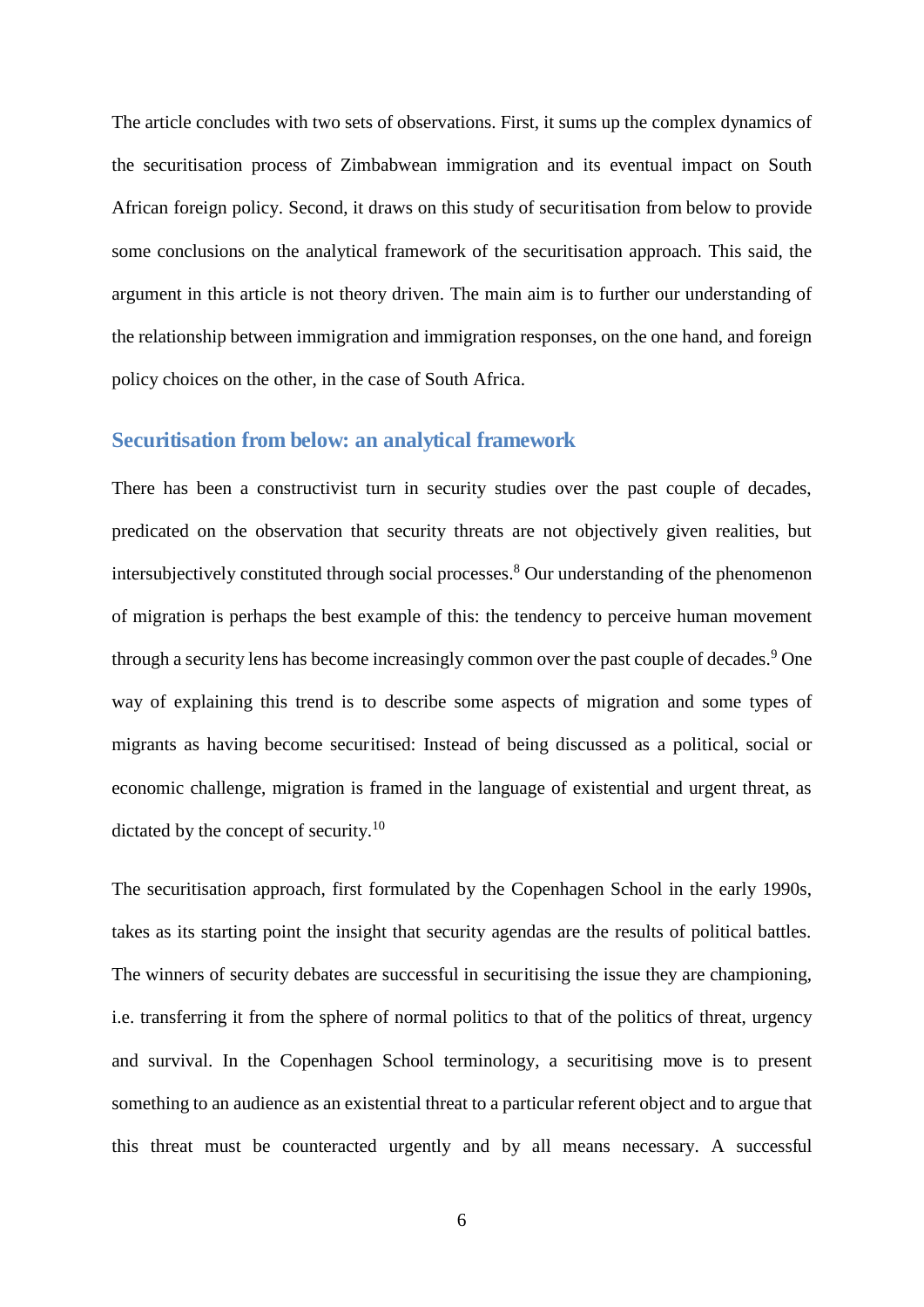The article concludes with two sets of observations. First, it sums up the complex dynamics of the securitisation process of Zimbabwean immigration and its eventual impact on South African foreign policy. Second, it draws on this study of securitisation from below to provide some conclusions on the analytical framework of the securitisation approach. This said, the argument in this article is not theory driven. The main aim is to further our understanding of the relationship between immigration and immigration responses, on the one hand, and foreign policy choices on the other, in the case of South Africa.

## Securitisation from below: an analytical framework

There has been a constructivist turn in security studies over the past couple of decades, predicated on the observation that security threats are not objectively given realities, but intersubjectively constituted through social processes.[8] Our understanding of the phenomenon of migration is perhaps the best example of this: the tendency to perceive human movement through a security lens has become increasingly common over the past couple of decades.[9] One way of explaining this trend is to describe some aspects of migration and some types of migrants as having become securitised: Instead of being discussed as a political, social or economic challenge, migration is framed in the language of existential and urgent threat, as dictated by the concept of security.[10]

The securitisation approach, first formulated by the Copenhagen School in the early 1990s, takes as its starting point the insight that security agendas are the results of political battles. The winners of security debates are successful in securitising the issue they are championing, i.e. transferring it from the sphere of normal politics to that of the politics of threat, urgency and survival. In the Copenhagen School terminology, a securitising move is to present something to an audience as an existential threat to a particular referent object and to argue that this threat must be counteracted urgently and by all means necessary. A successful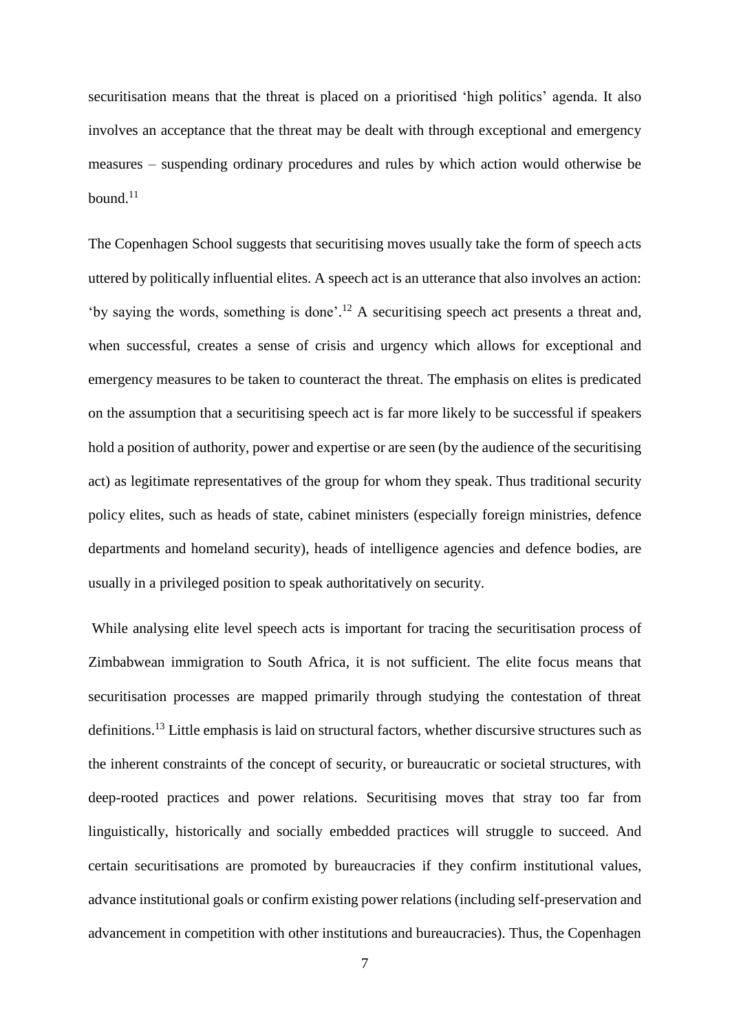securitisation means that the threat is placed on a prioritised 'high politics' agenda. It also involves an acceptance that the threat may be dealt with through exceptional and emergency measures – suspending ordinary procedures and rules by which action would otherwise be bound.[11]

The Copenhagen School suggests that securitising moves usually take the form of speech acts uttered by politically influential elites. A speech act is an utterance that also involves an action: 'by saying the words, something is done'.[12] A securitising speech act presents a threat and, when successful, creates a sense of crisis and urgency which allows for exceptional and emergency measures to be taken to counteract the threat. The emphasis on elites is predicated on the assumption that a securitising speech act is far more likely to be successful if speakers hold a position of authority, power and expertise or are seen (by the audience of the securitising act) as legitimate representatives of the group for whom they speak. Thus traditional security policy elites, such as heads of state, cabinet ministers (especially foreign ministries, defence departments and homeland security), heads of intelligence agencies and defence bodies, are usually in a privileged position to speak authoritatively on security.

While analysing elite level speech acts is important for tracing the securitisation process of Zimbabwean immigration to South Africa, it is not sufficient. The elite focus means that securitisation processes are mapped primarily through studying the contestation of threat definitions.[13] Little emphasis is laid on structural factors, whether discursive structures such as the inherent constraints of the concept of security, or bureaucratic or societal structures, with deep-rooted practices and power relations. Securitising moves that stray too far from linguistically, historically and socially embedded practices will struggle to succeed. And certain securitisations are promoted by bureaucracies if they confirm institutional values, advance institutional goals or confirm existing power relations (including self-preservation and advancement in competition with other institutions and bureaucracies). Thus, the Copenhagen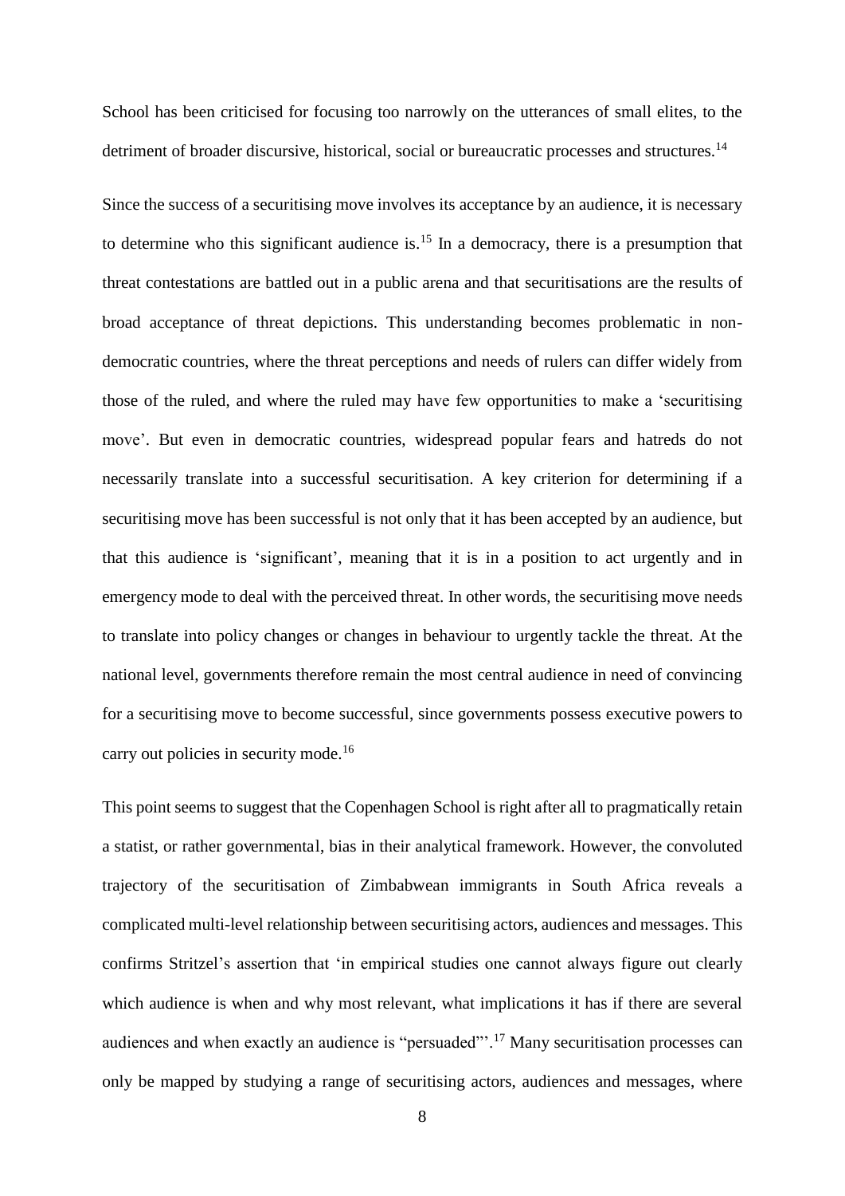School has been criticised for focusing too narrowly on the utterances of small elites, to the detriment of broader discursive, historical, social or bureaucratic processes and structures.[14]

Since the success of a securitising move involves its acceptance by an audience, it is necessary to determine who this significant audience is.[15] In a democracy, there is a presumption that threat contestations are battled out in a public arena and that securitisations are the results of broad acceptance of threat depictions. This understanding becomes problematic in non-democratic countries, where the threat perceptions and needs of rulers can differ widely from those of the ruled, and where the ruled may have few opportunities to make a 'securitising move'. But even in democratic countries, widespread popular fears and hatreds do not necessarily translate into a successful securitisation. A key criterion for determining if a securitising move has been successful is not only that it has been accepted by an audience, but that this audience is 'significant', meaning that it is in a position to act urgently and in emergency mode to deal with the perceived threat. In other words, the securitising move needs to translate into policy changes or changes in behaviour to urgently tackle the threat. At the national level, governments therefore remain the most central audience in need of convincing for a securitising move to become successful, since governments possess executive powers to carry out policies in security mode.[16]

This point seems to suggest that the Copenhagen School is right after all to pragmatically retain a statist, or rather governmental, bias in their analytical framework. However, the convoluted trajectory of the securitisation of Zimbabwean immigrants in South Africa reveals a complicated multi-level relationship between securitising actors, audiences and messages. This confirms Stritzel's assertion that 'in empirical studies one cannot always figure out clearly which audience is when and why most relevant, what implications it has if there are several audiences and when exactly an audience is "persuaded"'.[17] Many securitisation processes can only be mapped by studying a range of securitising actors, audiences and messages, where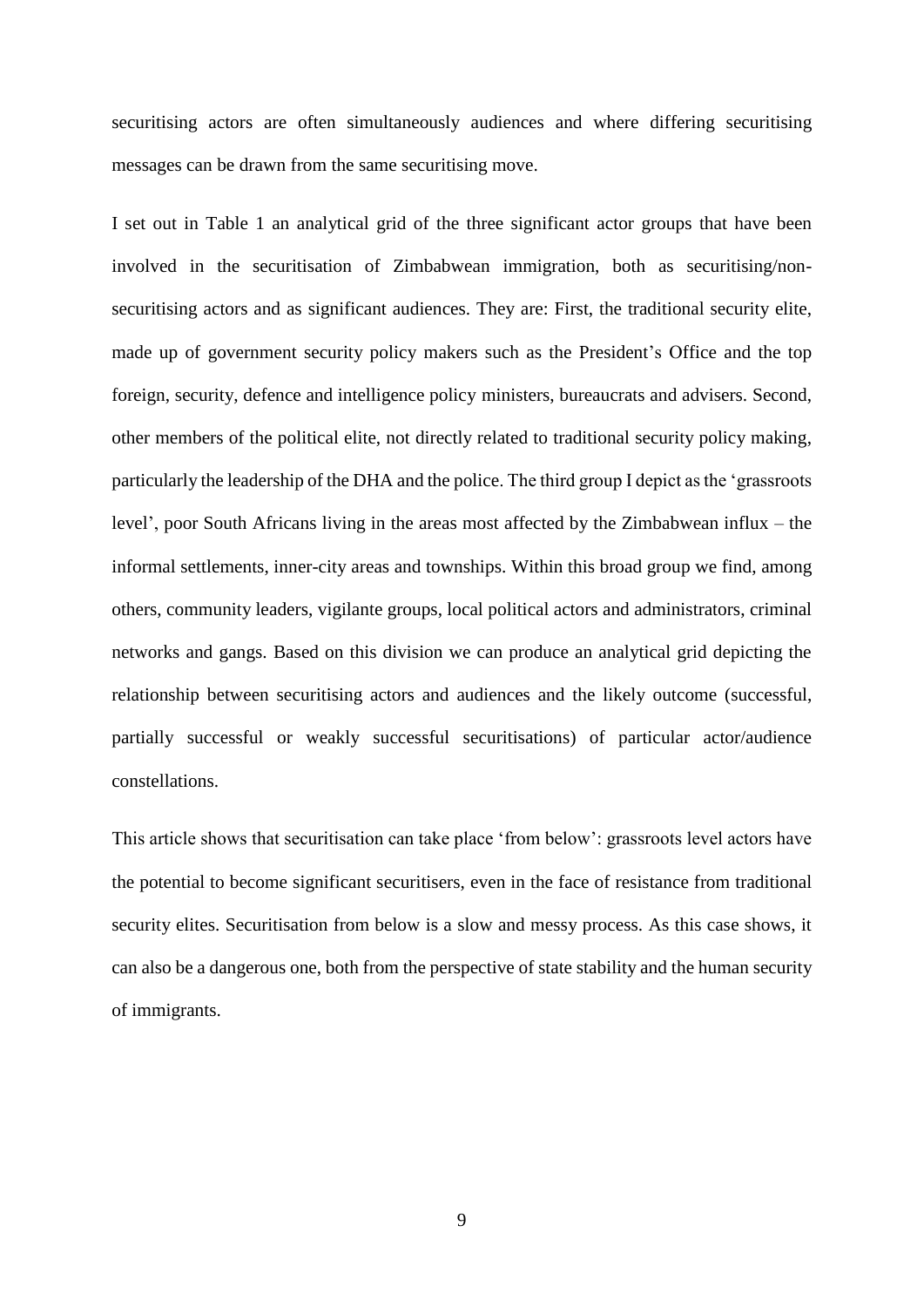securitising actors are often simultaneously audiences and where differing securitising messages can be drawn from the same securitising move.

I set out in Table 1 an analytical grid of the three significant actor groups that have been involved in the securitisation of Zimbabwean immigration, both as securitising/non-securitising actors and as significant audiences. They are: First, the traditional security elite, made up of government security policy makers such as the President's Office and the top foreign, security, defence and intelligence policy ministers, bureaucrats and advisers. Second, other members of the political elite, not directly related to traditional security policy making, particularly the leadership of the DHA and the police. The third group I depict as the 'grassroots level', poor South Africans living in the areas most affected by the Zimbabwean influx – the informal settlements, inner-city areas and townships. Within this broad group we find, among others, community leaders, vigilante groups, local political actors and administrators, criminal networks and gangs. Based on this division we can produce an analytical grid depicting the relationship between securitising actors and audiences and the likely outcome (successful, partially successful or weakly successful securitisations) of particular actor/audience constellations.

This article shows that securitisation can take place 'from below': grassroots level actors have the potential to become significant securitisers, even in the face of resistance from traditional security elites. Securitisation from below is a slow and messy process. As this case shows, it can also be a dangerous one, both from the perspective of state stability and the human security of immigrants.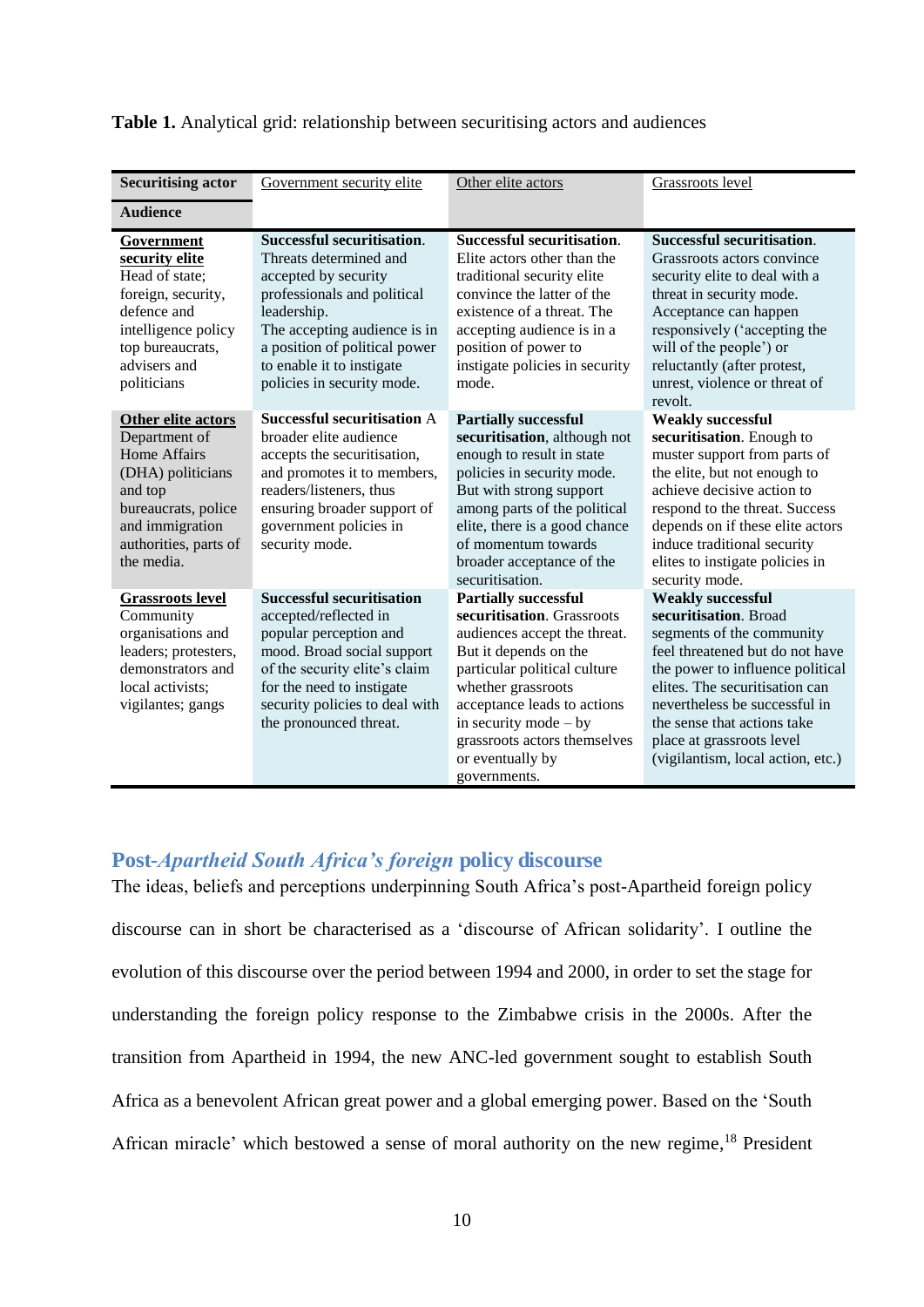**Table 1.** Analytical grid: relationship between securitising actors and audiences

| **Securitising actor** / **Audience** | Government security elite | Other elite actors | Grassroots level |
|---|---|---|---|
| **Government security elite** Head of state; foreign, security, defence and intelligence policy top bureaucrats, advisers and politicians | **Successful securitisation**. Threats determined and accepted by security professionals and political leadership. The accepting audience is in a position of political power to enable it to instigate policies in security mode. | **Successful securitisation**. Elite actors other than the traditional security elite convince the latter of the existence of a threat. The accepting audience is in a position of power to instigate policies in security mode. | **Successful securitisation**. Grassroots actors convince security elite to deal with a threat in security mode. Acceptance can happen responsively ('accepting the will of the people') or reluctantly (after protest, unrest, violence or threat of revolt. |
| **Other elite actors** Department of Home Affairs (DHA) politicians and top bureaucrats, police and immigration authorities, parts of the media. | **Successful securitisation** A broader elite audience accepts the securitisation, and promotes it to members, readers/listeners, thus ensuring broader support of government policies in security mode. | **Partially successful securitisation**, although not enough to result in state policies in security mode. But with strong support among parts of the political elite, there is a good chance of momentum towards broader acceptance of the securitisation. | **Weakly successful securitisation**. Enough to muster support from parts of the elite, but not enough to achieve decisive action to respond to the threat. Success depends on if these elite actors induce traditional security elites to instigate policies in security mode. |
| **Grassroots level** Community organisations and leaders; protesters, demonstrators and local activists; vigilantes; gangs | **Successful securitisation** accepted/reflected in popular perception and mood. Broad social support of the security elite's claim for the need to instigate security policies to deal with the pronounced threat. | **Partially successful securitisation**. Grassroots audiences accept the threat. But it depends on the particular political culture whether grassroots acceptance leads to actions in security mode – by grassroots actors themselves or eventually by governments. | **Weakly successful securitisation**. Broad segments of the community feel threatened but do not have the power to influence political elites. The securitisation can nevertheless be successful in the sense that actions take place at grassroots level (vigilantism, local action, etc.) |

## Post-*Apartheid South Africa's foreign* policy discourse

The ideas, beliefs and perceptions underpinning South Africa's post-Apartheid foreign policy discourse can in short be characterised as a 'discourse of African solidarity'. I outline the evolution of this discourse over the period between 1994 and 2000, in order to set the stage for understanding the foreign policy response to the Zimbabwe crisis in the 2000s. After the transition from Apartheid in 1994, the new ANC-led government sought to establish South Africa as a benevolent African great power and a global emerging power. Based on the 'South African miracle' which bestowed a sense of moral authority on the new regime,[18] President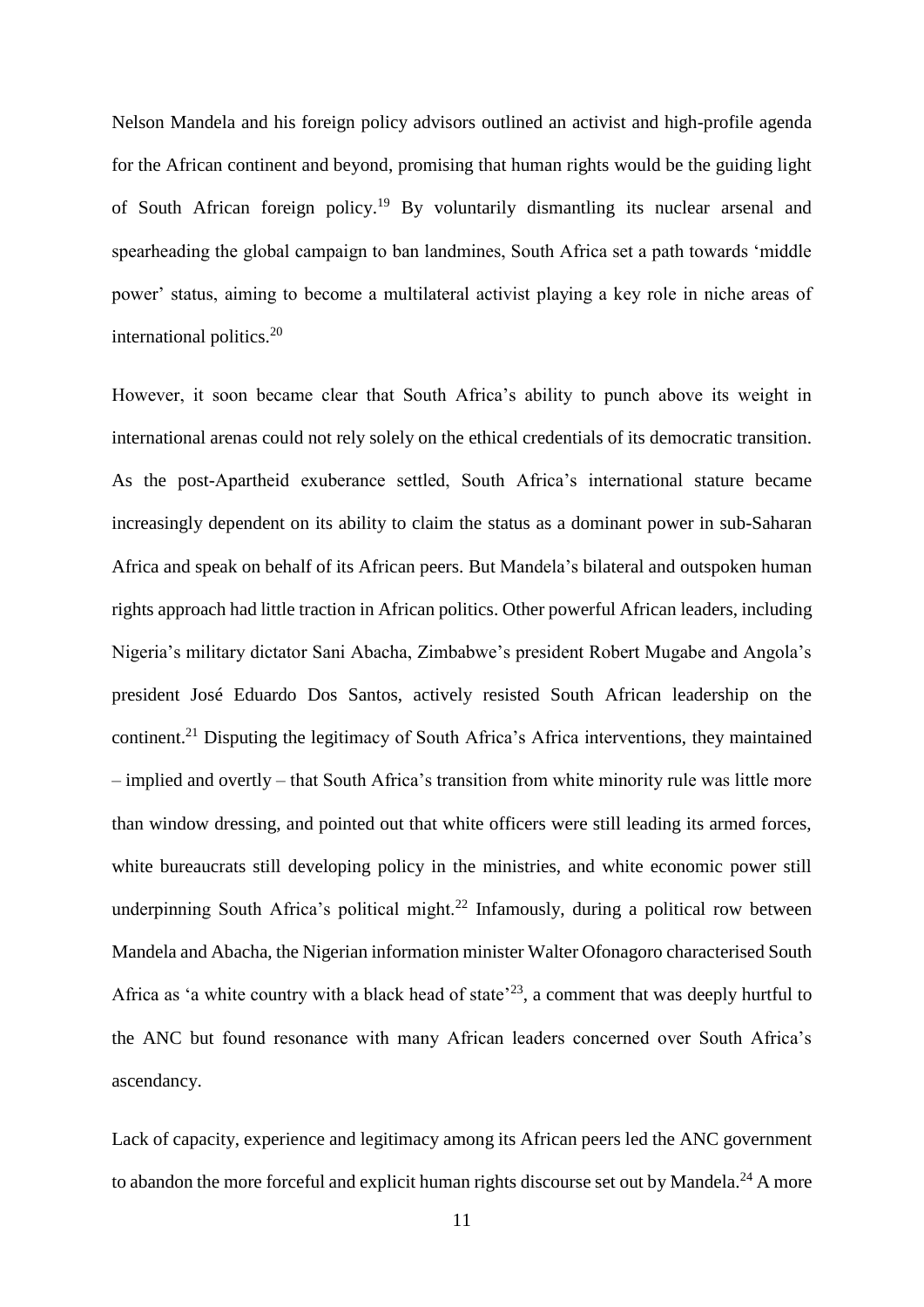Nelson Mandela and his foreign policy advisors outlined an activist and high-profile agenda for the African continent and beyond, promising that human rights would be the guiding light of South African foreign policy.[19] By voluntarily dismantling its nuclear arsenal and spearheading the global campaign to ban landmines, South Africa set a path towards 'middle power' status, aiming to become a multilateral activist playing a key role in niche areas of international politics.[20]

However, it soon became clear that South Africa's ability to punch above its weight in international arenas could not rely solely on the ethical credentials of its democratic transition. As the post-Apartheid exuberance settled, South Africa's international stature became increasingly dependent on its ability to claim the status as a dominant power in sub-Saharan Africa and speak on behalf of its African peers. But Mandela's bilateral and outspoken human rights approach had little traction in African politics. Other powerful African leaders, including Nigeria's military dictator Sani Abacha, Zimbabwe's president Robert Mugabe and Angola's president José Eduardo Dos Santos, actively resisted South African leadership on the continent.[21] Disputing the legitimacy of South Africa's Africa interventions, they maintained – implied and overtly – that South Africa's transition from white minority rule was little more than window dressing, and pointed out that white officers were still leading its armed forces, white bureaucrats still developing policy in the ministries, and white economic power still underpinning South Africa's political might.[22] Infamously, during a political row between Mandela and Abacha, the Nigerian information minister Walter Ofonagoro characterised South Africa as 'a white country with a black head of state'[23], a comment that was deeply hurtful to the ANC but found resonance with many African leaders concerned over South Africa's ascendancy.

Lack of capacity, experience and legitimacy among its African peers led the ANC government to abandon the more forceful and explicit human rights discourse set out by Mandela.[24] A more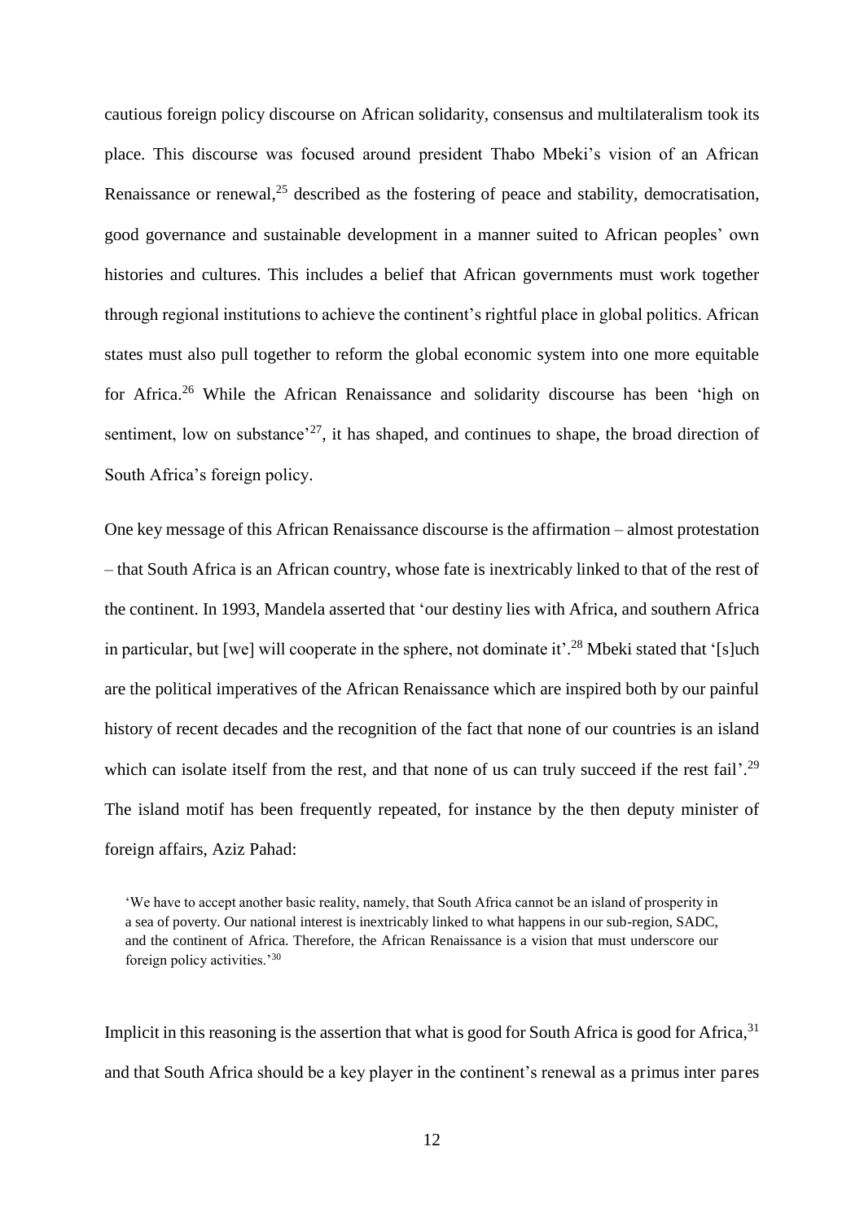cautious foreign policy discourse on African solidarity, consensus and multilateralism took its place. This discourse was focused around president Thabo Mbeki's vision of an African Renaissance or renewal,[25] described as the fostering of peace and stability, democratisation, good governance and sustainable development in a manner suited to African peoples' own histories and cultures. This includes a belief that African governments must work together through regional institutions to achieve the continent's rightful place in global politics. African states must also pull together to reform the global economic system into one more equitable for Africa.[26] While the African Renaissance and solidarity discourse has been 'high on sentiment, low on substance'[27], it has shaped, and continues to shape, the broad direction of South Africa's foreign policy.

One key message of this African Renaissance discourse is the affirmation – almost protestation – that South Africa is an African country, whose fate is inextricably linked to that of the rest of the continent. In 1993, Mandela asserted that 'our destiny lies with Africa, and southern Africa in particular, but [we] will cooperate in the sphere, not dominate it'.[28] Mbeki stated that '[s]uch are the political imperatives of the African Renaissance which are inspired both by our painful history of recent decades and the recognition of the fact that none of our countries is an island which can isolate itself from the rest, and that none of us can truly succeed if the rest fail'.[29] The island motif has been frequently repeated, for instance by the then deputy minister of foreign affairs, Aziz Pahad:

> 'We have to accept another basic reality, namely, that South Africa cannot be an island of prosperity in a sea of poverty. Our national interest is inextricably linked to what happens in our sub-region, SADC, and the continent of Africa. Therefore, the African Renaissance is a vision that must underscore our foreign policy activities.'[30]

Implicit in this reasoning is the assertion that what is good for South Africa is good for Africa,[31] and that South Africa should be a key player in the continent's renewal as a primus inter pares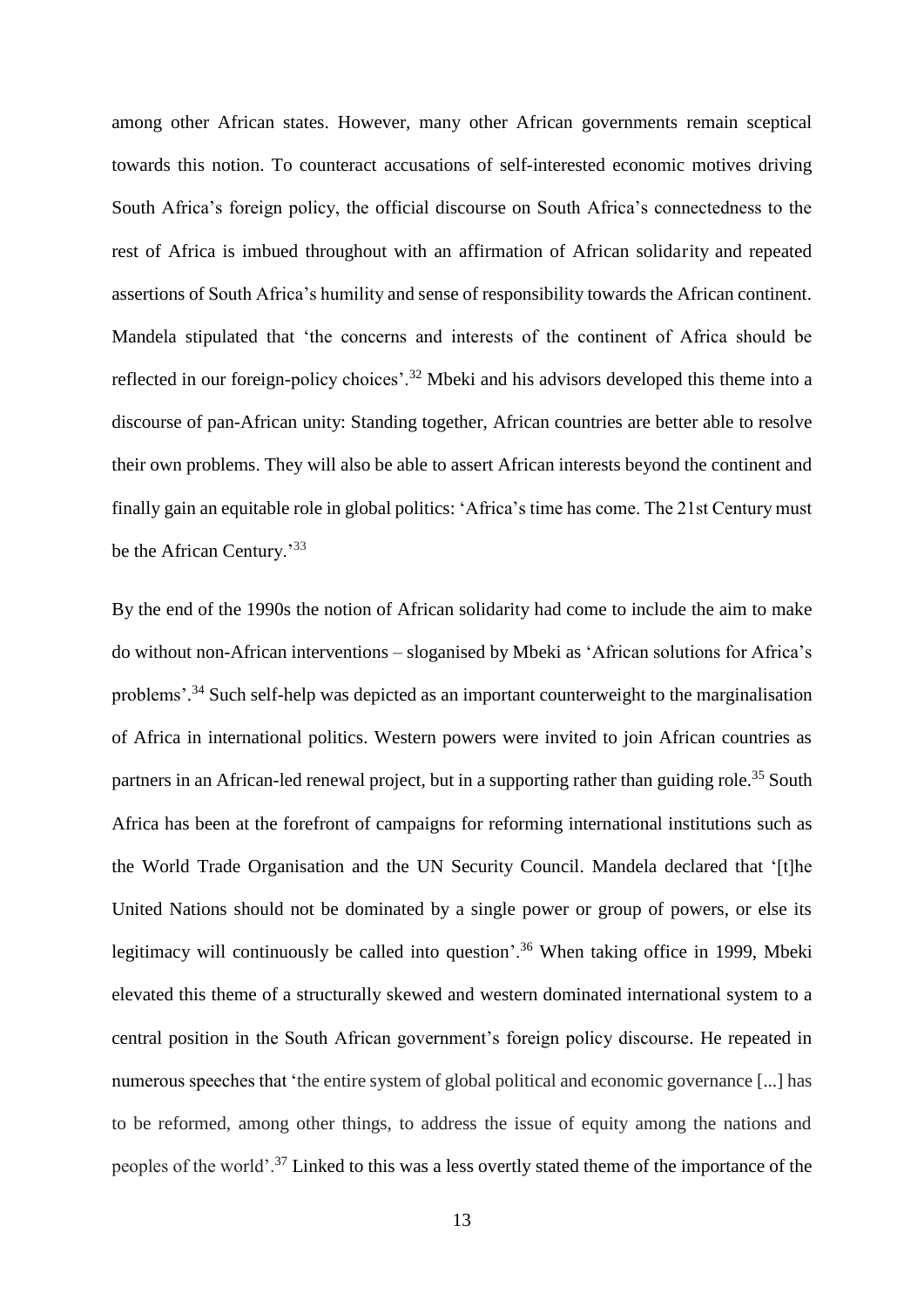among other African states. However, many other African governments remain sceptical towards this notion. To counteract accusations of self-interested economic motives driving South Africa's foreign policy, the official discourse on South Africa's connectedness to the rest of Africa is imbued throughout with an affirmation of African solidarity and repeated assertions of South Africa's humility and sense of responsibility towards the African continent. Mandela stipulated that 'the concerns and interests of the continent of Africa should be reflected in our foreign-policy choices'.[32] Mbeki and his advisors developed this theme into a discourse of pan-African unity: Standing together, African countries are better able to resolve their own problems. They will also be able to assert African interests beyond the continent and finally gain an equitable role in global politics: 'Africa's time has come. The 21st Century must be the African Century.'[33]

By the end of the 1990s the notion of African solidarity had come to include the aim to make do without non-African interventions – sloganised by Mbeki as 'African solutions for Africa's problems'.[34] Such self-help was depicted as an important counterweight to the marginalisation of Africa in international politics. Western powers were invited to join African countries as partners in an African-led renewal project, but in a supporting rather than guiding role.[35] South Africa has been at the forefront of campaigns for reforming international institutions such as the World Trade Organisation and the UN Security Council. Mandela declared that '[t]he United Nations should not be dominated by a single power or group of powers, or else its legitimacy will continuously be called into question'.[36] When taking office in 1999, Mbeki elevated this theme of a structurally skewed and western dominated international system to a central position in the South African government's foreign policy discourse. He repeated in numerous speeches that 'the entire system of global political and economic governance [...] has to be reformed, among other things, to address the issue of equity among the nations and peoples of the world'.[37] Linked to this was a less overtly stated theme of the importance of the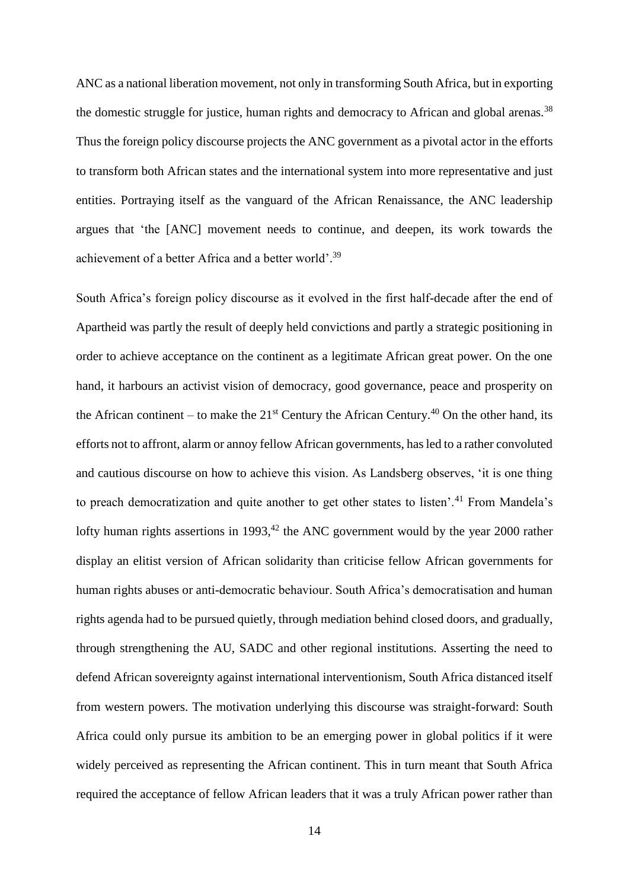ANC as a national liberation movement, not only in transforming South Africa, but in exporting the domestic struggle for justice, human rights and democracy to African and global arenas.[38] Thus the foreign policy discourse projects the ANC government as a pivotal actor in the efforts to transform both African states and the international system into more representative and just entities. Portraying itself as the vanguard of the African Renaissance, the ANC leadership argues that 'the [ANC] movement needs to continue, and deepen, its work towards the achievement of a better Africa and a better world'.[39]

South Africa's foreign policy discourse as it evolved in the first half-decade after the end of Apartheid was partly the result of deeply held convictions and partly a strategic positioning in order to achieve acceptance on the continent as a legitimate African great power. On the one hand, it harbours an activist vision of democracy, good governance, peace and prosperity on the African continent – to make the 21st Century the African Century.[40] On the other hand, its efforts not to affront, alarm or annoy fellow African governments, has led to a rather convoluted and cautious discourse on how to achieve this vision. As Landsberg observes, 'it is one thing to preach democratization and quite another to get other states to listen'.[41] From Mandela's lofty human rights assertions in 1993,[42] the ANC government would by the year 2000 rather display an elitist version of African solidarity than criticise fellow African governments for human rights abuses or anti-democratic behaviour. South Africa's democratisation and human rights agenda had to be pursued quietly, through mediation behind closed doors, and gradually, through strengthening the AU, SADC and other regional institutions. Asserting the need to defend African sovereignty against international interventionism, South Africa distanced itself from western powers. The motivation underlying this discourse was straight-forward: South Africa could only pursue its ambition to be an emerging power in global politics if it were widely perceived as representing the African continent. This in turn meant that South Africa required the acceptance of fellow African leaders that it was a truly African power rather than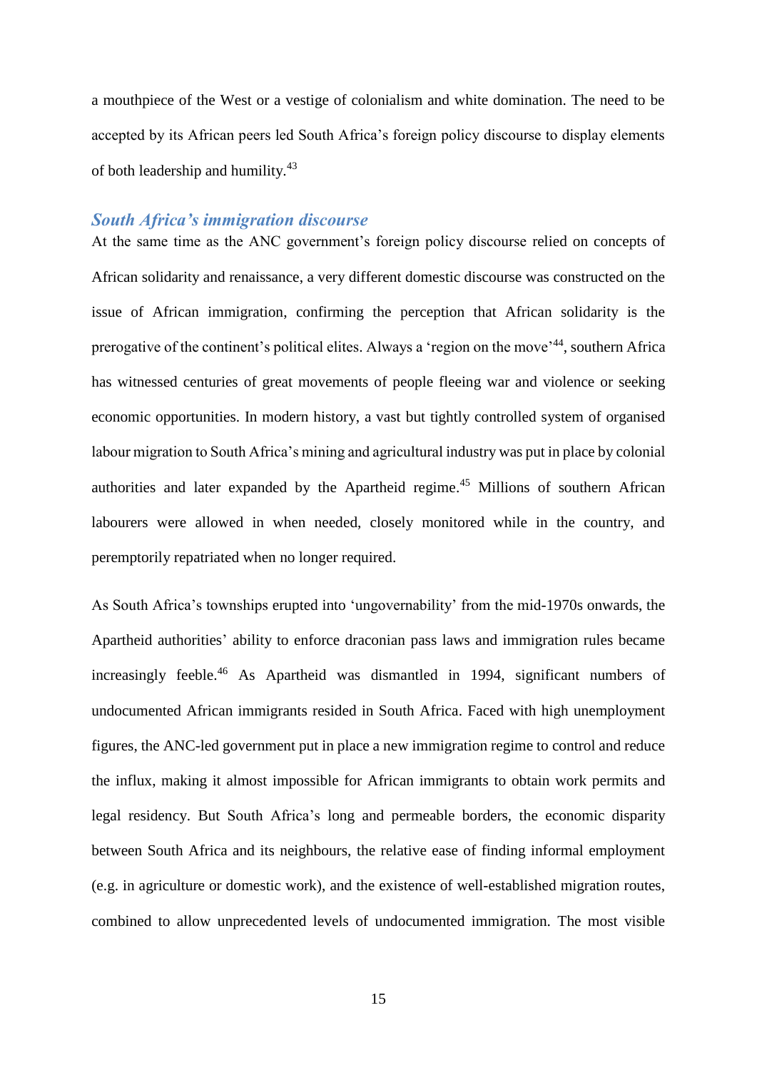a mouthpiece of the West or a vestige of colonialism and white domination. The need to be accepted by its African peers led South Africa's foreign policy discourse to display elements of both leadership and humility.[43]

## *South Africa's immigration discourse*

At the same time as the ANC government's foreign policy discourse relied on concepts of African solidarity and renaissance, a very different domestic discourse was constructed on the issue of African immigration, confirming the perception that African solidarity is the prerogative of the continent's political elites. Always a 'region on the move'[44], southern Africa has witnessed centuries of great movements of people fleeing war and violence or seeking economic opportunities. In modern history, a vast but tightly controlled system of organised labour migration to South Africa's mining and agricultural industry was put in place by colonial authorities and later expanded by the Apartheid regime.[45] Millions of southern African labourers were allowed in when needed, closely monitored while in the country, and peremptorily repatriated when no longer required.

As South Africa's townships erupted into 'ungovernability' from the mid-1970s onwards, the Apartheid authorities' ability to enforce draconian pass laws and immigration rules became increasingly feeble.[46] As Apartheid was dismantled in 1994, significant numbers of undocumented African immigrants resided in South Africa. Faced with high unemployment figures, the ANC-led government put in place a new immigration regime to control and reduce the influx, making it almost impossible for African immigrants to obtain work permits and legal residency. But South Africa's long and permeable borders, the economic disparity between South Africa and its neighbours, the relative ease of finding informal employment (e.g. in agriculture or domestic work), and the existence of well-established migration routes, combined to allow unprecedented levels of undocumented immigration. The most visible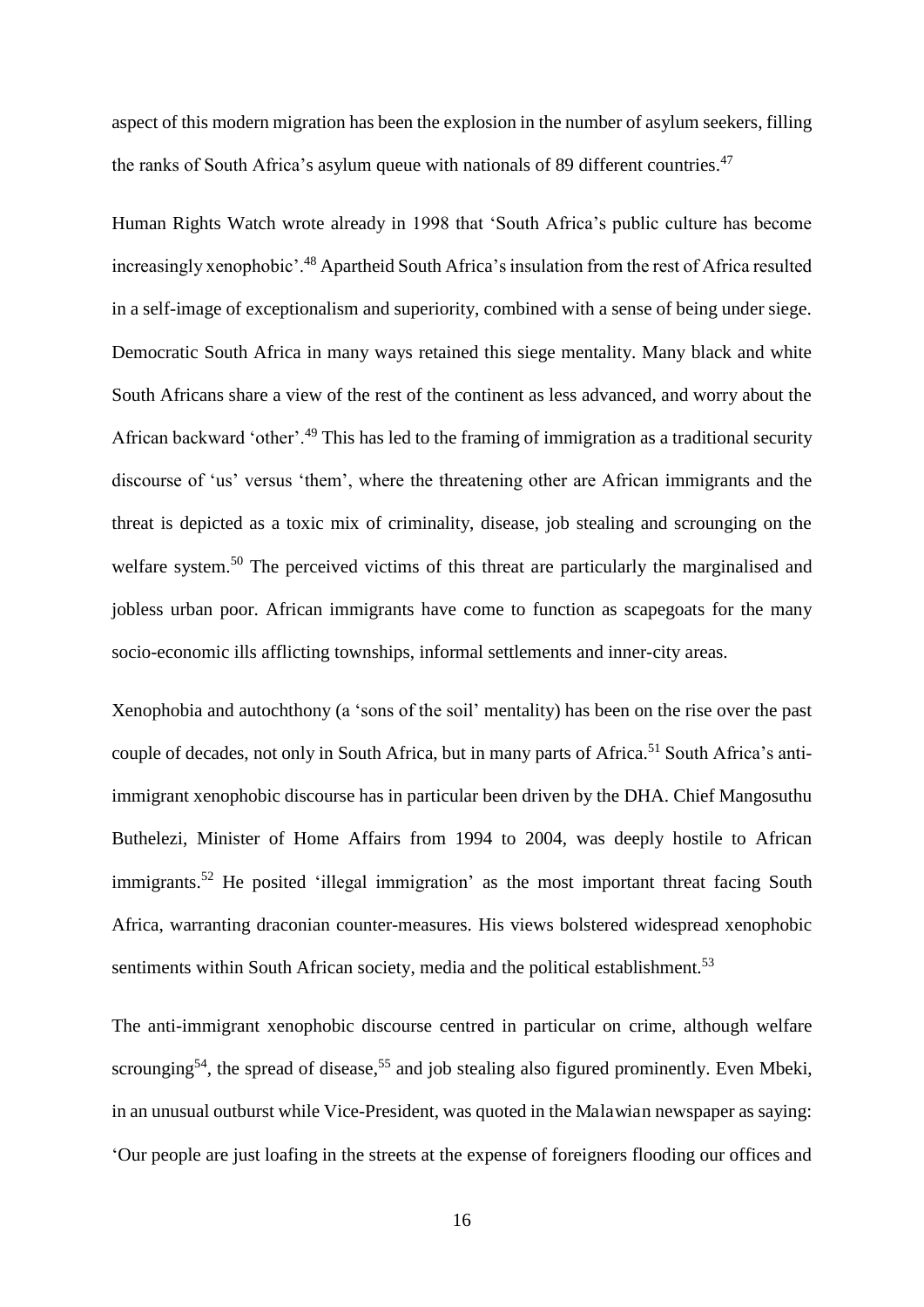aspect of this modern migration has been the explosion in the number of asylum seekers, filling the ranks of South Africa's asylum queue with nationals of 89 different countries.[47]

Human Rights Watch wrote already in 1998 that 'South Africa's public culture has become increasingly xenophobic'.[48] Apartheid South Africa's insulation from the rest of Africa resulted in a self-image of exceptionalism and superiority, combined with a sense of being under siege. Democratic South Africa in many ways retained this siege mentality. Many black and white South Africans share a view of the rest of the continent as less advanced, and worry about the African backward 'other'.[49] This has led to the framing of immigration as a traditional security discourse of 'us' versus 'them', where the threatening other are African immigrants and the threat is depicted as a toxic mix of criminality, disease, job stealing and scrounging on the welfare system.[50] The perceived victims of this threat are particularly the marginalised and jobless urban poor. African immigrants have come to function as scapegoats for the many socio-economic ills afflicting townships, informal settlements and inner-city areas.

Xenophobia and autochthony (a 'sons of the soil' mentality) has been on the rise over the past couple of decades, not only in South Africa, but in many parts of Africa.[51] South Africa's anti-immigrant xenophobic discourse has in particular been driven by the DHA. Chief Mangosuthu Buthelezi, Minister of Home Affairs from 1994 to 2004, was deeply hostile to African immigrants.[52] He posited 'illegal immigration' as the most important threat facing South Africa, warranting draconian counter-measures. His views bolstered widespread xenophobic sentiments within South African society, media and the political establishment.[53]

The anti-immigrant xenophobic discourse centred in particular on crime, although welfare scrounging[54], the spread of disease,[55] and job stealing also figured prominently. Even Mbeki, in an unusual outburst while Vice-President, was quoted in the Malawian newspaper as saying: 'Our people are just loafing in the streets at the expense of foreigners flooding our offices and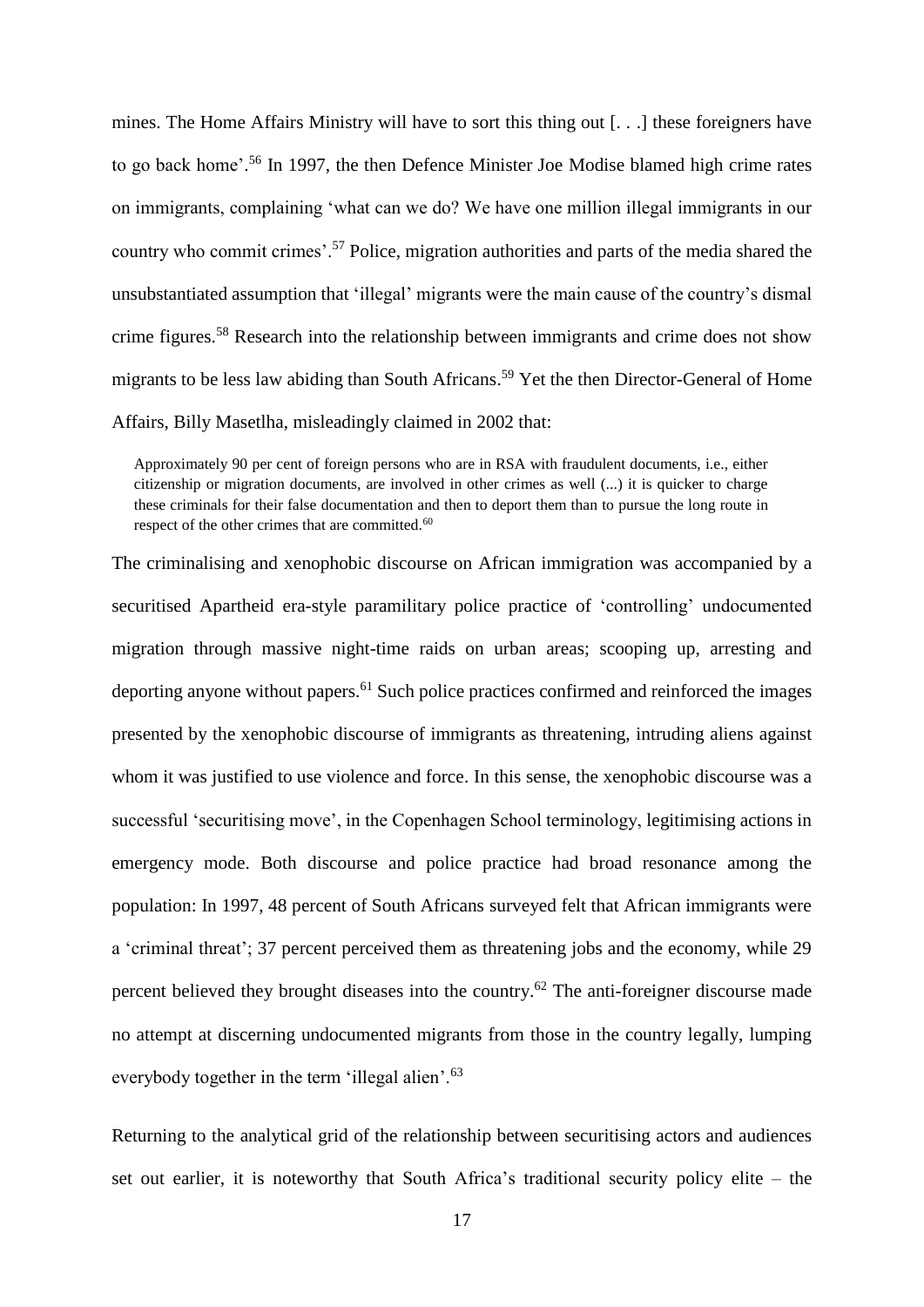mines. The Home Affairs Ministry will have to sort this thing out [. . .] these foreigners have to go back home'.[56] In 1997, the then Defence Minister Joe Modise blamed high crime rates on immigrants, complaining 'what can we do? We have one million illegal immigrants in our country who commit crimes'.[57] Police, migration authorities and parts of the media shared the unsubstantiated assumption that 'illegal' migrants were the main cause of the country's dismal crime figures.[58] Research into the relationship between immigrants and crime does not show migrants to be less law abiding than South Africans.[59] Yet the then Director-General of Home Affairs, Billy Masetlha, misleadingly claimed in 2002 that:

> Approximately 90 per cent of foreign persons who are in RSA with fraudulent documents, i.e., either citizenship or migration documents, are involved in other crimes as well (...) it is quicker to charge these criminals for their false documentation and then to deport them than to pursue the long route in respect of the other crimes that are committed.[60]

The criminalising and xenophobic discourse on African immigration was accompanied by a securitised Apartheid era-style paramilitary police practice of 'controlling' undocumented migration through massive night-time raids on urban areas; scooping up, arresting and deporting anyone without papers.[61] Such police practices confirmed and reinforced the images presented by the xenophobic discourse of immigrants as threatening, intruding aliens against whom it was justified to use violence and force. In this sense, the xenophobic discourse was a successful 'securitising move', in the Copenhagen School terminology, legitimising actions in emergency mode. Both discourse and police practice had broad resonance among the population: In 1997, 48 percent of South Africans surveyed felt that African immigrants were a 'criminal threat'; 37 percent perceived them as threatening jobs and the economy, while 29 percent believed they brought diseases into the country.[62] The anti-foreigner discourse made no attempt at discerning undocumented migrants from those in the country legally, lumping everybody together in the term 'illegal alien'.[63]

Returning to the analytical grid of the relationship between securitising actors and audiences set out earlier, it is noteworthy that South Africa's traditional security policy elite – the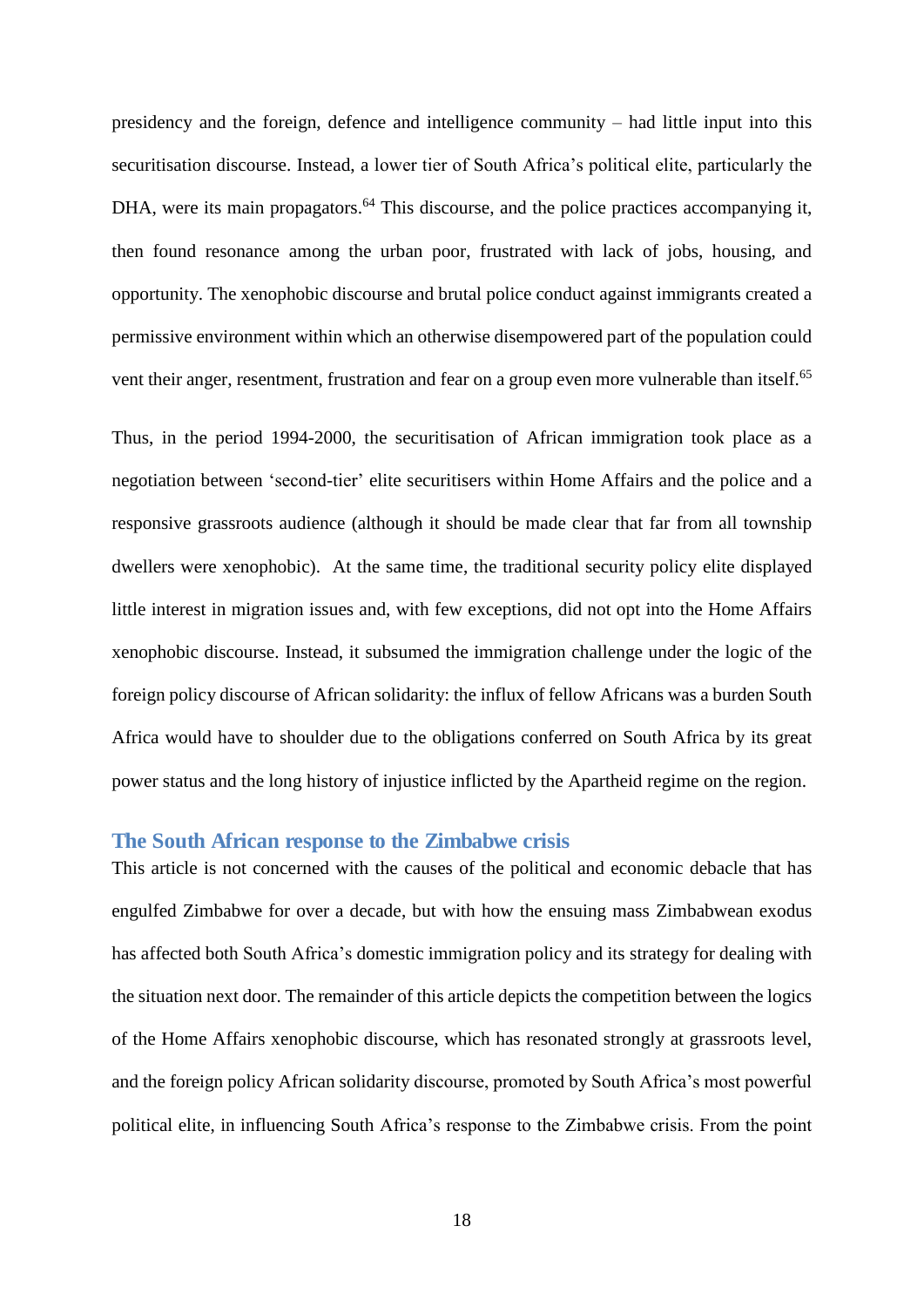presidency and the foreign, defence and intelligence community – had little input into this securitisation discourse. Instead, a lower tier of South Africa's political elite, particularly the DHA, were its main propagators.[64] This discourse, and the police practices accompanying it, then found resonance among the urban poor, frustrated with lack of jobs, housing, and opportunity. The xenophobic discourse and brutal police conduct against immigrants created a permissive environment within which an otherwise disempowered part of the population could vent their anger, resentment, frustration and fear on a group even more vulnerable than itself.[65]

Thus, in the period 1994-2000, the securitisation of African immigration took place as a negotiation between 'second-tier' elite securitisers within Home Affairs and the police and a responsive grassroots audience (although it should be made clear that far from all township dwellers were xenophobic). At the same time, the traditional security policy elite displayed little interest in migration issues and, with few exceptions, did not opt into the Home Affairs xenophobic discourse. Instead, it subsumed the immigration challenge under the logic of the foreign policy discourse of African solidarity: the influx of fellow Africans was a burden South Africa would have to shoulder due to the obligations conferred on South Africa by its great power status and the long history of injustice inflicted by the Apartheid regime on the region.

## The South African response to the Zimbabwe crisis

This article is not concerned with the causes of the political and economic debacle that has engulfed Zimbabwe for over a decade, but with how the ensuing mass Zimbabwean exodus has affected both South Africa's domestic immigration policy and its strategy for dealing with the situation next door. The remainder of this article depicts the competition between the logics of the Home Affairs xenophobic discourse, which has resonated strongly at grassroots level, and the foreign policy African solidarity discourse, promoted by South Africa's most powerful political elite, in influencing South Africa's response to the Zimbabwe crisis. From the point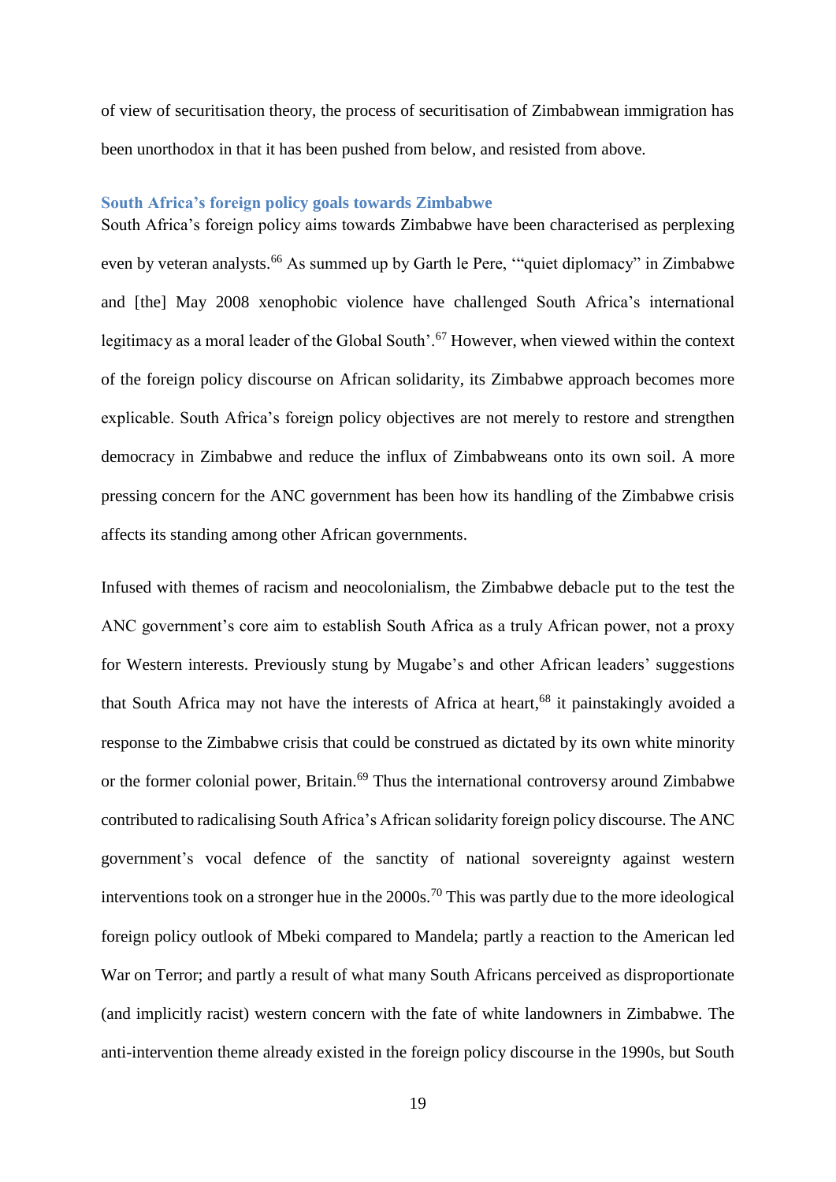of view of securitisation theory, the process of securitisation of Zimbabwean immigration has been unorthodox in that it has been pushed from below, and resisted from above.

## South Africa's foreign policy goals towards Zimbabwe

South Africa's foreign policy aims towards Zimbabwe have been characterised as perplexing even by veteran analysts.[66] As summed up by Garth le Pere, '"quiet diplomacy" in Zimbabwe and [the] May 2008 xenophobic violence have challenged South Africa's international legitimacy as a moral leader of the Global South'.[67] However, when viewed within the context of the foreign policy discourse on African solidarity, its Zimbabwe approach becomes more explicable. South Africa's foreign policy objectives are not merely to restore and strengthen democracy in Zimbabwe and reduce the influx of Zimbabweans onto its own soil. A more pressing concern for the ANC government has been how its handling of the Zimbabwe crisis affects its standing among other African governments.

Infused with themes of racism and neocolonialism, the Zimbabwe debacle put to the test the ANC government's core aim to establish South Africa as a truly African power, not a proxy for Western interests. Previously stung by Mugabe's and other African leaders' suggestions that South Africa may not have the interests of Africa at heart,[68] it painstakingly avoided a response to the Zimbabwe crisis that could be construed as dictated by its own white minority or the former colonial power, Britain.[69] Thus the international controversy around Zimbabwe contributed to radicalising South Africa's African solidarity foreign policy discourse. The ANC government's vocal defence of the sanctity of national sovereignty against western interventions took on a stronger hue in the 2000s.[70] This was partly due to the more ideological foreign policy outlook of Mbeki compared to Mandela; partly a reaction to the American led War on Terror; and partly a result of what many South Africans perceived as disproportionate (and implicitly racist) western concern with the fate of white landowners in Zimbabwe. The anti-intervention theme already existed in the foreign policy discourse in the 1990s, but South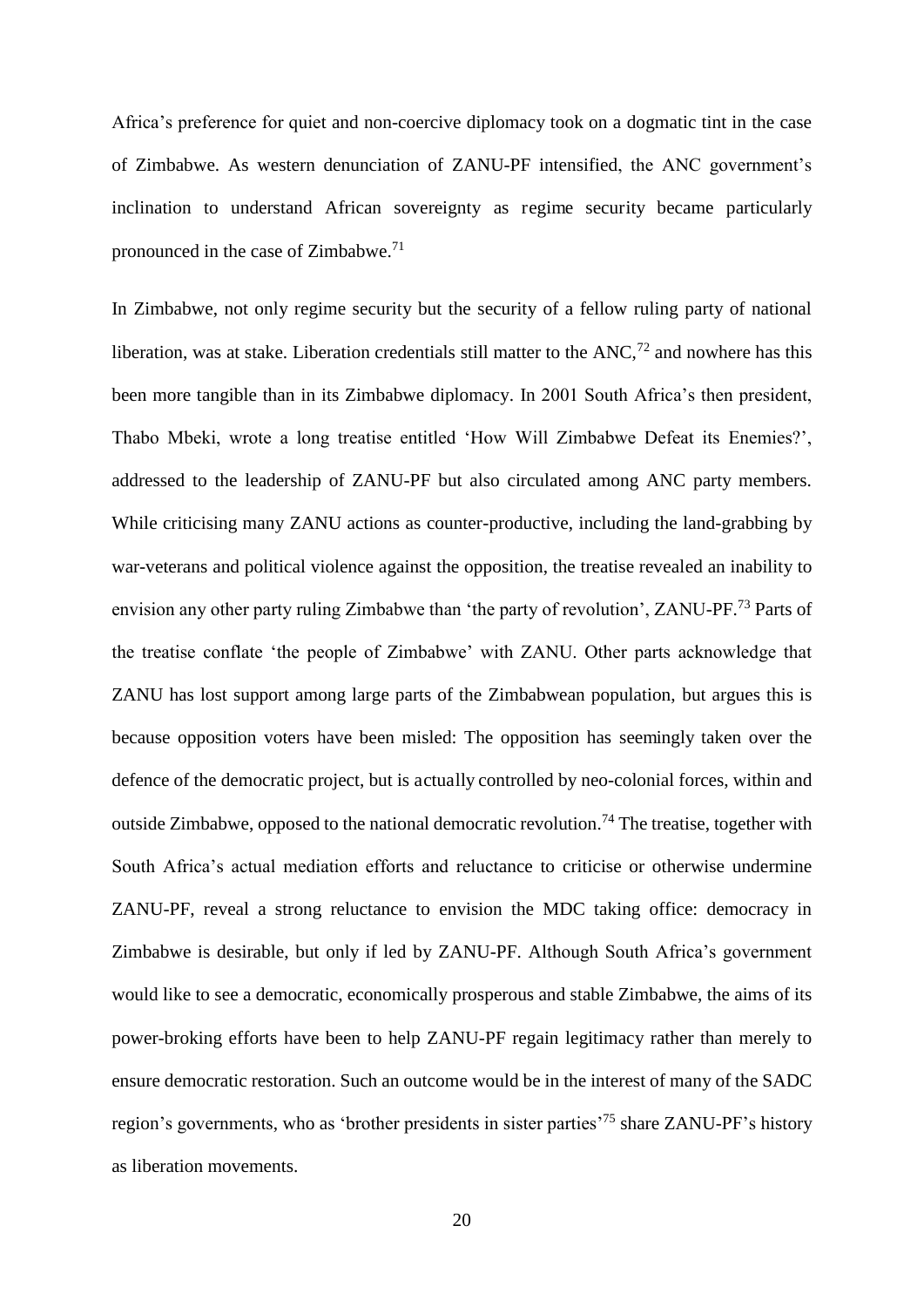Africa's preference for quiet and non-coercive diplomacy took on a dogmatic tint in the case of Zimbabwe. As western denunciation of ZANU-PF intensified, the ANC government's inclination to understand African sovereignty as regime security became particularly pronounced in the case of Zimbabwe.[71]

In Zimbabwe, not only regime security but the security of a fellow ruling party of national liberation, was at stake. Liberation credentials still matter to the ANC,[72] and nowhere has this been more tangible than in its Zimbabwe diplomacy. In 2001 South Africa's then president, Thabo Mbeki, wrote a long treatise entitled 'How Will Zimbabwe Defeat its Enemies?', addressed to the leadership of ZANU-PF but also circulated among ANC party members. While criticising many ZANU actions as counter-productive, including the land-grabbing by war-veterans and political violence against the opposition, the treatise revealed an inability to envision any other party ruling Zimbabwe than 'the party of revolution', ZANU-PF.[73] Parts of the treatise conflate 'the people of Zimbabwe' with ZANU. Other parts acknowledge that ZANU has lost support among large parts of the Zimbabwean population, but argues this is because opposition voters have been misled: The opposition has seemingly taken over the defence of the democratic project, but is actually controlled by neo-colonial forces, within and outside Zimbabwe, opposed to the national democratic revolution.[74] The treatise, together with South Africa's actual mediation efforts and reluctance to criticise or otherwise undermine ZANU-PF, reveal a strong reluctance to envision the MDC taking office: democracy in Zimbabwe is desirable, but only if led by ZANU-PF. Although South Africa's government would like to see a democratic, economically prosperous and stable Zimbabwe, the aims of its power-broking efforts have been to help ZANU-PF regain legitimacy rather than merely to ensure democratic restoration. Such an outcome would be in the interest of many of the SADC region's governments, who as 'brother presidents in sister parties'[75] share ZANU-PF's history as liberation movements.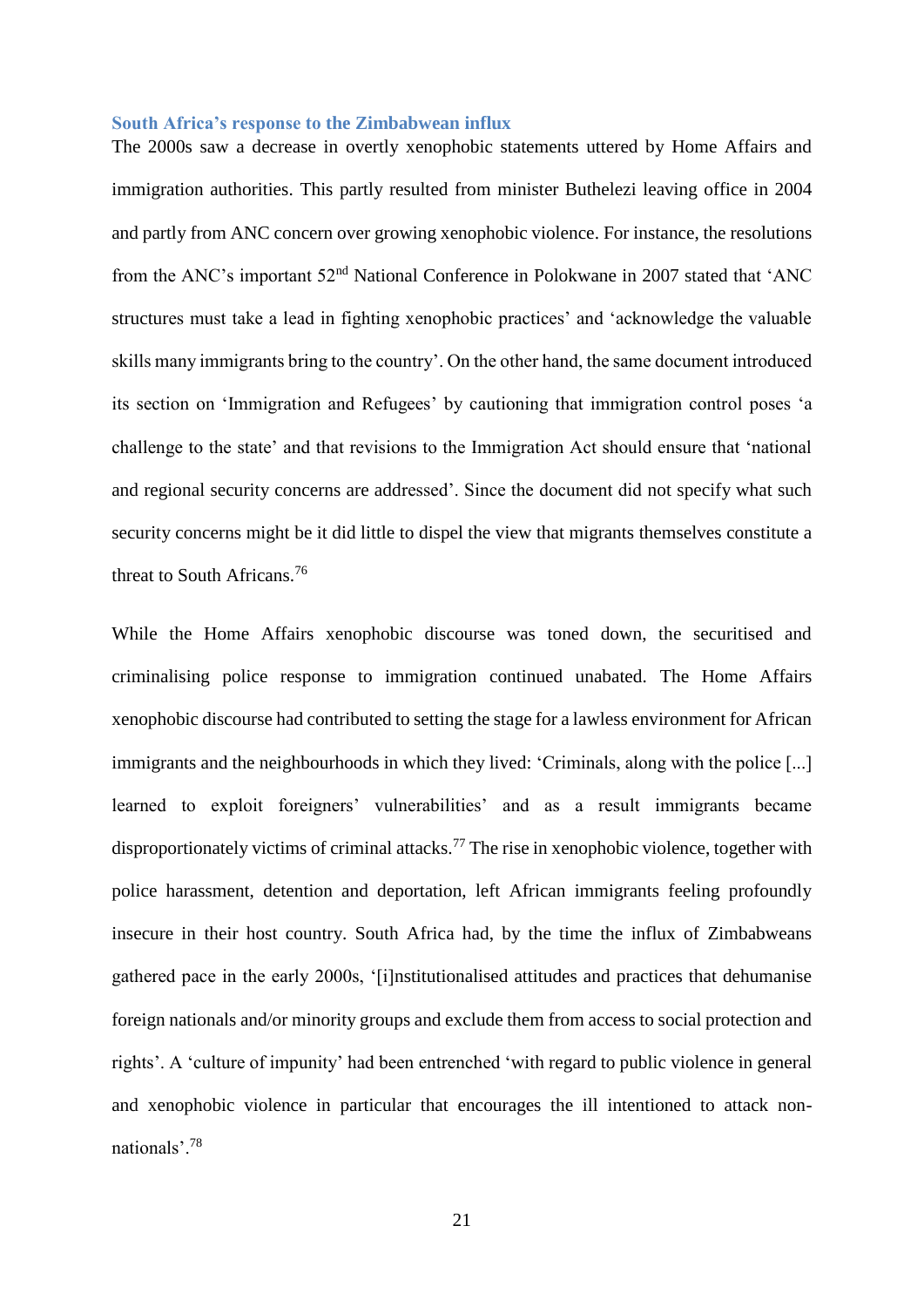### South Africa's response to the Zimbabwean influx

The 2000s saw a decrease in overtly xenophobic statements uttered by Home Affairs and immigration authorities. This partly resulted from minister Buthelezi leaving office in 2004 and partly from ANC concern over growing xenophobic violence. For instance, the resolutions from the ANC's important 52nd National Conference in Polokwane in 2007 stated that 'ANC structures must take a lead in fighting xenophobic practices' and 'acknowledge the valuable skills many immigrants bring to the country'. On the other hand, the same document introduced its section on 'Immigration and Refugees' by cautioning that immigration control poses 'a challenge to the state' and that revisions to the Immigration Act should ensure that 'national and regional security concerns are addressed'. Since the document did not specify what such security concerns might be it did little to dispel the view that migrants themselves constitute a threat to South Africans.[76]

While the Home Affairs xenophobic discourse was toned down, the securitised and criminalising police response to immigration continued unabated. The Home Affairs xenophobic discourse had contributed to setting the stage for a lawless environment for African immigrants and the neighbourhoods in which they lived: 'Criminals, along with the police [...] learned to exploit foreigners' vulnerabilities' and as a result immigrants became disproportionately victims of criminal attacks.[77] The rise in xenophobic violence, together with police harassment, detention and deportation, left African immigrants feeling profoundly insecure in their host country. South Africa had, by the time the influx of Zimbabweans gathered pace in the early 2000s, '[i]nstitutionalised attitudes and practices that dehumanise foreign nationals and/or minority groups and exclude them from access to social protection and rights'. A 'culture of impunity' had been entrenched 'with regard to public violence in general and xenophobic violence in particular that encourages the ill intentioned to attack non-nationals'.[78]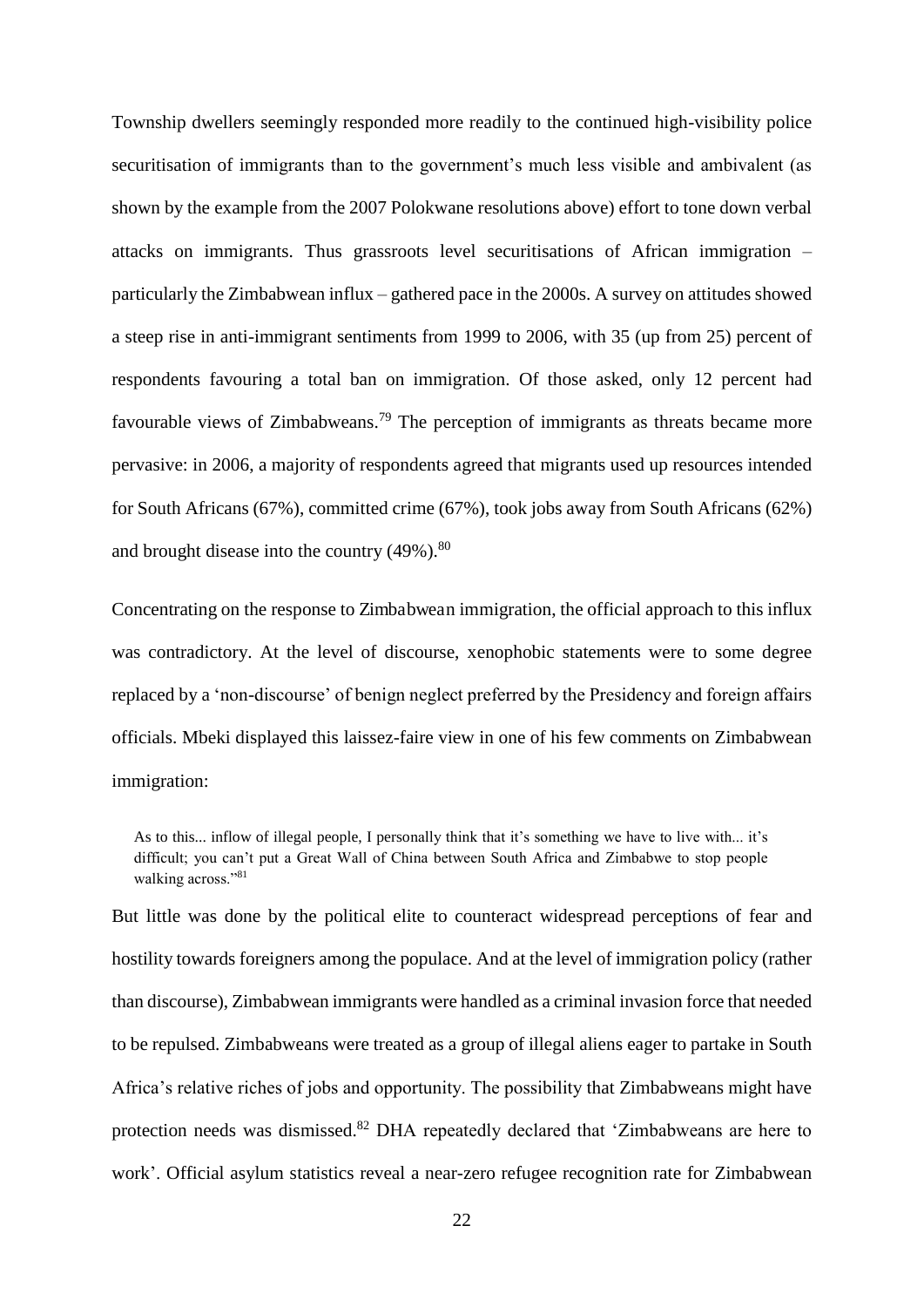Township dwellers seemingly responded more readily to the continued high-visibility police securitisation of immigrants than to the government's much less visible and ambivalent (as shown by the example from the 2007 Polokwane resolutions above) effort to tone down verbal attacks on immigrants. Thus grassroots level securitisations of African immigration – particularly the Zimbabwean influx – gathered pace in the 2000s. A survey on attitudes showed a steep rise in anti-immigrant sentiments from 1999 to 2006, with 35 (up from 25) percent of respondents favouring a total ban on immigration. Of those asked, only 12 percent had favourable views of Zimbabweans.[79] The perception of immigrants as threats became more pervasive: in 2006, a majority of respondents agreed that migrants used up resources intended for South Africans (67%), committed crime (67%), took jobs away from South Africans (62%) and brought disease into the country (49%).[80]

Concentrating on the response to Zimbabwean immigration, the official approach to this influx was contradictory. At the level of discourse, xenophobic statements were to some degree replaced by a 'non-discourse' of benign neglect preferred by the Presidency and foreign affairs officials. Mbeki displayed this laissez-faire view in one of his few comments on Zimbabwean immigration:

> As to this... inflow of illegal people, I personally think that it's something we have to live with... it's difficult; you can't put a Great Wall of China between South Africa and Zimbabwe to stop people walking across."[81]

But little was done by the political elite to counteract widespread perceptions of fear and hostility towards foreigners among the populace. And at the level of immigration policy (rather than discourse), Zimbabwean immigrants were handled as a criminal invasion force that needed to be repulsed. Zimbabweans were treated as a group of illegal aliens eager to partake in South Africa's relative riches of jobs and opportunity. The possibility that Zimbabweans might have protection needs was dismissed.[82] DHA repeatedly declared that 'Zimbabweans are here to work'. Official asylum statistics reveal a near-zero refugee recognition rate for Zimbabwean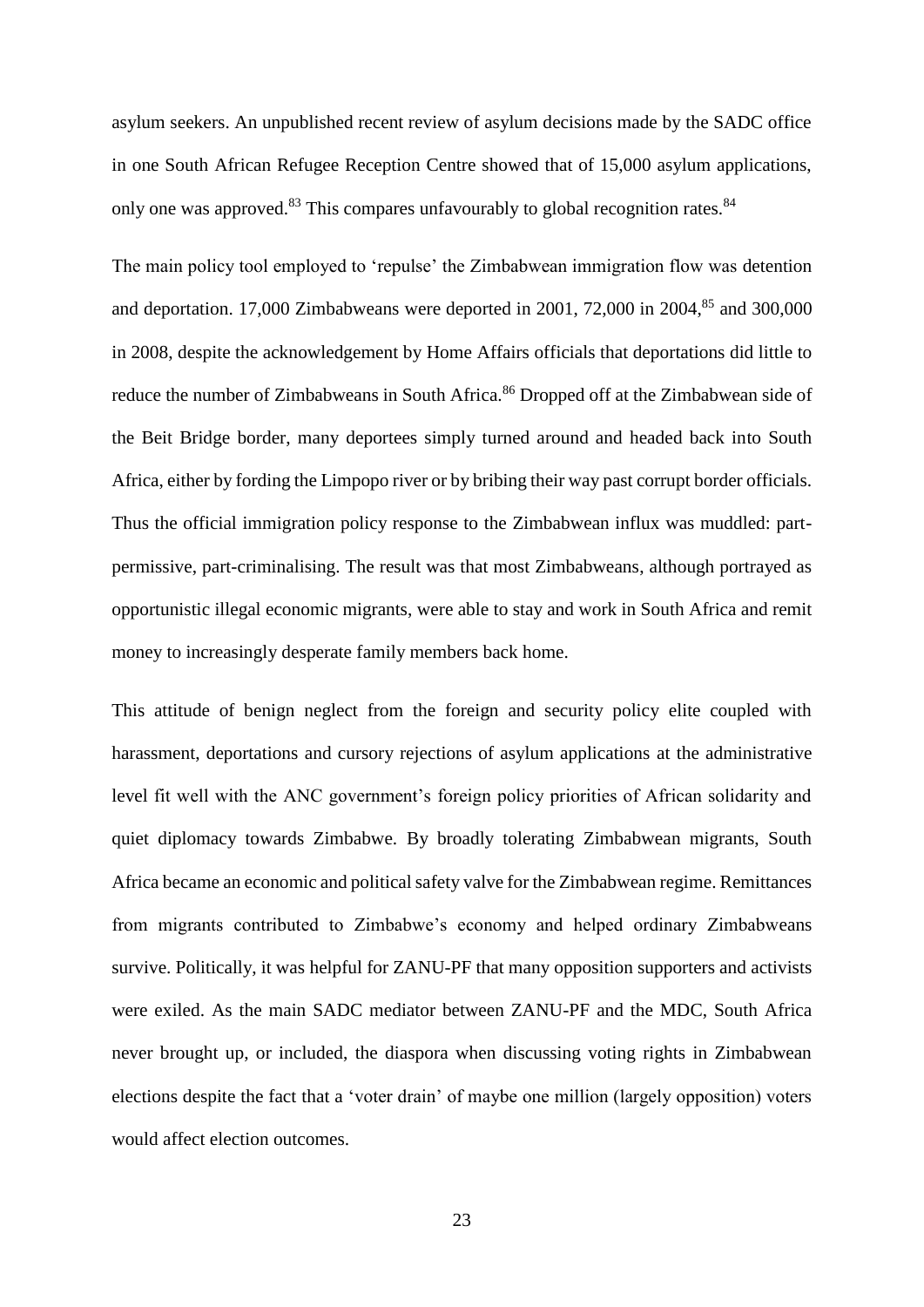asylum seekers. An unpublished recent review of asylum decisions made by the SADC office in one South African Refugee Reception Centre showed that of 15,000 asylum applications, only one was approved.[83] This compares unfavourably to global recognition rates.[84]

The main policy tool employed to 'repulse' the Zimbabwean immigration flow was detention and deportation. 17,000 Zimbabweans were deported in 2001, 72,000 in 2004,[85] and 300,000 in 2008, despite the acknowledgement by Home Affairs officials that deportations did little to reduce the number of Zimbabweans in South Africa.[86] Dropped off at the Zimbabwean side of the Beit Bridge border, many deportees simply turned around and headed back into South Africa, either by fording the Limpopo river or by bribing their way past corrupt border officials. Thus the official immigration policy response to the Zimbabwean influx was muddled: part-permissive, part-criminalising. The result was that most Zimbabweans, although portrayed as opportunistic illegal economic migrants, were able to stay and work in South Africa and remit money to increasingly desperate family members back home.

This attitude of benign neglect from the foreign and security policy elite coupled with harassment, deportations and cursory rejections of asylum applications at the administrative level fit well with the ANC government's foreign policy priorities of African solidarity and quiet diplomacy towards Zimbabwe. By broadly tolerating Zimbabwean migrants, South Africa became an economic and political safety valve for the Zimbabwean regime. Remittances from migrants contributed to Zimbabwe's economy and helped ordinary Zimbabweans survive. Politically, it was helpful for ZANU-PF that many opposition supporters and activists were exiled. As the main SADC mediator between ZANU-PF and the MDC, South Africa never brought up, or included, the diaspora when discussing voting rights in Zimbabwean elections despite the fact that a 'voter drain' of maybe one million (largely opposition) voters would affect election outcomes.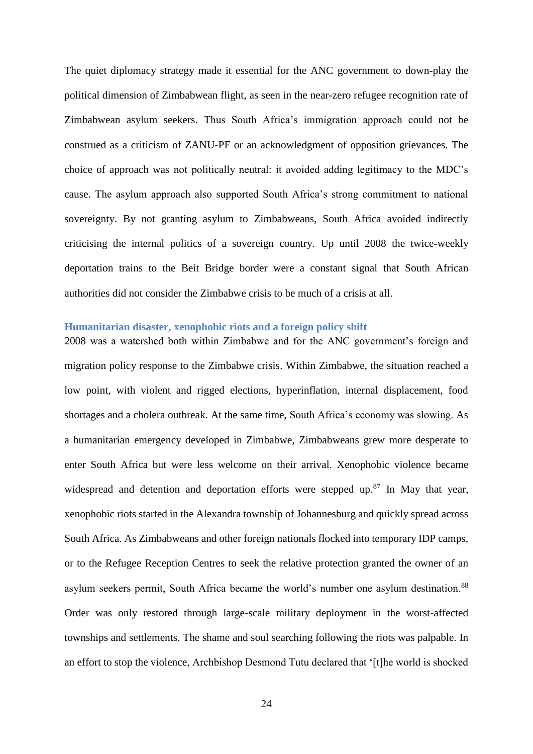The quiet diplomacy strategy made it essential for the ANC government to down-play the political dimension of Zimbabwean flight, as seen in the near-zero refugee recognition rate of Zimbabwean asylum seekers. Thus South Africa's immigration approach could not be construed as a criticism of ZANU-PF or an acknowledgment of opposition grievances. The choice of approach was not politically neutral: it avoided adding legitimacy to the MDC's cause. The asylum approach also supported South Africa's strong commitment to national sovereignty. By not granting asylum to Zimbabweans, South Africa avoided indirectly criticising the internal politics of a sovereign country. Up until 2008 the twice-weekly deportation trains to the Beit Bridge border were a constant signal that South African authorities did not consider the Zimbabwe crisis to be much of a crisis at all.

### Humanitarian disaster, xenophobic riots and a foreign policy shift

2008 was a watershed both within Zimbabwe and for the ANC government's foreign and migration policy response to the Zimbabwe crisis. Within Zimbabwe, the situation reached a low point, with violent and rigged elections, hyperinflation, internal displacement, food shortages and a cholera outbreak. At the same time, South Africa's economy was slowing. As a humanitarian emergency developed in Zimbabwe, Zimbabweans grew more desperate to enter South Africa but were less welcome on their arrival. Xenophobic violence became widespread and detention and deportation efforts were stepped up.[87] In May that year, xenophobic riots started in the Alexandra township of Johannesburg and quickly spread across South Africa. As Zimbabweans and other foreign nationals flocked into temporary IDP camps, or to the Refugee Reception Centres to seek the relative protection granted the owner of an asylum seekers permit, South Africa became the world's number one asylum destination.[88] Order was only restored through large-scale military deployment in the worst-affected townships and settlements. The shame and soul searching following the riots was palpable. In an effort to stop the violence, Archbishop Desmond Tutu declared that '[t]he world is shocked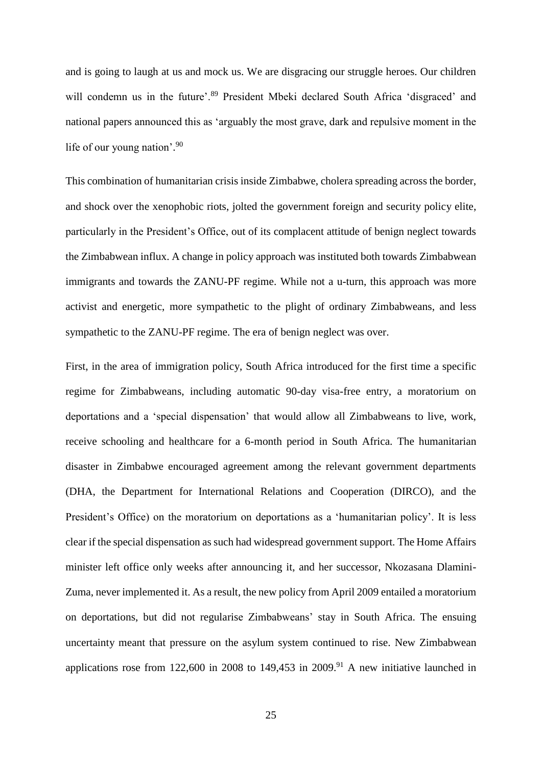and is going to laugh at us and mock us. We are disgracing our struggle heroes. Our children will condemn us in the future'.[89] President Mbeki declared South Africa 'disgraced' and national papers announced this as 'arguably the most grave, dark and repulsive moment in the life of our young nation'.[90]

This combination of humanitarian crisis inside Zimbabwe, cholera spreading across the border, and shock over the xenophobic riots, jolted the government foreign and security policy elite, particularly in the President's Office, out of its complacent attitude of benign neglect towards the Zimbabwean influx. A change in policy approach was instituted both towards Zimbabwean immigrants and towards the ZANU-PF regime. While not a u-turn, this approach was more activist and energetic, more sympathetic to the plight of ordinary Zimbabweans, and less sympathetic to the ZANU-PF regime. The era of benign neglect was over.

First, in the area of immigration policy, South Africa introduced for the first time a specific regime for Zimbabweans, including automatic 90-day visa-free entry, a moratorium on deportations and a 'special dispensation' that would allow all Zimbabweans to live, work, receive schooling and healthcare for a 6-month period in South Africa. The humanitarian disaster in Zimbabwe encouraged agreement among the relevant government departments (DHA, the Department for International Relations and Cooperation (DIRCO), and the President's Office) on the moratorium on deportations as a 'humanitarian policy'. It is less clear if the special dispensation as such had widespread government support. The Home Affairs minister left office only weeks after announcing it, and her successor, Nkozasana Dlamini-Zuma, never implemented it. As a result, the new policy from April 2009 entailed a moratorium on deportations, but did not regularise Zimbabweans' stay in South Africa. The ensuing uncertainty meant that pressure on the asylum system continued to rise. New Zimbabwean applications rose from 122,600 in 2008 to 149,453 in 2009.[91] A new initiative launched in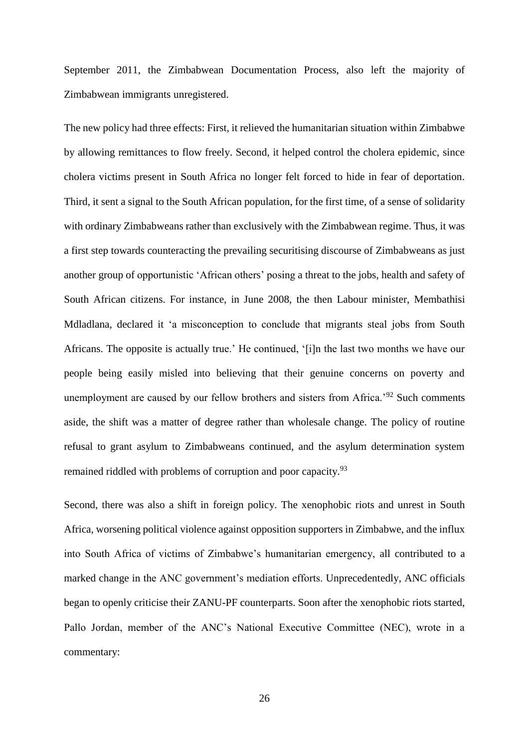September 2011, the Zimbabwean Documentation Process, also left the majority of Zimbabwean immigrants unregistered.

The new policy had three effects: First, it relieved the humanitarian situation within Zimbabwe by allowing remittances to flow freely. Second, it helped control the cholera epidemic, since cholera victims present in South Africa no longer felt forced to hide in fear of deportation. Third, it sent a signal to the South African population, for the first time, of a sense of solidarity with ordinary Zimbabweans rather than exclusively with the Zimbabwean regime. Thus, it was a first step towards counteracting the prevailing securitising discourse of Zimbabweans as just another group of opportunistic 'African others' posing a threat to the jobs, health and safety of South African citizens. For instance, in June 2008, the then Labour minister, Membathisi Mdladlana, declared it 'a misconception to conclude that migrants steal jobs from South Africans. The opposite is actually true.' He continued, '[i]n the last two months we have our people being easily misled into believing that their genuine concerns on poverty and unemployment are caused by our fellow brothers and sisters from Africa.'[92] Such comments aside, the shift was a matter of degree rather than wholesale change. The policy of routine refusal to grant asylum to Zimbabweans continued, and the asylum determination system remained riddled with problems of corruption and poor capacity.[93]

Second, there was also a shift in foreign policy. The xenophobic riots and unrest in South Africa, worsening political violence against opposition supporters in Zimbabwe, and the influx into South Africa of victims of Zimbabwe's humanitarian emergency, all contributed to a marked change in the ANC government's mediation efforts. Unprecedentedly, ANC officials began to openly criticise their ZANU-PF counterparts. Soon after the xenophobic riots started, Pallo Jordan, member of the ANC's National Executive Committee (NEC), wrote in a commentary: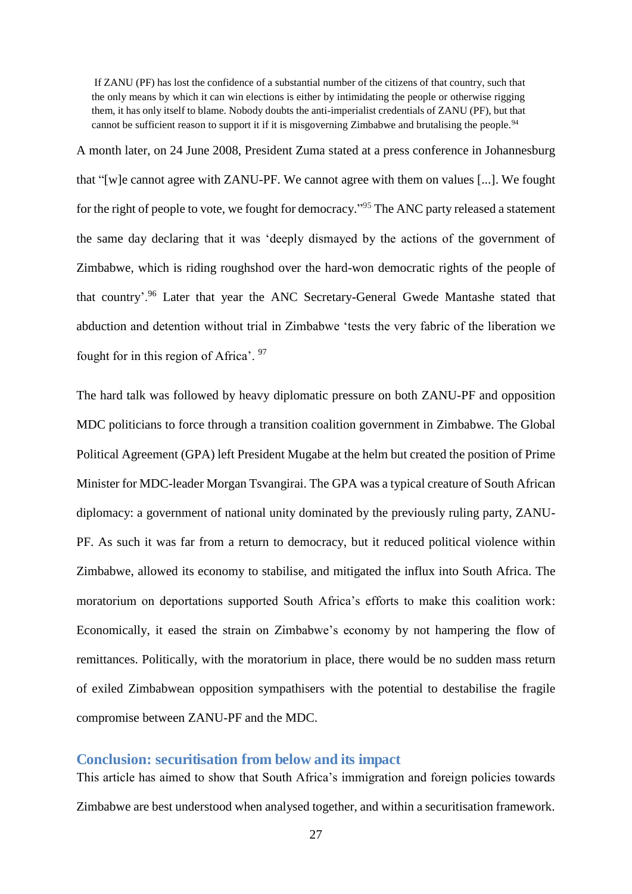> If ZANU (PF) has lost the confidence of a substantial number of the citizens of that country, such that the only means by which it can win elections is either by intimidating the people or otherwise rigging them, it has only itself to blame. Nobody doubts the anti-imperialist credentials of ZANU (PF), but that cannot be sufficient reason to support it if it is misgoverning Zimbabwe and brutalising the people.[94]

A month later, on 24 June 2008, President Zuma stated at a press conference in Johannesburg that "[w]e cannot agree with ZANU-PF. We cannot agree with them on values [...]. We fought for the right of people to vote, we fought for democracy."[95] The ANC party released a statement the same day declaring that it was 'deeply dismayed by the actions of the government of Zimbabwe, which is riding roughshod over the hard-won democratic rights of the people of that country'.[96] Later that year the ANC Secretary-General Gwede Mantashe stated that abduction and detention without trial in Zimbabwe 'tests the very fabric of the liberation we fought for in this region of Africa'.[97]

The hard talk was followed by heavy diplomatic pressure on both ZANU-PF and opposition MDC politicians to force through a transition coalition government in Zimbabwe. The Global Political Agreement (GPA) left President Mugabe at the helm but created the position of Prime Minister for MDC-leader Morgan Tsvangirai. The GPA was a typical creature of South African diplomacy: a government of national unity dominated by the previously ruling party, ZANU-PF. As such it was far from a return to democracy, but it reduced political violence within Zimbabwe, allowed its economy to stabilise, and mitigated the influx into South Africa. The moratorium on deportations supported South Africa's efforts to make this coalition work: Economically, it eased the strain on Zimbabwe's economy by not hampering the flow of remittances. Politically, with the moratorium in place, there would be no sudden mass return of exiled Zimbabwean opposition sympathisers with the potential to destabilise the fragile compromise between ZANU-PF and the MDC.

## Conclusion: securitisation from below and its impact

This article has aimed to show that South Africa's immigration and foreign policies towards Zimbabwe are best understood when analysed together, and within a securitisation framework.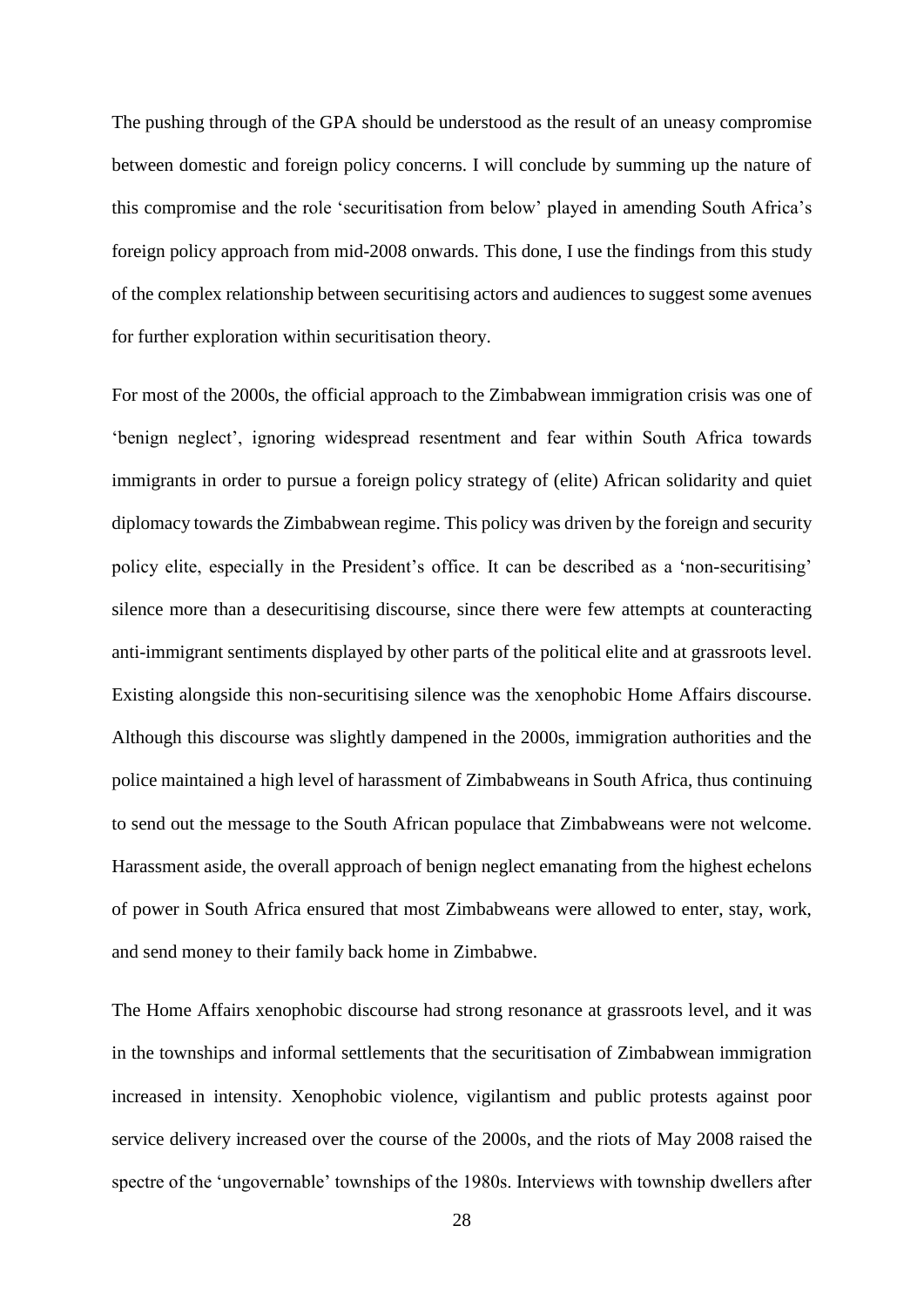The pushing through of the GPA should be understood as the result of an uneasy compromise between domestic and foreign policy concerns. I will conclude by summing up the nature of this compromise and the role 'securitisation from below' played in amending South Africa's foreign policy approach from mid-2008 onwards. This done, I use the findings from this study of the complex relationship between securitising actors and audiences to suggest some avenues for further exploration within securitisation theory.

For most of the 2000s, the official approach to the Zimbabwean immigration crisis was one of 'benign neglect', ignoring widespread resentment and fear within South Africa towards immigrants in order to pursue a foreign policy strategy of (elite) African solidarity and quiet diplomacy towards the Zimbabwean regime. This policy was driven by the foreign and security policy elite, especially in the President's office. It can be described as a 'non-securitising' silence more than a desecuritising discourse, since there were few attempts at counteracting anti-immigrant sentiments displayed by other parts of the political elite and at grassroots level. Existing alongside this non-securitising silence was the xenophobic Home Affairs discourse. Although this discourse was slightly dampened in the 2000s, immigration authorities and the police maintained a high level of harassment of Zimbabweans in South Africa, thus continuing to send out the message to the South African populace that Zimbabweans were not welcome. Harassment aside, the overall approach of benign neglect emanating from the highest echelons of power in South Africa ensured that most Zimbabweans were allowed to enter, stay, work, and send money to their family back home in Zimbabwe.

The Home Affairs xenophobic discourse had strong resonance at grassroots level, and it was in the townships and informal settlements that the securitisation of Zimbabwean immigration increased in intensity. Xenophobic violence, vigilantism and public protests against poor service delivery increased over the course of the 2000s, and the riots of May 2008 raised the spectre of the 'ungovernable' townships of the 1980s. Interviews with township dwellers after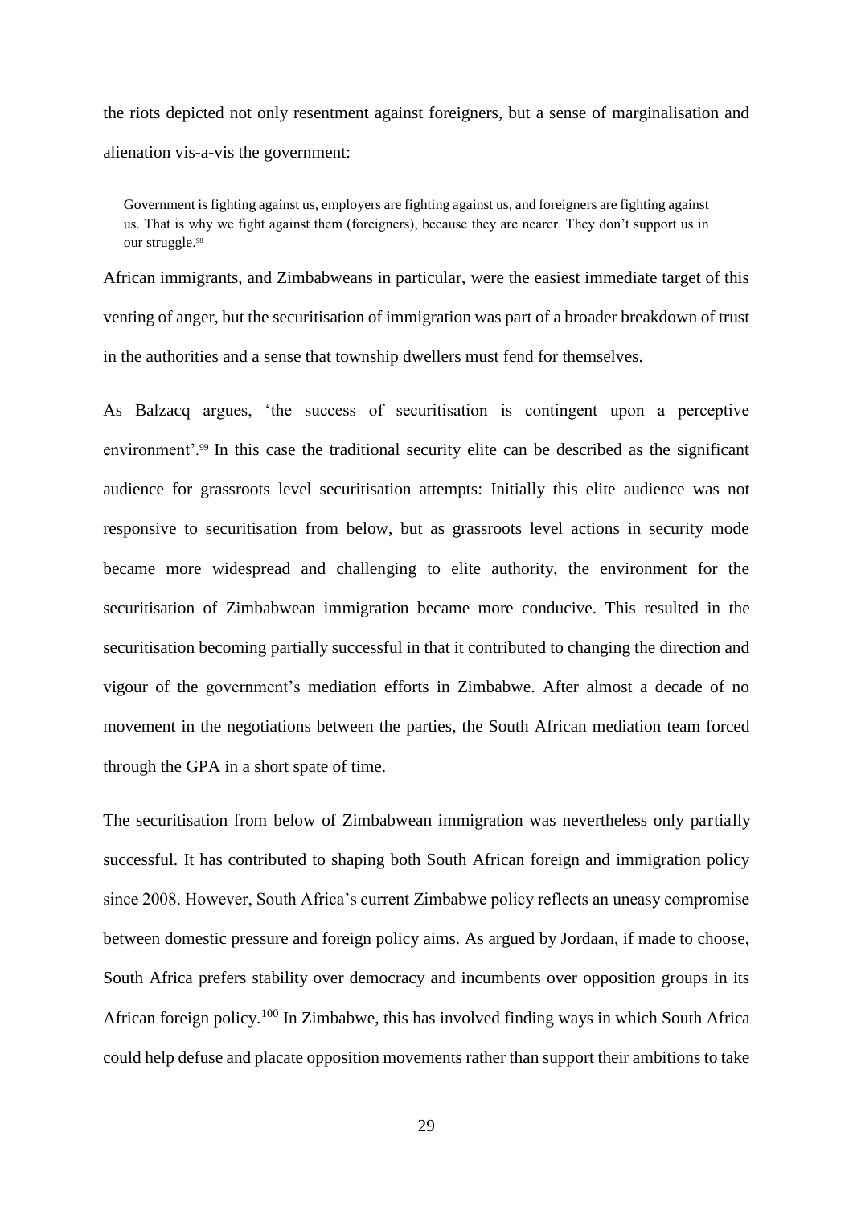the riots depicted not only resentment against foreigners, but a sense of marginalisation and alienation vis-a-vis the government:

> Government is fighting against us, employers are fighting against us, and foreigners are fighting against us. That is why we fight against them (foreigners), because they are nearer. They don't support us in our struggle.[98]

African immigrants, and Zimbabweans in particular, were the easiest immediate target of this venting of anger, but the securitisation of immigration was part of a broader breakdown of trust in the authorities and a sense that township dwellers must fend for themselves.

As Balzacq argues, 'the success of securitisation is contingent upon a perceptive environment'.[99] In this case the traditional security elite can be described as the significant audience for grassroots level securitisation attempts: Initially this elite audience was not responsive to securitisation from below, but as grassroots level actions in security mode became more widespread and challenging to elite authority, the environment for the securitisation of Zimbabwean immigration became more conducive. This resulted in the securitisation becoming partially successful in that it contributed to changing the direction and vigour of the government's mediation efforts in Zimbabwe. After almost a decade of no movement in the negotiations between the parties, the South African mediation team forced through the GPA in a short spate of time.

The securitisation from below of Zimbabwean immigration was nevertheless only partially successful. It has contributed to shaping both South African foreign and immigration policy since 2008. However, South Africa's current Zimbabwe policy reflects an uneasy compromise between domestic pressure and foreign policy aims. As argued by Jordaan, if made to choose, South Africa prefers stability over democracy and incumbents over opposition groups in its African foreign policy.[100] In Zimbabwe, this has involved finding ways in which South Africa could help defuse and placate opposition movements rather than support their ambitions to take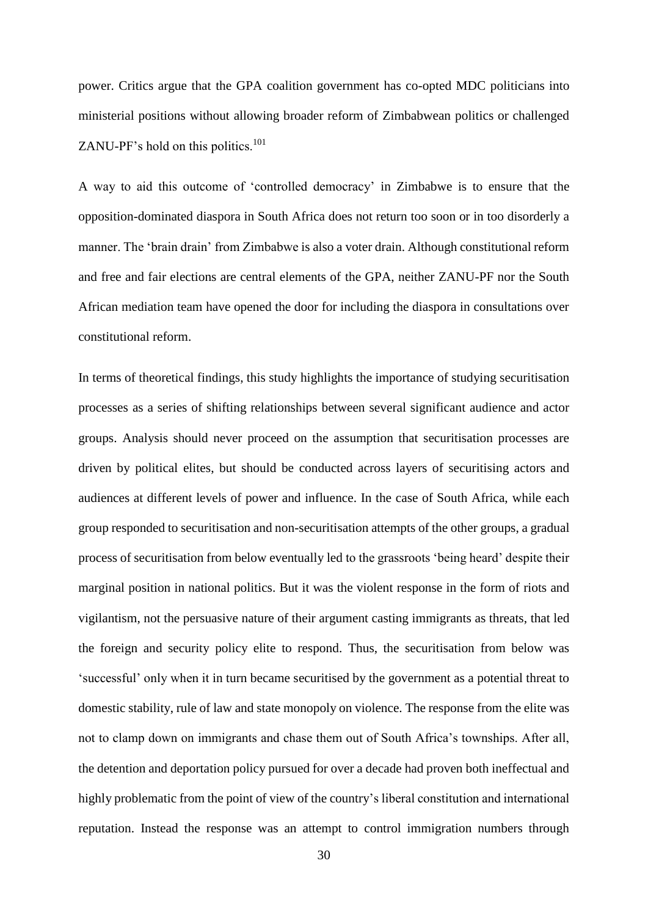power. Critics argue that the GPA coalition government has co-opted MDC politicians into ministerial positions without allowing broader reform of Zimbabwean politics or challenged ZANU-PF's hold on this politics.[101]

A way to aid this outcome of 'controlled democracy' in Zimbabwe is to ensure that the opposition-dominated diaspora in South Africa does not return too soon or in too disorderly a manner. The 'brain drain' from Zimbabwe is also a voter drain. Although constitutional reform and free and fair elections are central elements of the GPA, neither ZANU-PF nor the South African mediation team have opened the door for including the diaspora in consultations over constitutional reform.

In terms of theoretical findings, this study highlights the importance of studying securitisation processes as a series of shifting relationships between several significant audience and actor groups. Analysis should never proceed on the assumption that securitisation processes are driven by political elites, but should be conducted across layers of securitising actors and audiences at different levels of power and influence. In the case of South Africa, while each group responded to securitisation and non-securitisation attempts of the other groups, a gradual process of securitisation from below eventually led to the grassroots 'being heard' despite their marginal position in national politics. But it was the violent response in the form of riots and vigilantism, not the persuasive nature of their argument casting immigrants as threats, that led the foreign and security policy elite to respond. Thus, the securitisation from below was 'successful' only when it in turn became securitised by the government as a potential threat to domestic stability, rule of law and state monopoly on violence. The response from the elite was not to clamp down on immigrants and chase them out of South Africa's townships. After all, the detention and deportation policy pursued for over a decade had proven both ineffectual and highly problematic from the point of view of the country's liberal constitution and international reputation. Instead the response was an attempt to control immigration numbers through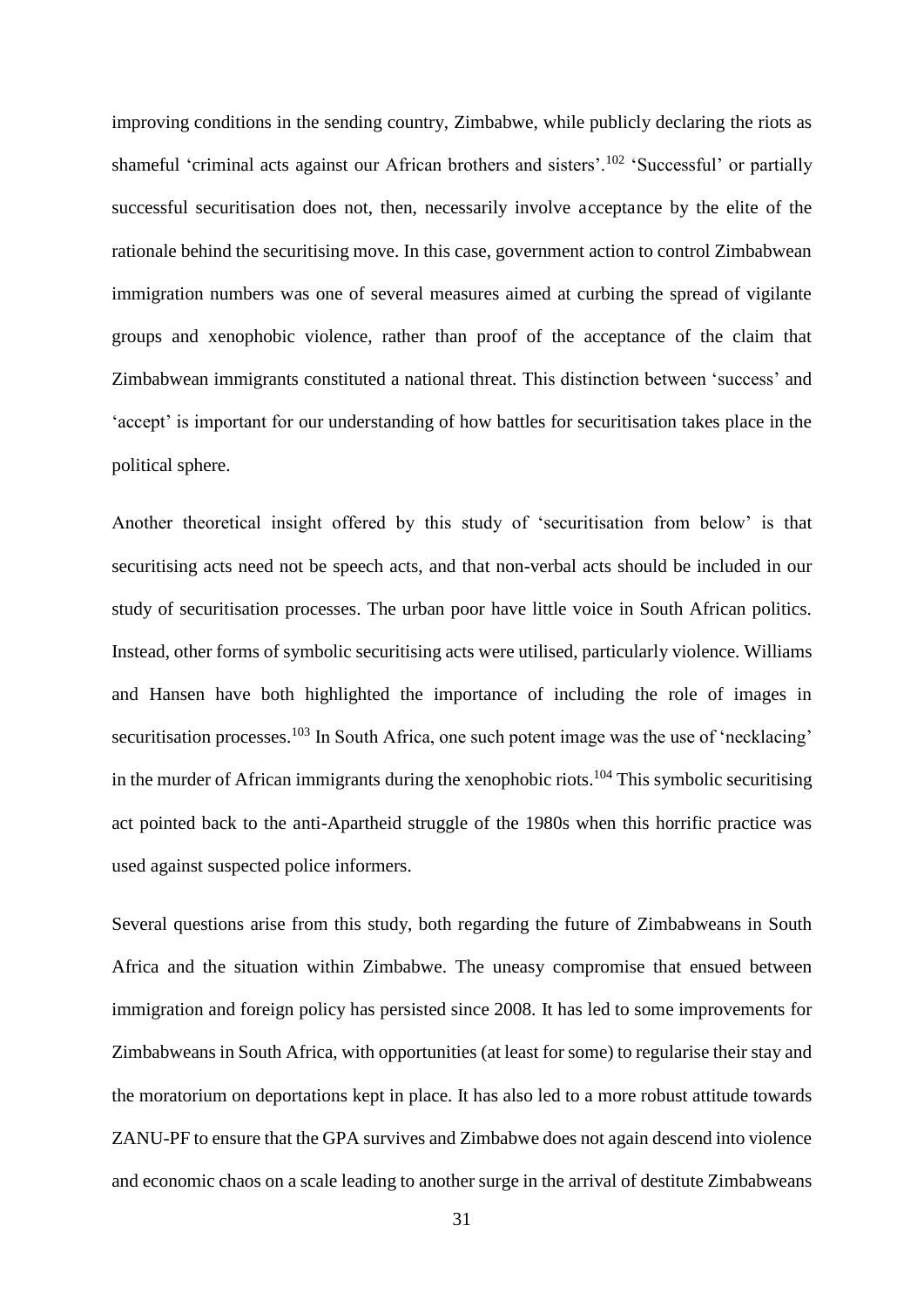improving conditions in the sending country, Zimbabwe, while publicly declaring the riots as shameful 'criminal acts against our African brothers and sisters'.[102] 'Successful' or partially successful securitisation does not, then, necessarily involve acceptance by the elite of the rationale behind the securitising move. In this case, government action to control Zimbabwean immigration numbers was one of several measures aimed at curbing the spread of vigilante groups and xenophobic violence, rather than proof of the acceptance of the claim that Zimbabwean immigrants constituted a national threat. This distinction between 'success' and 'accept' is important for our understanding of how battles for securitisation takes place in the political sphere.

Another theoretical insight offered by this study of 'securitisation from below' is that securitising acts need not be speech acts, and that non-verbal acts should be included in our study of securitisation processes. The urban poor have little voice in South African politics. Instead, other forms of symbolic securitising acts were utilised, particularly violence. Williams and Hansen have both highlighted the importance of including the role of images in securitisation processes.[103] In South Africa, one such potent image was the use of 'necklacing' in the murder of African immigrants during the xenophobic riots.[104] This symbolic securitising act pointed back to the anti-Apartheid struggle of the 1980s when this horrific practice was used against suspected police informers.

Several questions arise from this study, both regarding the future of Zimbabweans in South Africa and the situation within Zimbabwe. The uneasy compromise that ensued between immigration and foreign policy has persisted since 2008. It has led to some improvements for Zimbabweans in South Africa, with opportunities (at least for some) to regularise their stay and the moratorium on deportations kept in place. It has also led to a more robust attitude towards ZANU-PF to ensure that the GPA survives and Zimbabwe does not again descend into violence and economic chaos on a scale leading to another surge in the arrival of destitute Zimbabweans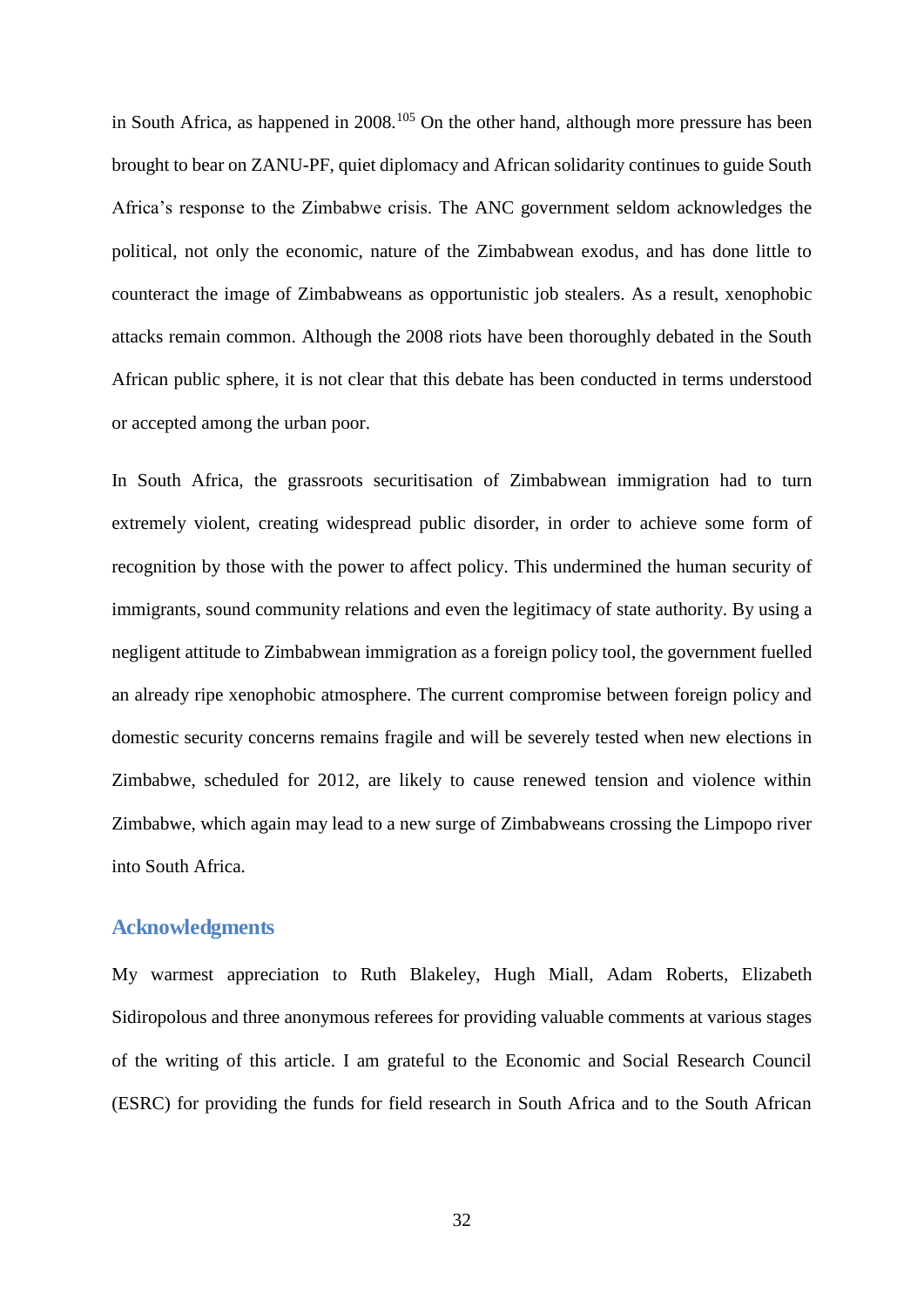in South Africa, as happened in 2008.[105] On the other hand, although more pressure has been brought to bear on ZANU-PF, quiet diplomacy and African solidarity continues to guide South Africa's response to the Zimbabwe crisis. The ANC government seldom acknowledges the political, not only the economic, nature of the Zimbabwean exodus, and has done little to counteract the image of Zimbabweans as opportunistic job stealers. As a result, xenophobic attacks remain common. Although the 2008 riots have been thoroughly debated in the South African public sphere, it is not clear that this debate has been conducted in terms understood or accepted among the urban poor.

In South Africa, the grassroots securitisation of Zimbabwean immigration had to turn extremely violent, creating widespread public disorder, in order to achieve some form of recognition by those with the power to affect policy. This undermined the human security of immigrants, sound community relations and even the legitimacy of state authority. By using a negligent attitude to Zimbabwean immigration as a foreign policy tool, the government fuelled an already ripe xenophobic atmosphere. The current compromise between foreign policy and domestic security concerns remains fragile and will be severely tested when new elections in Zimbabwe, scheduled for 2012, are likely to cause renewed tension and violence within Zimbabwe, which again may lead to a new surge of Zimbabweans crossing the Limpopo river into South Africa.

## Acknowledgments

My warmest appreciation to Ruth Blakeley, Hugh Miall, Adam Roberts, Elizabeth Sidiropolous and three anonymous referees for providing valuable comments at various stages of the writing of this article. I am grateful to the Economic and Social Research Council (ESRC) for providing the funds for field research in South Africa and to the South African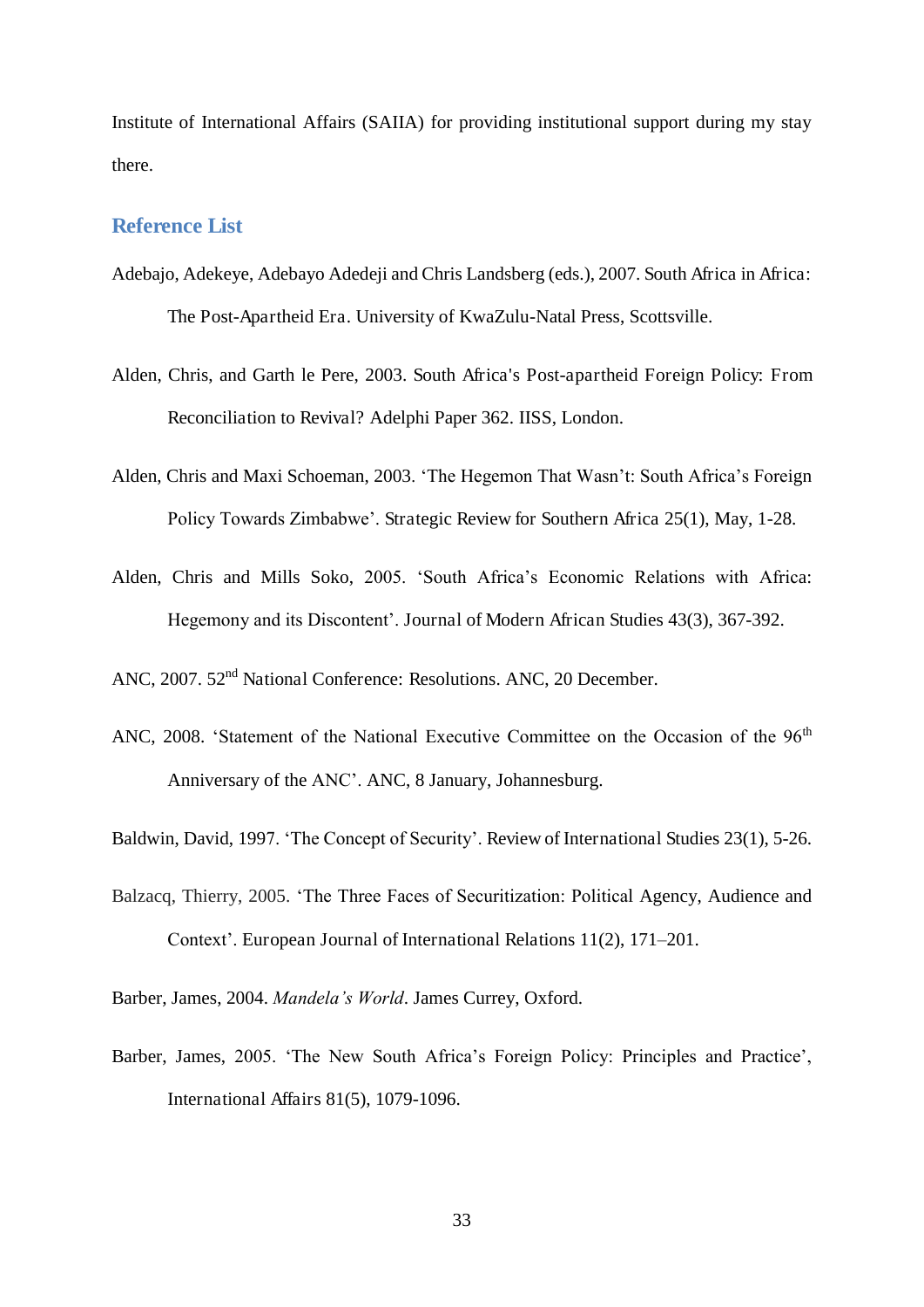Institute of International Affairs (SAIIA) for providing institutional support during my stay there.

## Reference List

Adebajo, Adekeye, Adebayo Adedeji and Chris Landsberg (eds.), 2007. South Africa in Africa: The Post-Apartheid Era. University of KwaZulu-Natal Press, Scottsville.

Alden, Chris, and Garth le Pere, 2003. South Africa's Post-apartheid Foreign Policy: From Reconciliation to Revival? Adelphi Paper 362. IISS, London.

Alden, Chris and Maxi Schoeman, 2003. 'The Hegemon That Wasn't: South Africa's Foreign Policy Towards Zimbabwe'. Strategic Review for Southern Africa 25(1), May, 1-28.

Alden, Chris and Mills Soko, 2005. 'South Africa's Economic Relations with Africa: Hegemony and its Discontent'. Journal of Modern African Studies 43(3), 367-392.

ANC, 2007. 52nd National Conference: Resolutions. ANC, 20 December.

ANC, 2008. 'Statement of the National Executive Committee on the Occasion of the 96th Anniversary of the ANC'. ANC, 8 January, Johannesburg.

Baldwin, David, 1997. 'The Concept of Security'. Review of International Studies 23(1), 5-26.

Balzacq, Thierry, 2005. 'The Three Faces of Securitization: Political Agency, Audience and Context'. European Journal of International Relations 11(2), 171–201.

Barber, James, 2004. *Mandela's World*. James Currey, Oxford.

Barber, James, 2005. 'The New South Africa's Foreign Policy: Principles and Practice', International Affairs 81(5), 1079-1096.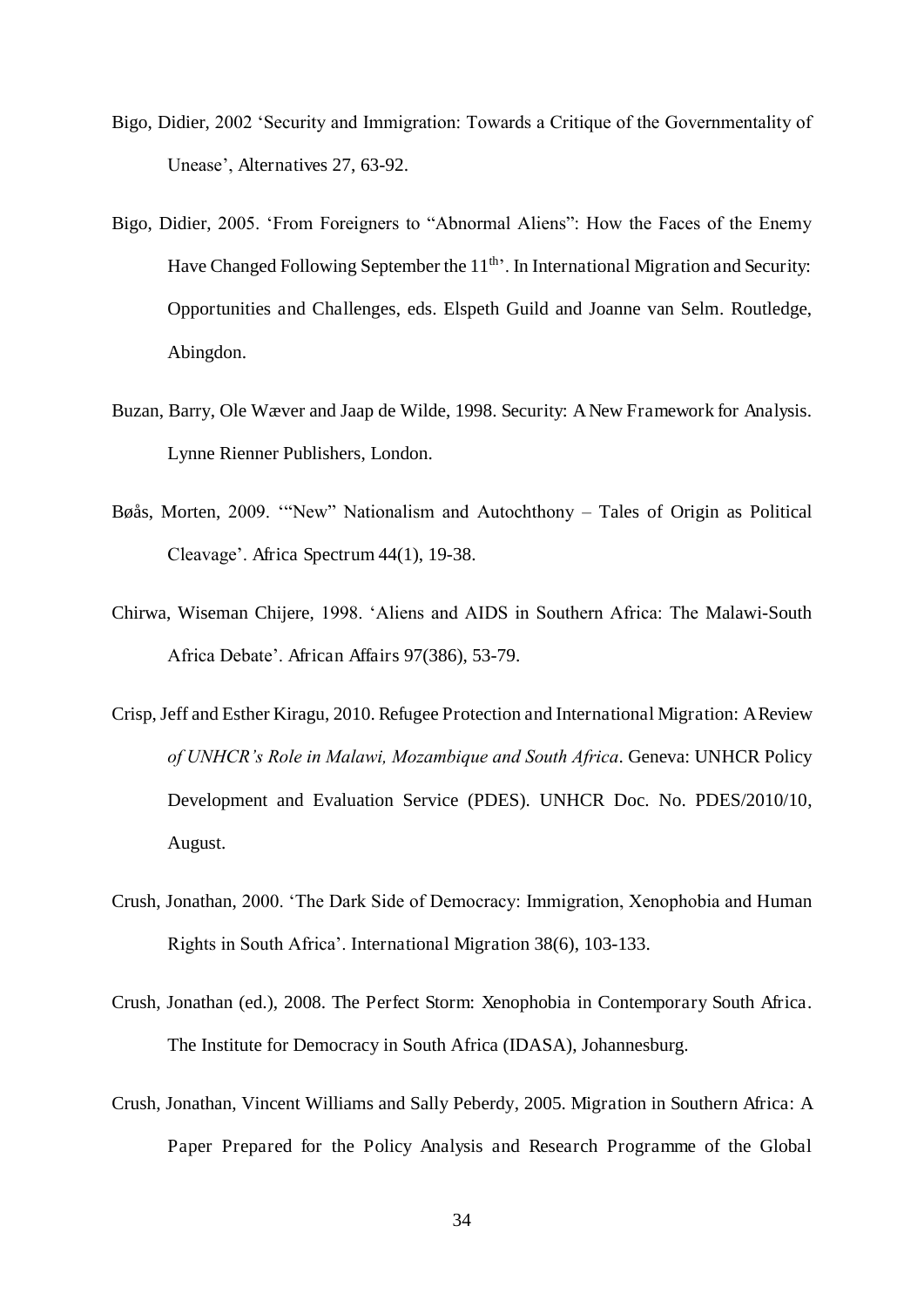Bigo, Didier, 2002 'Security and Immigration: Towards a Critique of the Governmentality of Unease', Alternatives 27, 63-92.

Bigo, Didier, 2005. 'From Foreigners to "Abnormal Aliens": How the Faces of the Enemy Have Changed Following September the 11th'. In International Migration and Security: Opportunities and Challenges, eds. Elspeth Guild and Joanne van Selm. Routledge, Abingdon.

Buzan, Barry, Ole Wæver and Jaap de Wilde, 1998. Security: A New Framework for Analysis. Lynne Rienner Publishers, London.

Bøås, Morten, 2009. '"New" Nationalism and Autochthony – Tales of Origin as Political Cleavage'. Africa Spectrum 44(1), 19-38.

Chirwa, Wiseman Chijere, 1998. 'Aliens and AIDS in Southern Africa: The Malawi-South Africa Debate'. African Affairs 97(386), 53-79.

Crisp, Jeff and Esther Kiragu, 2010. Refugee Protection and International Migration: A Review *of UNHCR's Role in Malawi, Mozambique and South Africa*. Geneva: UNHCR Policy Development and Evaluation Service (PDES). UNHCR Doc. No. PDES/2010/10, August.

Crush, Jonathan, 2000. 'The Dark Side of Democracy: Immigration, Xenophobia and Human Rights in South Africa'. International Migration 38(6), 103-133.

Crush, Jonathan (ed.), 2008. The Perfect Storm: Xenophobia in Contemporary South Africa. The Institute for Democracy in South Africa (IDASA), Johannesburg.

Crush, Jonathan, Vincent Williams and Sally Peberdy, 2005. Migration in Southern Africa: A Paper Prepared for the Policy Analysis and Research Programme of the Global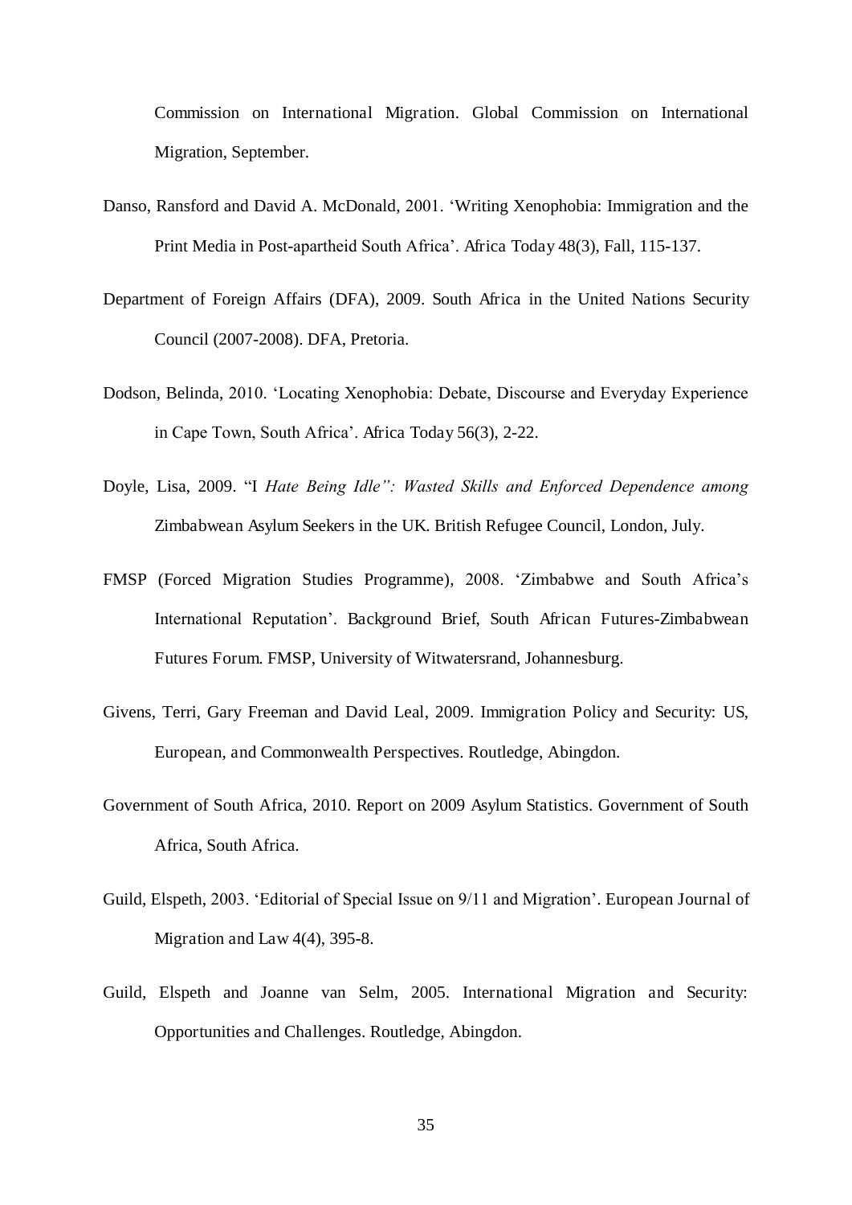Commission on International Migration. Global Commission on International Migration, September.

Danso, Ransford and David A. McDonald, 2001. 'Writing Xenophobia: Immigration and the Print Media in Post-apartheid South Africa'. Africa Today 48(3), Fall, 115-137.

Department of Foreign Affairs (DFA), 2009. South Africa in the United Nations Security Council (2007-2008). DFA, Pretoria.

Dodson, Belinda, 2010. 'Locating Xenophobia: Debate, Discourse and Everyday Experience in Cape Town, South Africa'. Africa Today 56(3), 2-22.

Doyle, Lisa, 2009. "I *Hate Being Idle": Wasted Skills and Enforced Dependence among* Zimbabwean Asylum Seekers in the UK. British Refugee Council, London, July.

FMSP (Forced Migration Studies Programme), 2008. 'Zimbabwe and South Africa's International Reputation'. Background Brief, South African Futures-Zimbabwean Futures Forum. FMSP, University of Witwatersrand, Johannesburg.

Givens, Terri, Gary Freeman and David Leal, 2009. Immigration Policy and Security: US, European, and Commonwealth Perspectives. Routledge, Abingdon.

Government of South Africa, 2010. Report on 2009 Asylum Statistics. Government of South Africa, South Africa.

Guild, Elspeth, 2003. 'Editorial of Special Issue on 9/11 and Migration'. European Journal of Migration and Law 4(4), 395-8.

Guild, Elspeth and Joanne van Selm, 2005. International Migration and Security: Opportunities and Challenges. Routledge, Abingdon.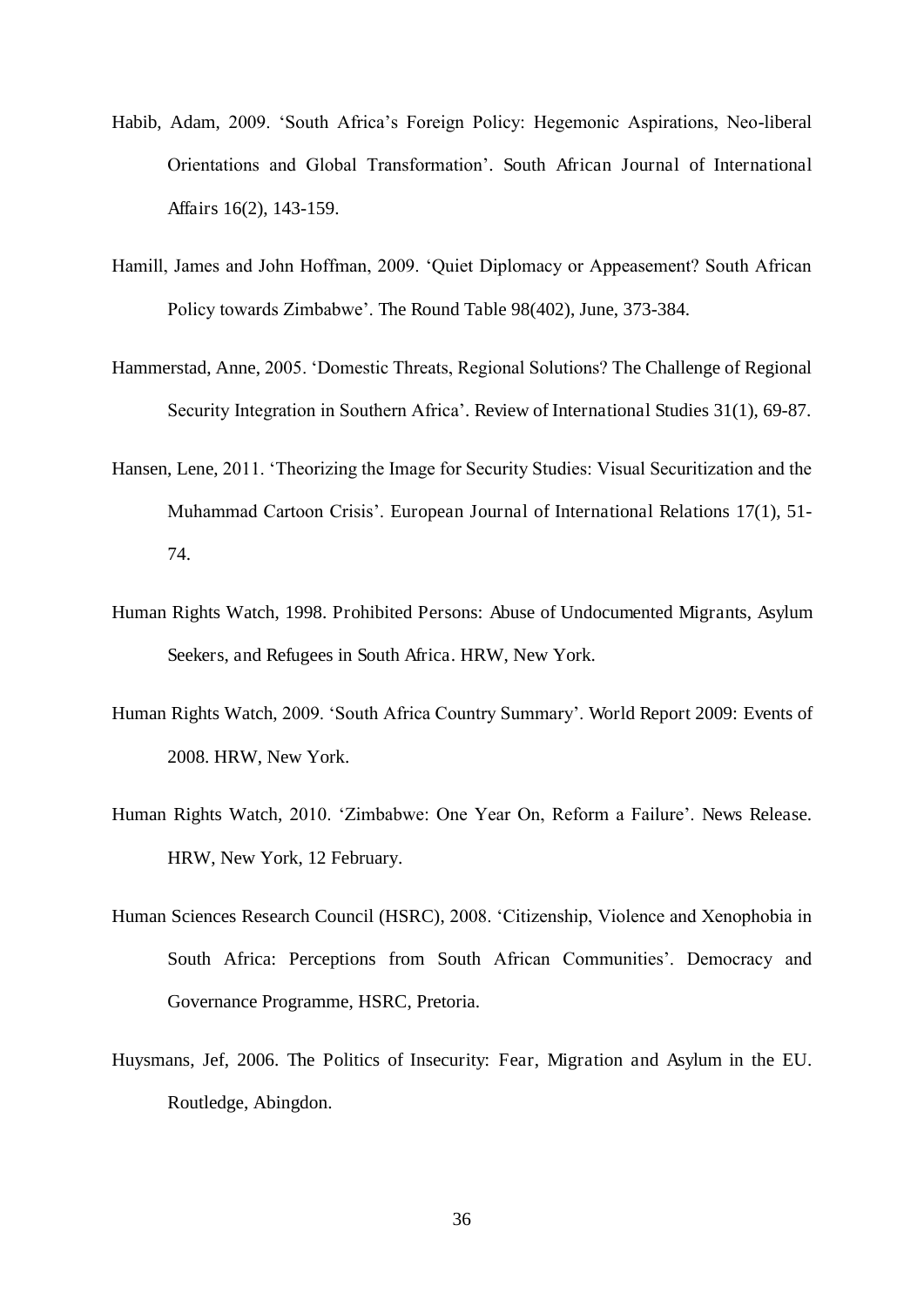Habib, Adam, 2009. 'South Africa's Foreign Policy: Hegemonic Aspirations, Neo-liberal Orientations and Global Transformation'. South African Journal of International Affairs 16(2), 143-159.

Hamill, James and John Hoffman, 2009. 'Quiet Diplomacy or Appeasement? South African Policy towards Zimbabwe'. The Round Table 98(402), June, 373-384.

Hammerstad, Anne, 2005. 'Domestic Threats, Regional Solutions? The Challenge of Regional Security Integration in Southern Africa'. Review of International Studies 31(1), 69-87.

Hansen, Lene, 2011. 'Theorizing the Image for Security Studies: Visual Securitization and the Muhammad Cartoon Crisis'. European Journal of International Relations 17(1), 51-74.

Human Rights Watch, 1998. Prohibited Persons: Abuse of Undocumented Migrants, Asylum Seekers, and Refugees in South Africa. HRW, New York.

Human Rights Watch, 2009. 'South Africa Country Summary'. World Report 2009: Events of 2008. HRW, New York.

Human Rights Watch, 2010. 'Zimbabwe: One Year On, Reform a Failure'. News Release. HRW, New York, 12 February.

Human Sciences Research Council (HSRC), 2008. 'Citizenship, Violence and Xenophobia in South Africa: Perceptions from South African Communities'. Democracy and Governance Programme, HSRC, Pretoria.

Huysmans, Jef, 2006. The Politics of Insecurity: Fear, Migration and Asylum in the EU. Routledge, Abingdon.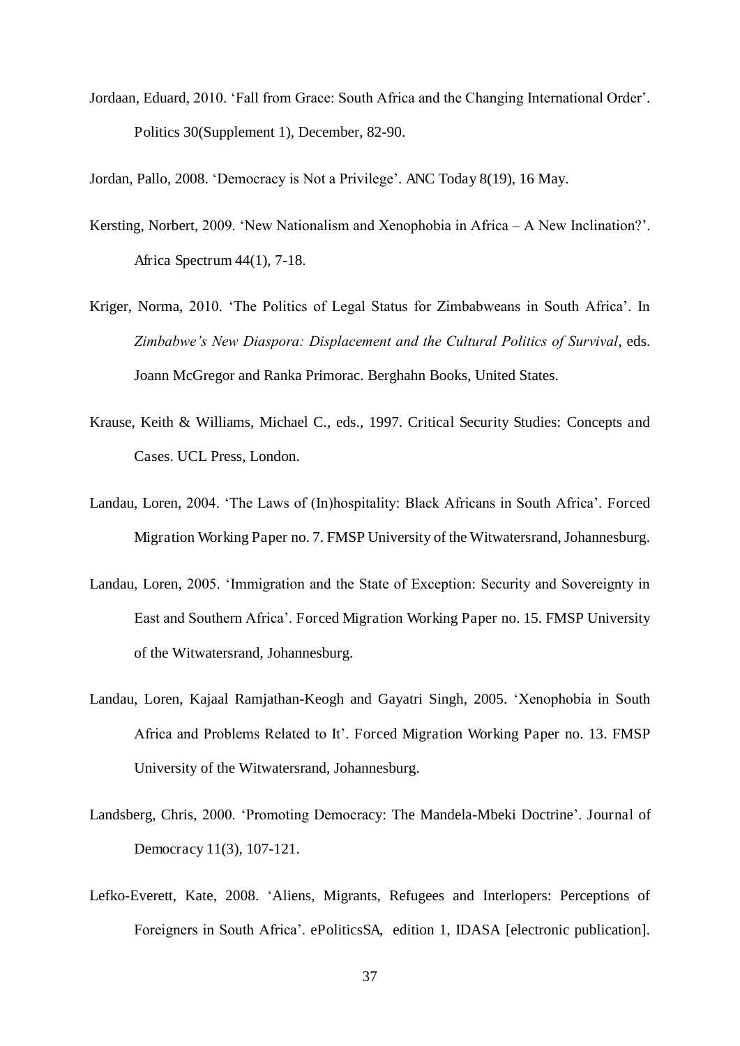Jordaan, Eduard, 2010. 'Fall from Grace: South Africa and the Changing International Order'. Politics 30(Supplement 1), December, 82-90.

Jordan, Pallo, 2008. 'Democracy is Not a Privilege'. ANC Today 8(19), 16 May.

Kersting, Norbert, 2009. 'New Nationalism and Xenophobia in Africa – A New Inclination?'. Africa Spectrum 44(1), 7-18.

Kriger, Norma, 2010. 'The Politics of Legal Status for Zimbabweans in South Africa'. In *Zimbabwe's New Diaspora: Displacement and the Cultural Politics of Survival*, eds. Joann McGregor and Ranka Primorac. Berghahn Books, United States.

Krause, Keith & Williams, Michael C., eds., 1997. Critical Security Studies: Concepts and Cases. UCL Press, London.

Landau, Loren, 2004. 'The Laws of (In)hospitality: Black Africans in South Africa'. Forced Migration Working Paper no. 7. FMSP University of the Witwatersrand, Johannesburg.

Landau, Loren, 2005. 'Immigration and the State of Exception: Security and Sovereignty in East and Southern Africa'. Forced Migration Working Paper no. 15. FMSP University of the Witwatersrand, Johannesburg.

Landau, Loren, Kajaal Ramjathan-Keogh and Gayatri Singh, 2005. 'Xenophobia in South Africa and Problems Related to It'. Forced Migration Working Paper no. 13. FMSP University of the Witwatersrand, Johannesburg.

Landsberg, Chris, 2000. 'Promoting Democracy: The Mandela-Mbeki Doctrine'. Journal of Democracy 11(3), 107-121.

Lefko-Everett, Kate, 2008. 'Aliens, Migrants, Refugees and Interlopers: Perceptions of Foreigners in South Africa'. ePoliticsSA, edition 1, IDASA [electronic publication].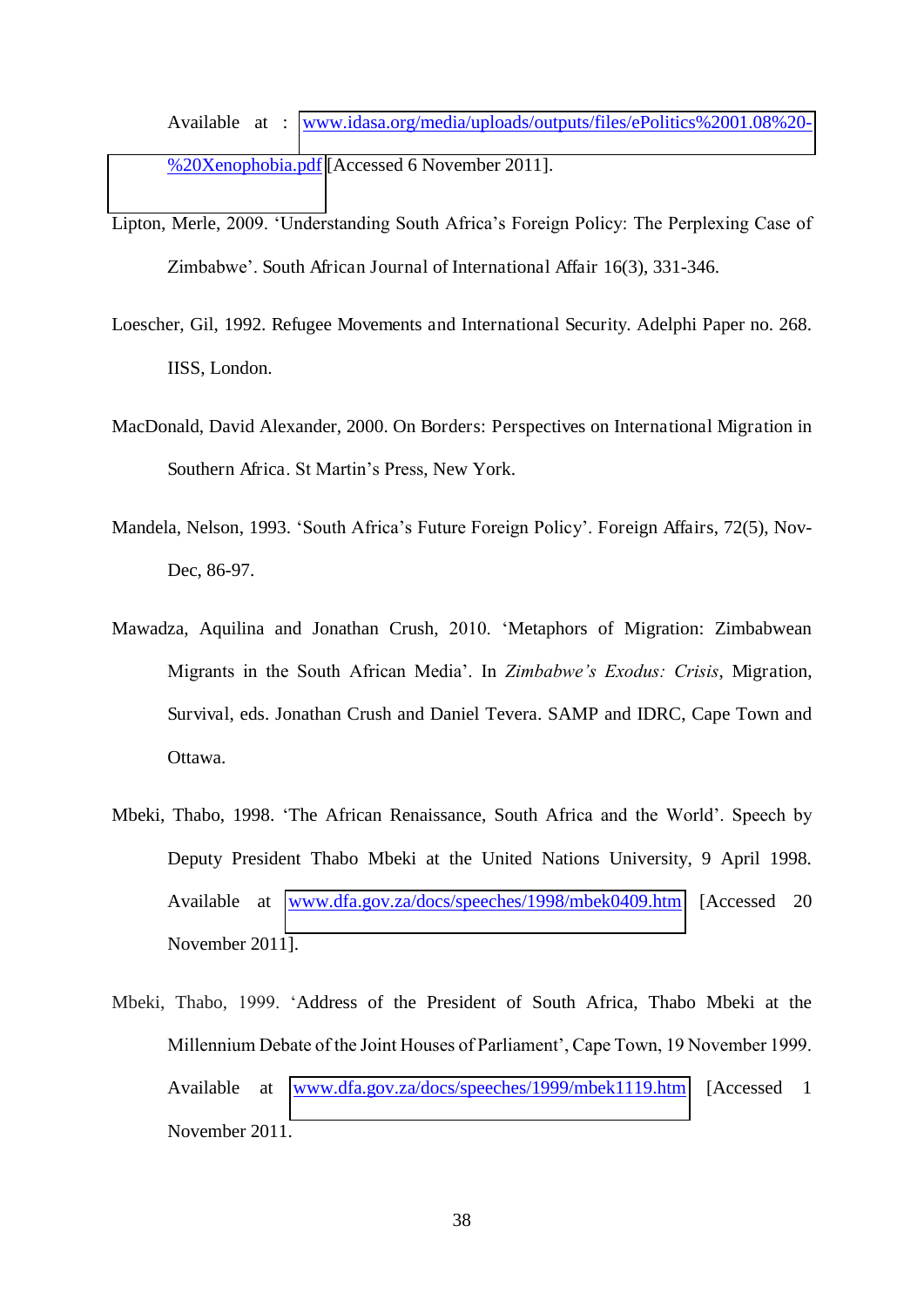Available at : www.idasa.org/media/uploads/outputs/files/ePolitics%2001.08%20-%20Xenophobia.pdf [Accessed 6 November 2011].

Lipton, Merle, 2009. 'Understanding South Africa's Foreign Policy: The Perplexing Case of Zimbabwe'. South African Journal of International Affair 16(3), 331-346.

Loescher, Gil, 1992. Refugee Movements and International Security. Adelphi Paper no. 268. IISS, London.

MacDonald, David Alexander, 2000. On Borders: Perspectives on International Migration in Southern Africa. St Martin's Press, New York.

Mandela, Nelson, 1993. 'South Africa's Future Foreign Policy'. Foreign Affairs, 72(5), Nov-Dec, 86-97.

Mawadza, Aquilina and Jonathan Crush, 2010. 'Metaphors of Migration: Zimbabwean Migrants in the South African Media'. In *Zimbabwe's Exodus: Crisis*, Migration, Survival, eds. Jonathan Crush and Daniel Tevera. SAMP and IDRC, Cape Town and Ottawa.

Mbeki, Thabo, 1998. 'The African Renaissance, South Africa and the World'. Speech by Deputy President Thabo Mbeki at the United Nations University, 9 April 1998. Available at www.dfa.gov.za/docs/speeches/1998/mbek0409.htm [Accessed 20 November 2011].

Mbeki, Thabo, 1999. 'Address of the President of South Africa, Thabo Mbeki at the Millennium Debate of the Joint Houses of Parliament', Cape Town, 19 November 1999. Available at www.dfa.gov.za/docs/speeches/1999/mbek1119.htm [Accessed 1 November 2011.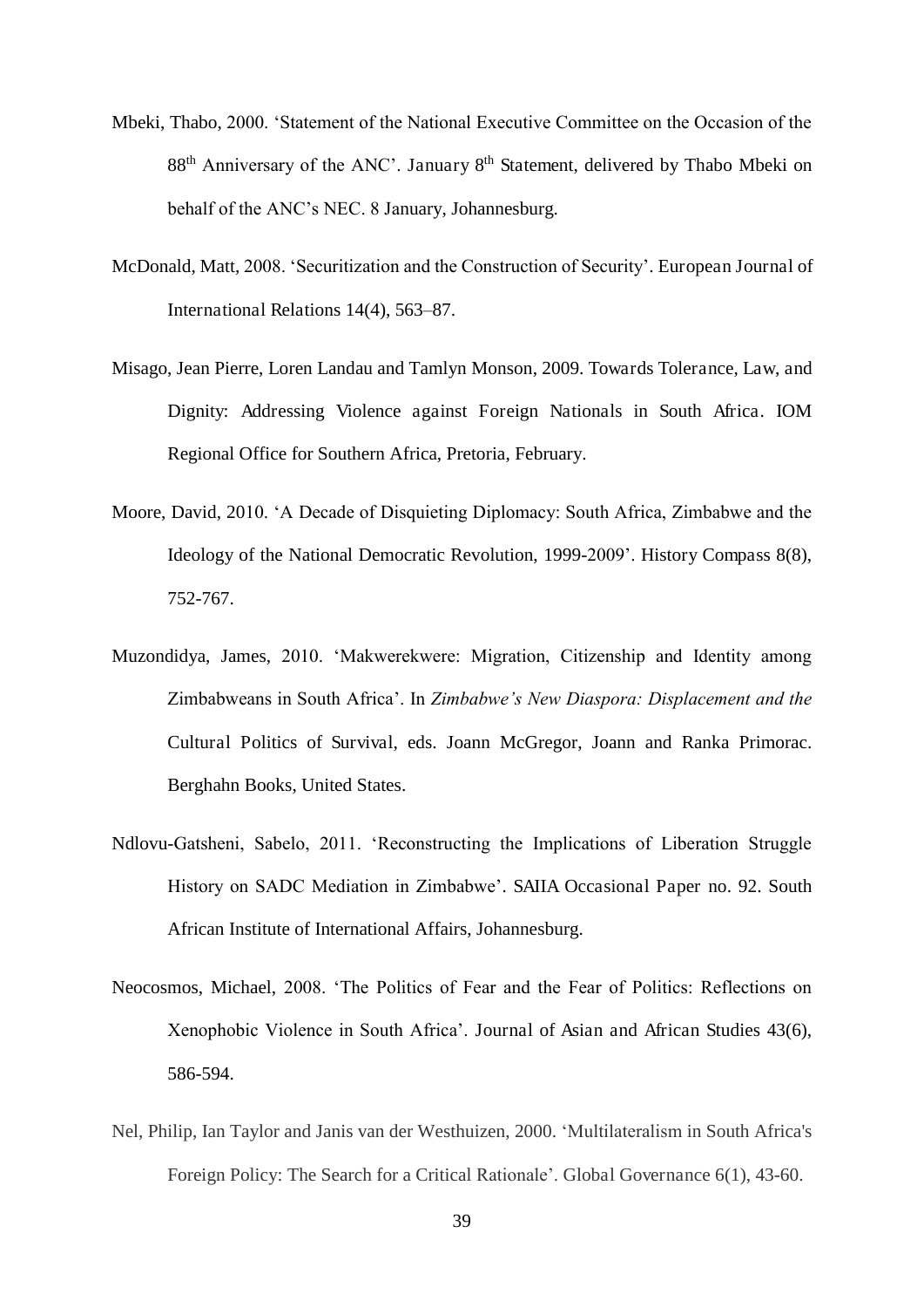Mbeki, Thabo, 2000. 'Statement of the National Executive Committee on the Occasion of the 88th Anniversary of the ANC'. January 8th Statement, delivered by Thabo Mbeki on behalf of the ANC's NEC. 8 January, Johannesburg.

McDonald, Matt, 2008. 'Securitization and the Construction of Security'. European Journal of International Relations 14(4), 563–87.

Misago, Jean Pierre, Loren Landau and Tamlyn Monson, 2009. Towards Tolerance, Law, and Dignity: Addressing Violence against Foreign Nationals in South Africa. IOM Regional Office for Southern Africa, Pretoria, February.

Moore, David, 2010. 'A Decade of Disquieting Diplomacy: South Africa, Zimbabwe and the Ideology of the National Democratic Revolution, 1999-2009'. History Compass 8(8), 752-767.

Muzondidya, James, 2010. 'Makwerekwere: Migration, Citizenship and Identity among Zimbabweans in South Africa'. In *Zimbabwe's New Diaspora: Displacement and the* Cultural Politics of Survival, eds. Joann McGregor, Joann and Ranka Primorac. Berghahn Books, United States.

Ndlovu-Gatsheni, Sabelo, 2011. 'Reconstructing the Implications of Liberation Struggle History on SADC Mediation in Zimbabwe'. SAIIA Occasional Paper no. 92. South African Institute of International Affairs, Johannesburg.

Neocosmos, Michael, 2008. 'The Politics of Fear and the Fear of Politics: Reflections on Xenophobic Violence in South Africa'. Journal of Asian and African Studies 43(6), 586-594.

Nel, Philip, Ian Taylor and Janis van der Westhuizen, 2000. 'Multilateralism in South Africa's Foreign Policy: The Search for a Critical Rationale'. Global Governance 6(1), 43-60.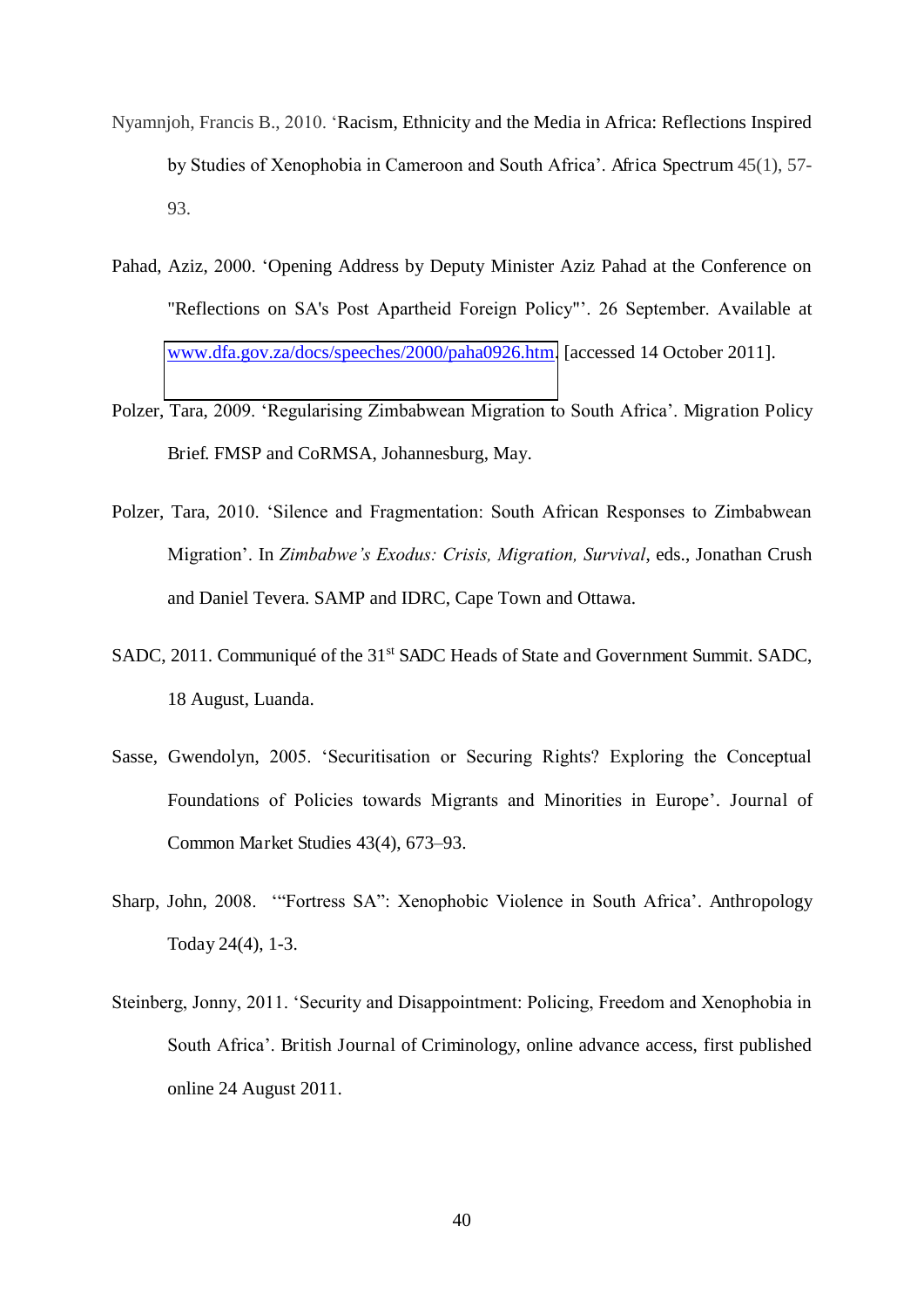Nyamnjoh, Francis B., 2010. 'Racism, Ethnicity and the Media in Africa: Reflections Inspired by Studies of Xenophobia in Cameroon and South Africa'. Africa Spectrum 45(1), 57-93.

Pahad, Aziz, 2000. 'Opening Address by Deputy Minister Aziz Pahad at the Conference on "Reflections on SA's Post Apartheid Foreign Policy"'. 26 September. Available at www.dfa.gov.za/docs/speeches/2000/paha0926.htm. [accessed 14 October 2011].

Polzer, Tara, 2009. 'Regularising Zimbabwean Migration to South Africa'. Migration Policy Brief. FMSP and CoRMSA, Johannesburg, May.

Polzer, Tara, 2010. 'Silence and Fragmentation: South African Responses to Zimbabwean Migration'. In *Zimbabwe's Exodus: Crisis, Migration, Survival*, eds., Jonathan Crush and Daniel Tevera. SAMP and IDRC, Cape Town and Ottawa.

SADC, 2011. Communiqué of the 31st SADC Heads of State and Government Summit. SADC, 18 August, Luanda.

Sasse, Gwendolyn, 2005. 'Securitisation or Securing Rights? Exploring the Conceptual Foundations of Policies towards Migrants and Minorities in Europe'. Journal of Common Market Studies 43(4), 673–93.

Sharp, John, 2008. '"Fortress SA": Xenophobic Violence in South Africa'. Anthropology Today 24(4), 1-3.

Steinberg, Jonny, 2011. 'Security and Disappointment: Policing, Freedom and Xenophobia in South Africa'. British Journal of Criminology, online advance access, first published online 24 August 2011.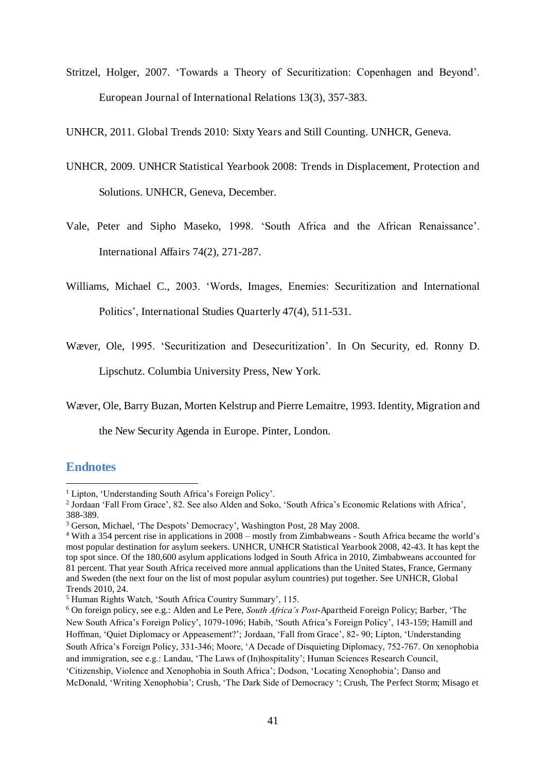Stritzel, Holger, 2007. 'Towards a Theory of Securitization: Copenhagen and Beyond'. European Journal of International Relations 13(3), 357-383.

UNHCR, 2011. Global Trends 2010: Sixty Years and Still Counting. UNHCR, Geneva.

UNHCR, 2009. UNHCR Statistical Yearbook 2008: Trends in Displacement, Protection and Solutions. UNHCR, Geneva, December.

Vale, Peter and Sipho Maseko, 1998. 'South Africa and the African Renaissance'. International Affairs 74(2), 271-287.

Williams, Michael C., 2003. 'Words, Images, Enemies: Securitization and International Politics', International Studies Quarterly 47(4), 511-531.

Wæver, Ole, 1995. 'Securitization and Desecuritization'. In On Security, ed. Ronny D. Lipschutz. Columbia University Press, New York.

Wæver, Ole, Barry Buzan, Morten Kelstrup and Pierre Lemaitre, 1993. Identity, Migration and the New Security Agenda in Europe. Pinter, London.

## Endnotes

[1] Lipton, 'Understanding South Africa's Foreign Policy'.

[2] Jordaan 'Fall From Grace', 82. See also Alden and Soko, 'South Africa's Economic Relations with Africa', 388-389.

[3] Gerson, Michael, 'The Despots' Democracy', Washington Post, 28 May 2008.

[4] With a 354 percent rise in applications in 2008 – mostly from Zimbabweans - South Africa became the world's most popular destination for asylum seekers. UNHCR, UNHCR Statistical Yearbook 2008, 42-43. It has kept the top spot since. Of the 180,600 asylum applications lodged in South Africa in 2010, Zimbabweans accounted for 81 percent. That year South Africa received more annual applications than the United States, France, Germany and Sweden (the next four on the list of most popular asylum countries) put together. See UNHCR, Global Trends 2010, 24.

[5] Human Rights Watch, 'South Africa Country Summary', 115.

[6] On foreign policy, see e.g.: Alden and Le Pere, *South Africa's Post*-Apartheid Foreign Policy; Barber, 'The New South Africa's Foreign Policy', 1079-1096; Habib, 'South Africa's Foreign Policy', 143-159; Hamill and Hoffman, 'Quiet Diplomacy or Appeasement?'; Jordaan, 'Fall from Grace', 82- 90; Lipton, 'Understanding South Africa's Foreign Policy, 331-346; Moore, 'A Decade of Disquieting Diplomacy, 752-767. On xenophobia and immigration, see e.g.: Landau, 'The Laws of (In)hospitality'; Human Sciences Research Council, 'Citizenship, Violence and Xenophobia in South Africa'; Dodson, 'Locating Xenophobia'; Danso and McDonald, 'Writing Xenophobia'; Crush, 'The Dark Side of Democracy '; Crush, The Perfect Storm; Misago et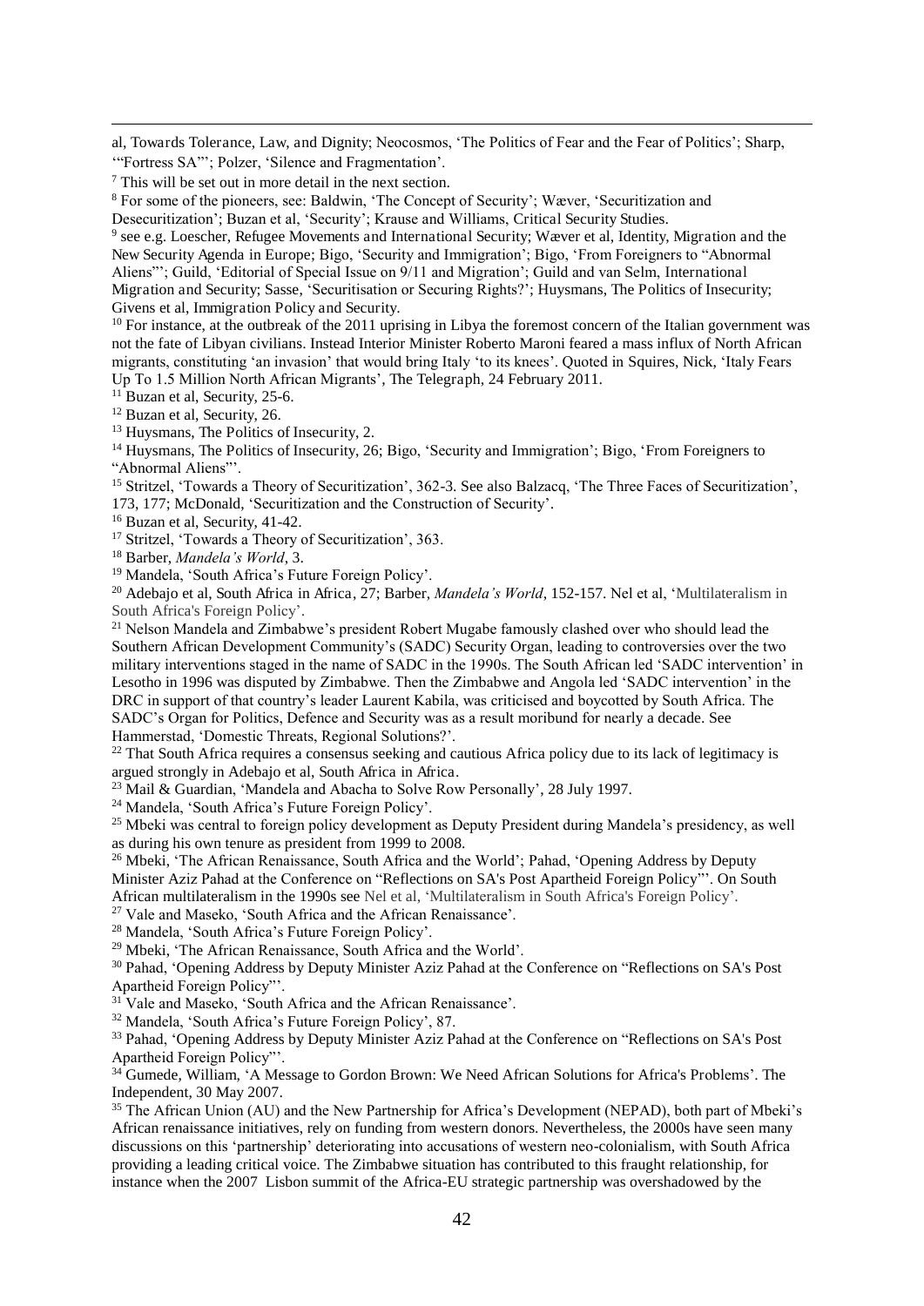al, Towards Tolerance, Law, and Dignity; Neocosmos, 'The Politics of Fear and the Fear of Politics'; Sharp, '"Fortress SA"'; Polzer, 'Silence and Fragmentation'.

[7] This will be set out in more detail in the next section.

[8] For some of the pioneers, see: Baldwin, 'The Concept of Security'; Wæver, 'Securitization and Desecuritization'; Buzan et al, 'Security'; Krause and Williams, Critical Security Studies.

[9] see e.g. Loescher, Refugee Movements and International Security; Wæver et al, Identity, Migration and the New Security Agenda in Europe; Bigo, 'Security and Immigration'; Bigo, 'From Foreigners to "Abnormal Aliens"'; Guild, 'Editorial of Special Issue on 9/11 and Migration'; Guild and van Selm, International Migration and Security; Sasse, 'Securitisation or Securing Rights?'; Huysmans, The Politics of Insecurity; Givens et al, Immigration Policy and Security.

[10] For instance, at the outbreak of the 2011 uprising in Libya the foremost concern of the Italian government was not the fate of Libyan civilians. Instead Interior Minister Roberto Maroni feared a mass influx of North African migrants, constituting 'an invasion' that would bring Italy 'to its knees'. Quoted in Squires, Nick, 'Italy Fears Up To 1.5 Million North African Migrants', The Telegraph, 24 February 2011.

[11] Buzan et al, Security, 25-6.

[12] Buzan et al, Security, 26.

[13] Huysmans, The Politics of Insecurity, 2.

[14] Huysmans, The Politics of Insecurity, 26; Bigo, 'Security and Immigration'; Bigo, 'From Foreigners to "Abnormal Aliens"'.

[15] Stritzel, 'Towards a Theory of Securitization', 362-3. See also Balzacq, 'The Three Faces of Securitization', 173, 177; McDonald, 'Securitization and the Construction of Security'.

[16] Buzan et al, Security, 41-42.

[17] Stritzel, 'Towards a Theory of Securitization', 363.

[18] Barber, *Mandela's World*, 3.

[19] Mandela, 'South Africa's Future Foreign Policy'.

[20] Adebajo et al, South Africa in Africa, 27; Barber, *Mandela's World*, 152-157. Nel et al, 'Multilateralism in South Africa's Foreign Policy'.

[21] Nelson Mandela and Zimbabwe's president Robert Mugabe famously clashed over who should lead the Southern African Development Community's (SADC) Security Organ, leading to controversies over the two military interventions staged in the name of SADC in the 1990s. The South African led 'SADC intervention' in Lesotho in 1996 was disputed by Zimbabwe. Then the Zimbabwe and Angola led 'SADC intervention' in the DRC in support of that country's leader Laurent Kabila, was criticised and boycotted by South Africa. The SADC's Organ for Politics, Defence and Security was as a result moribund for nearly a decade. See Hammerstad, 'Domestic Threats, Regional Solutions?'.

[22] That South Africa requires a consensus seeking and cautious Africa policy due to its lack of legitimacy is argued strongly in Adebajo et al, South Africa in Africa.

[23] Mail & Guardian, 'Mandela and Abacha to Solve Row Personally', 28 July 1997.

[24] Mandela, 'South Africa's Future Foreign Policy'.

[25] Mbeki was central to foreign policy development as Deputy President during Mandela's presidency, as well as during his own tenure as president from 1999 to 2008.

[26] Mbeki, 'The African Renaissance, South Africa and the World'; Pahad, 'Opening Address by Deputy Minister Aziz Pahad at the Conference on "Reflections on SA's Post Apartheid Foreign Policy"'. On South African multilateralism in the 1990s see Nel et al, 'Multilateralism in South Africa's Foreign Policy'.

[27] Vale and Maseko, 'South Africa and the African Renaissance'.

[28] Mandela, 'South Africa's Future Foreign Policy'.

[29] Mbeki, 'The African Renaissance, South Africa and the World'.

[30] Pahad, 'Opening Address by Deputy Minister Aziz Pahad at the Conference on "Reflections on SA's Post Apartheid Foreign Policy"'.

[31] Vale and Maseko, 'South Africa and the African Renaissance'.

[32] Mandela, 'South Africa's Future Foreign Policy', 87.

[33] Pahad, 'Opening Address by Deputy Minister Aziz Pahad at the Conference on "Reflections on SA's Post Apartheid Foreign Policy"'.

[34] Gumede, William, 'A Message to Gordon Brown: We Need African Solutions for Africa's Problems'. The Independent, 30 May 2007.

[35] The African Union (AU) and the New Partnership for Africa's Development (NEPAD), both part of Mbeki's African renaissance initiatives, rely on funding from western donors. Nevertheless, the 2000s have seen many discussions on this 'partnership' deteriorating into accusations of western neo-colonialism, with South Africa providing a leading critical voice. The Zimbabwe situation has contributed to this fraught relationship, for instance when the 2007 Lisbon summit of the Africa-EU strategic partnership was overshadowed by the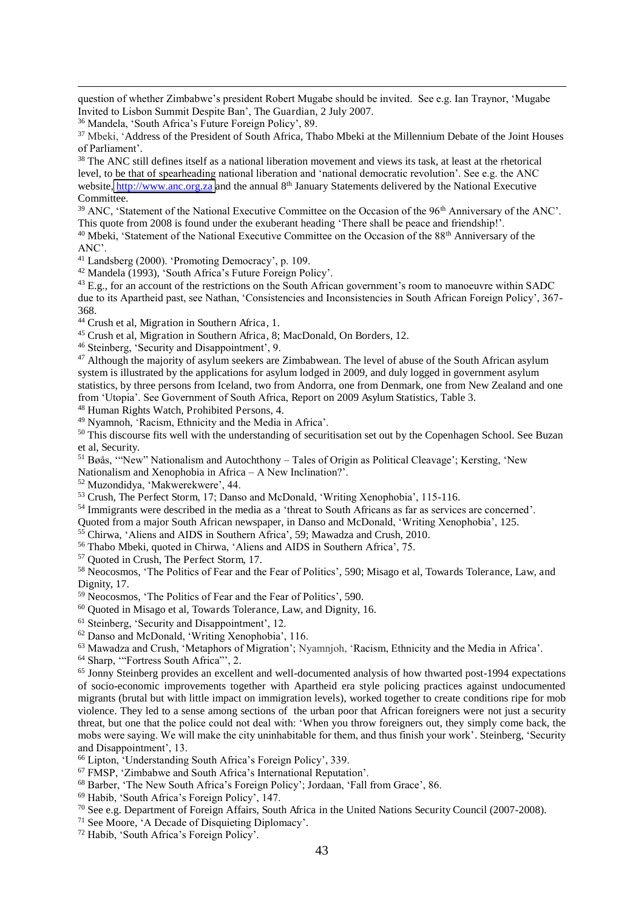question of whether Zimbabwe's president Robert Mugabe should be invited. See e.g. Ian Traynor, 'Mugabe Invited to Lisbon Summit Despite Ban', The Guardian, 2 July 2007.

[36] Mandela, 'South Africa's Future Foreign Policy', 89.

[37] Mbeki, 'Address of the President of South Africa, Thabo Mbeki at the Millennium Debate of the Joint Houses of Parliament'.

[38] The ANC still defines itself as a national liberation movement and views its task, at least at the rhetorical level, to be that of spearheading national liberation and 'national democratic revolution'. See e.g. the ANC website, http://www.anc.org.za and the annual 8th January Statements delivered by the National Executive Committee.

[39] ANC, 'Statement of the National Executive Committee on the Occasion of the 96th Anniversary of the ANC'. This quote from 2008 is found under the exuberant heading 'There shall be peace and friendship!'.

[40] Mbeki, 'Statement of the National Executive Committee on the Occasion of the 88th Anniversary of the ANC'.

[41] Landsberg (2000). 'Promoting Democracy', p. 109.

[42] Mandela (1993), 'South Africa's Future Foreign Policy'.

[43] E.g., for an account of the restrictions on the South African government's room to manoeuvre within SADC due to its Apartheid past, see Nathan, 'Consistencies and Inconsistencies in South African Foreign Policy', 367-368.

[44] Crush et al, Migration in Southern Africa, 1.

[45] Crush et al, Migration in Southern Africa, 8; MacDonald, On Borders, 12.

[46] Steinberg, 'Security and Disappointment', 9.

[47] Although the majority of asylum seekers are Zimbabwean. The level of abuse of the South African asylum system is illustrated by the applications for asylum lodged in 2009, and duly logged in government asylum statistics, by three persons from Iceland, two from Andorra, one from Denmark, one from New Zealand and one from 'Utopia'. See Government of South Africa, Report on 2009 Asylum Statistics, Table 3.

[48] Human Rights Watch, Prohibited Persons, 4.

[49] Nyamnoh, 'Racism, Ethnicity and the Media in Africa'.

[50] This discourse fits well with the understanding of securitisation set out by the Copenhagen School. See Buzan et al, Security.

[51] Bøås, '"New" Nationalism and Autochthony – Tales of Origin as Political Cleavage'; Kersting, 'New Nationalism and Xenophobia in Africa – A New Inclination?'.

[52] Muzondidya, 'Makwerekwere', 44.

[53] Crush, The Perfect Storm, 17; Danso and McDonald, 'Writing Xenophobia', 115-116.

[54] Immigrants were described in the media as a 'threat to South Africans as far as services are concerned'. Quoted from a major South African newspaper, in Danso and McDonald, 'Writing Xenophobia', 125.

[55] Chirwa, 'Aliens and AIDS in Southern Africa', 59; Mawadza and Crush, 2010.

[56] Thabo Mbeki, quoted in Chirwa, 'Aliens and AIDS in Southern Africa', 75.

[57] Quoted in Crush, The Perfect Storm, 17.

[58] Neocosmos, 'The Politics of Fear and the Fear of Politics', 590; Misago et al, Towards Tolerance, Law, and Dignity, 17.

[59] Neocosmos, 'The Politics of Fear and the Fear of Politics', 590.

[60] Quoted in Misago et al, Towards Tolerance, Law, and Dignity, 16.

[61] Steinberg, 'Security and Disappointment', 12.

[62] Danso and McDonald, 'Writing Xenophobia', 116.

[63] Mawadza and Crush, 'Metaphors of Migration'; Nyamnjoh, 'Racism, Ethnicity and the Media in Africa'.

[64] Sharp, '"Fortress South Africa"', 2.

[65] Jonny Steinberg provides an excellent and well-documented analysis of how thwarted post-1994 expectations of socio-economic improvements together with Apartheid era style policing practices against undocumented migrants (brutal but with little impact on immigration levels), worked together to create conditions ripe for mob violence. They led to a sense among sections of the urban poor that African foreigners were not just a security threat, but one that the police could not deal with: 'When you throw foreigners out, they simply come back, the mobs were saying. We will make the city uninhabitable for them, and thus finish your work'. Steinberg, 'Security and Disappointment', 13.

[66] Lipton, 'Understanding South Africa's Foreign Policy', 339.

[67] FMSP, 'Zimbabwe and South Africa's International Reputation'.

[68] Barber, 'The New South Africa's Foreign Policy'; Jordaan, 'Fall from Grace', 86.

[69] Habib, 'South Africa's Foreign Policy', 147.

[70] See e.g. Department of Foreign Affairs, South Africa in the United Nations Security Council (2007-2008).

[71] See Moore, 'A Decade of Disquieting Diplomacy'.

[72] Habib, 'South Africa's Foreign Policy'.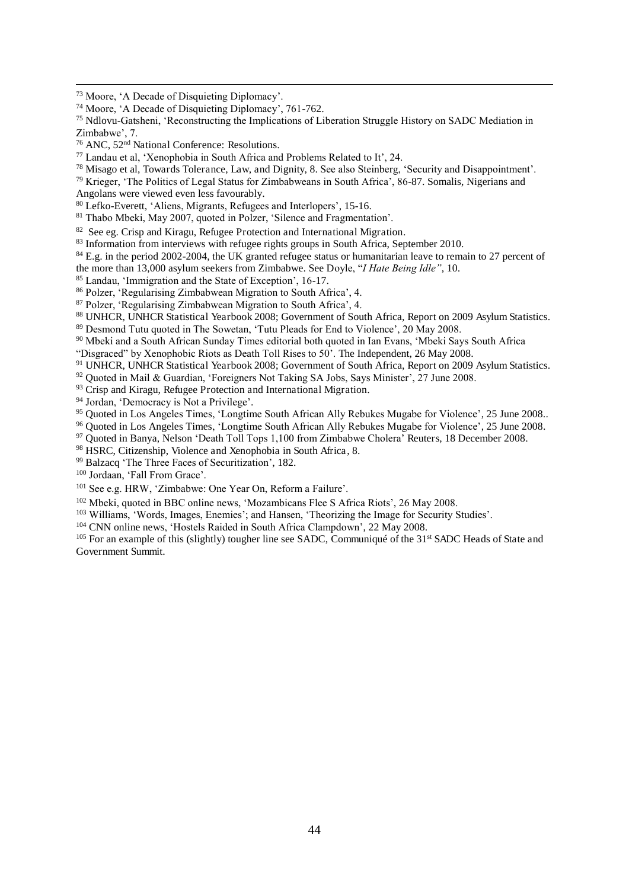[73] Moore, 'A Decade of Disquieting Diplomacy'.

[74] Moore, 'A Decade of Disquieting Diplomacy', 761-762.

[75] Ndlovu-Gatsheni, 'Reconstructing the Implications of Liberation Struggle History on SADC Mediation in Zimbabwe', 7.

[76] ANC, 52nd National Conference: Resolutions.

[77] Landau et al, 'Xenophobia in South Africa and Problems Related to It', 24.

[78] Misago et al, Towards Tolerance, Law, and Dignity, 8. See also Steinberg, 'Security and Disappointment'.

[79] Krieger, 'The Politics of Legal Status for Zimbabweans in South Africa', 86-87. Somalis, Nigerians and Angolans were viewed even less favourably.

[80] Lefko-Everett, 'Aliens, Migrants, Refugees and Interlopers', 15-16.

[81] Thabo Mbeki, May 2007, quoted in Polzer, 'Silence and Fragmentation'.

[82] See eg. Crisp and Kiragu, Refugee Protection and International Migration.

[83] Information from interviews with refugee rights groups in South Africa, September 2010.

[84] E.g. in the period 2002-2004, the UK granted refugee status or humanitarian leave to remain to 27 percent of the more than 13,000 asylum seekers from Zimbabwe. See Doyle, "*I Hate Being Idle"*, 10.

[85] Landau, 'Immigration and the State of Exception', 16-17.

[86] Polzer, 'Regularising Zimbabwean Migration to South Africa', 4.

[87] Polzer, 'Regularising Zimbabwean Migration to South Africa', 4.

[88] UNHCR, UNHCR Statistical Yearbook 2008; Government of South Africa, Report on 2009 Asylum Statistics.

[89] Desmond Tutu quoted in The Sowetan, 'Tutu Pleads for End to Violence', 20 May 2008.

[90] Mbeki and a South African Sunday Times editorial both quoted in Ian Evans, 'Mbeki Says South Africa "Disgraced" by Xenophobic Riots as Death Toll Rises to 50'. The Independent, 26 May 2008.

[91] UNHCR, UNHCR Statistical Yearbook 2008; Government of South Africa, Report on 2009 Asylum Statistics.

[92] Quoted in Mail & Guardian, 'Foreigners Not Taking SA Jobs, Says Minister', 27 June 2008.

[93] Crisp and Kiragu, Refugee Protection and International Migration.

[94] Jordan, 'Democracy is Not a Privilege'.

[95] Quoted in Los Angeles Times, 'Longtime South African Ally Rebukes Mugabe for Violence', 25 June 2008..

[96] Quoted in Los Angeles Times, 'Longtime South African Ally Rebukes Mugabe for Violence', 25 June 2008.

[97] Quoted in Banya, Nelson 'Death Toll Tops 1,100 from Zimbabwe Cholera' Reuters, 18 December 2008.

[98] HSRC, Citizenship, Violence and Xenophobia in South Africa, 8.

[99] Balzacq 'The Three Faces of Securitization', 182.

[100] Jordaan, 'Fall From Grace'.

[101] See e.g. HRW, 'Zimbabwe: One Year On, Reform a Failure'.

[102] Mbeki, quoted in BBC online news, 'Mozambicans Flee S Africa Riots', 26 May 2008.

[103] Williams, 'Words, Images, Enemies'; and Hansen, 'Theorizing the Image for Security Studies'.

[104] CNN online news, 'Hostels Raided in South Africa Clampdown', 22 May 2008.

[105] For an example of this (slightly) tougher line see SADC, Communiqué of the 31st SADC Heads of State and Government Summit.